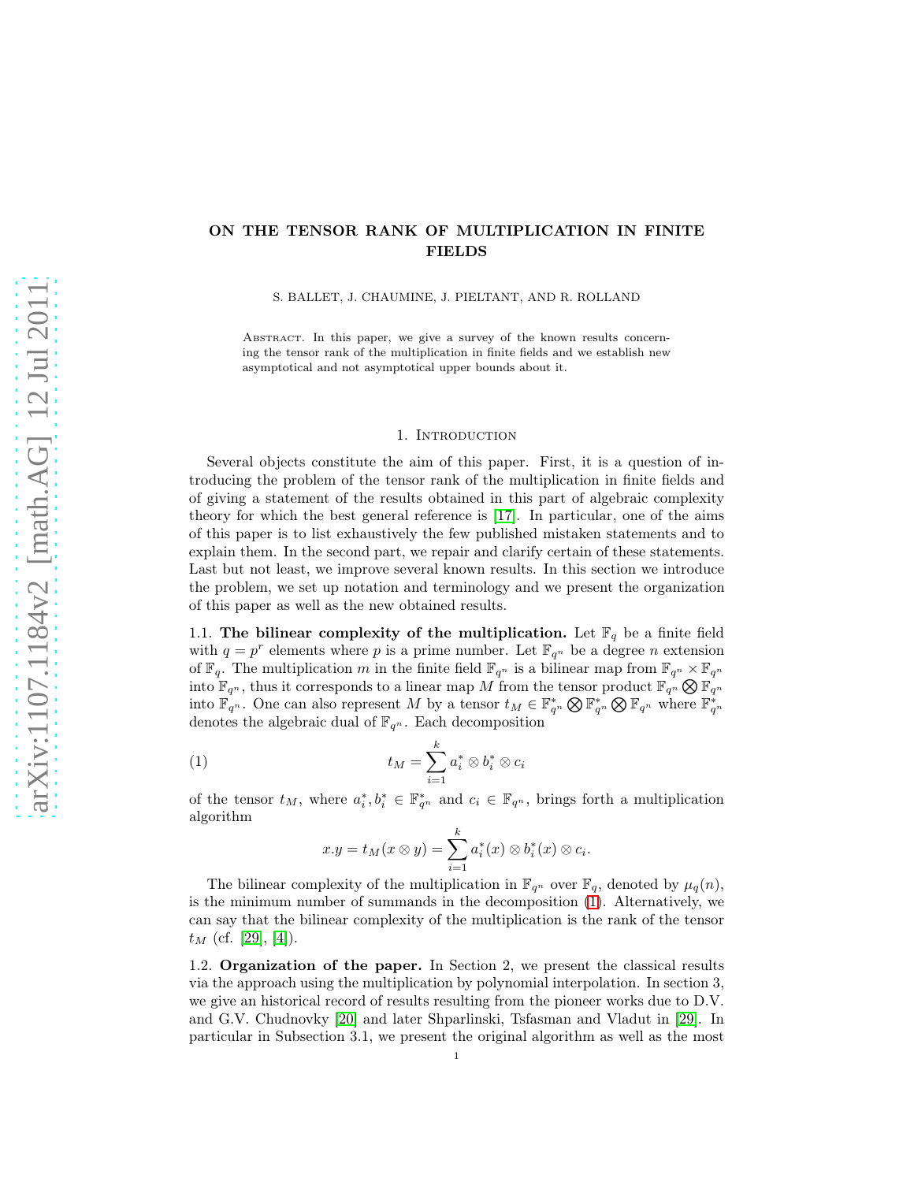# ON THE TENSOR RANK OF MULTIPLICATION IN FINITE FIELDS

S. BALLET, J. CHAUMINE, J. PIELTANT, AND R. ROLLAND

Abstract. In this paper, we give a survey of the known results concerning the tensor rank of the multiplication in finite fields and we establish new asymptotical and not asymptotical upper bounds about it.

## 1. Introduction

Several objects constitute the aim of this paper. First, it is a question of introducing the problem of the tensor rank of the multiplication in finite fields and of giving a statement of the results obtained in this part of algebraic complexity theory for which the best general reference is [17]. In particular, one of the aims of this paper is to list exhaustively the few published mistaken statements and to explain them. In the second part, we repair and clarify certain of these statements. Last but not least, we improve several known results. In this section we introduce the problem, we set up notation and terminology and we present the organization of this paper as well as the new obtained results.

### 1.1. The bilinear complexity of the multiplication.

Let $\mathbb{F}_q$ be a finite field with $q = p^r$ elements where $p$ is a prime number. Let $\mathbb{F}_{q^n}$ be a degree $n$ extension of $\mathbb{F}_q$. The multiplication $m$ in the finite field $\mathbb{F}_{q^n}$ is a bilinear map from $\mathbb{F}_{q^n} \times \mathbb{F}_{q^n}$ into $\mathbb{F}_{q^n}$, thus it corresponds to a linear map $M$ from the tensor product $\mathbb{F}_{q^n} \bigotimes \mathbb{F}_{q^n}$ into $\mathbb{F}_{q^n}$. One can also represent $M$ by a tensor $t_M \in \mathbb{F}^*_{q^n} \bigotimes \mathbb{F}^*_{q^n} \bigotimes \mathbb{F}_{q^n}$ where $\mathbb{F}^*_{q^n}$ denotes the algebraic dual of $\mathbb{F}_{q^n}$. Each decomposition

$$t_M = \sum_{i=1}^{k} a_i^* \otimes b_i^* \otimes c_i \tag{1}$$

of the tensor $t_M$, where $a_i^*, b_i^* \in \mathbb{F}^*_{q^n}$ and $c_i \in \mathbb{F}_{q^n}$, brings forth a multiplication algorithm

$$x.y = t_M(x \otimes y) = \sum_{i=1}^{k} a_i^*(x) \otimes b_i^*(x) \otimes c_i.$$

The bilinear complexity of the multiplication in $\mathbb{F}_{q^n}$ over $\mathbb{F}_q$, denoted by $\mu_q(n)$, is the minimum number of summands in the decomposition (1). Alternatively, we can say that the bilinear complexity of the multiplication is the rank of the tensor $t_M$ (cf. [29], [4]).

### 1.2. Organization of the paper.

In Section 2, we present the classical results via the approach using the multiplication by polynomial interpolation. In section 3, we give an historical record of results resulting from the pioneer works due to D.V. and G.V. Chudnovky [20] and later Shparlinski, Tsfasman and Vladut in [29]. In particular in Subsection 3.1, we present the original algorithm as well as the most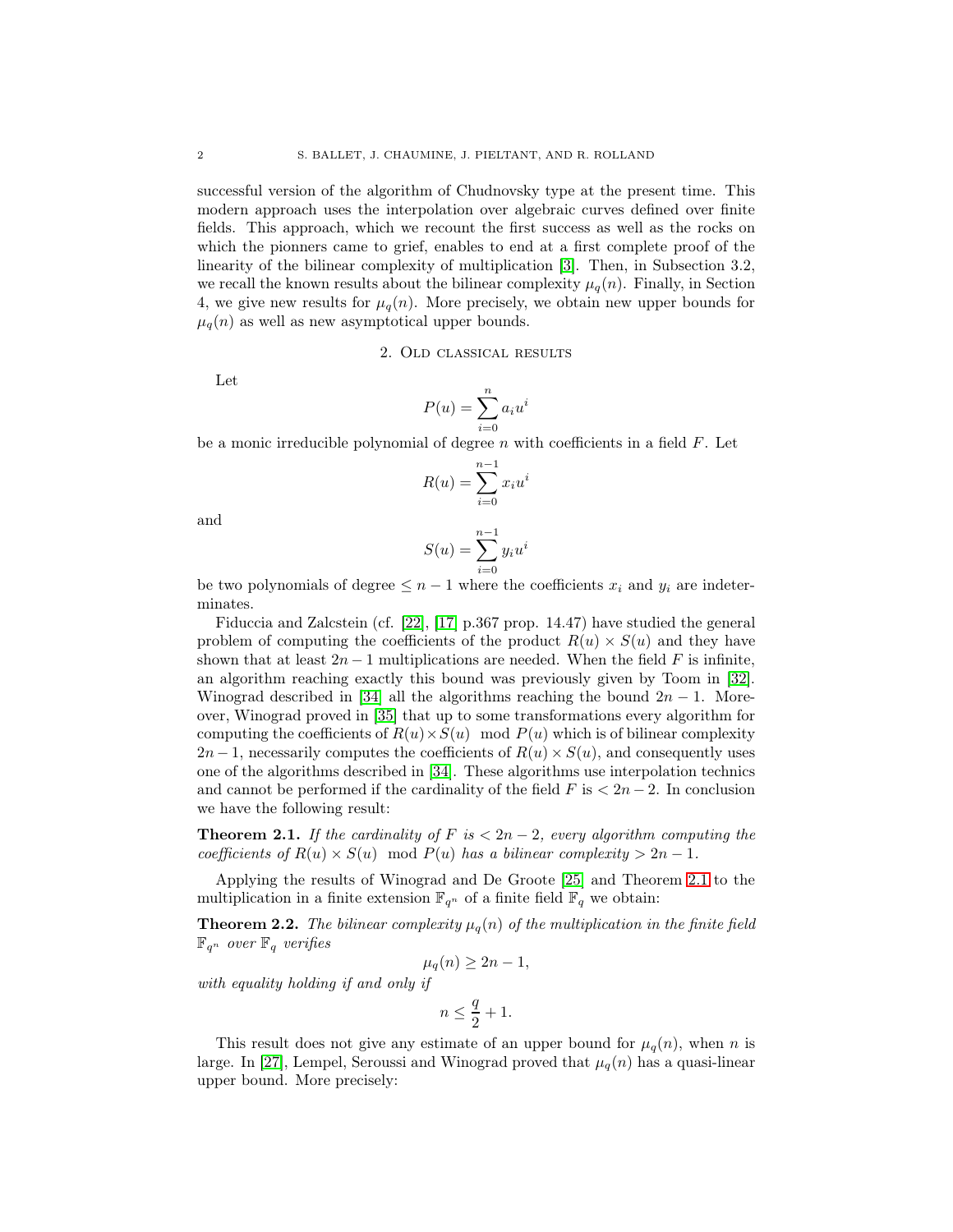successful version of the algorithm of Chudnovsky type at the present time. This modern approach uses the interpolation over algebraic curves defined over finite fields. This approach, which we recount the first success as well as the rocks on which the pionners came to grief, enables to end at a first complete proof of the linearity of the bilinear complexity of multiplication [3]. Then, in Subsection 3.2, we recall the known results about the bilinear complexity $\mu_q(n)$. Finally, in Section 4, we give new results for $\mu_q(n)$. More precisely, we obtain new upper bounds for $\mu_q(n)$ as well as new asymptotical upper bounds.

## 2. Old classical results

Let

$$P(u) = \sum_{i=0}^{n} a_i u^i$$

be a monic irreducible polynomial of degree $n$ with coefficients in a field $F$. Let

$$R(u) = \sum_{i=0}^{n-1} x_i u^i$$

and

$$S(u) = \sum_{i=0}^{n-1} y_i u^i$$

be two polynomials of degree $\leq n-1$ where the coefficients $x_i$ and $y_i$ are indeterminates.

Fiduccia and Zalcstein (cf. [22], [17] p.367 prop. 14.47) have studied the general problem of computing the coefficients of the product $R(u) \times S(u)$ and they have shown that at least $2n-1$ multiplications are needed. When the field $F$ is infinite, an algorithm reaching exactly this bound was previously given by Toom in [32]. Winograd described in [34] all the algorithms reaching the bound $2n-1$. Moreover, Winograd proved in [35] that up to some transformations every algorithm for computing the coefficients of $R(u) \times S(u) \mod P(u)$ which is of bilinear complexity $2n-1$, necessarily computes the coefficients of $R(u) \times S(u)$, and consequently uses one of the algorithms described in [34]. These algorithms use interpolation technics and cannot be performed if the cardinality of the field $F$ is $< 2n-2$. In conclusion we have the following result:

**Theorem 2.1.** *If the cardinality of $F$ is $< 2n-2$, every algorithm computing the coefficients of $R(u) \times S(u) \mod P(u)$ has a bilinear complexity $> 2n-1$.*

Applying the results of Winograd and De Groote [25] and Theorem 2.1 to the multiplication in a finite extension $\mathbb{F}_{q^n}$ of a finite field $\mathbb{F}_q$ we obtain:

**Theorem 2.2.** *The bilinear complexity $\mu_q(n)$ of the multiplication in the finite field $\mathbb{F}_{q^n}$ over $\mathbb{F}_q$ verifies*

$$\mu_q(n) \geq 2n-1,$$

*with equality holding if and only if*

$$n \leq \frac{q}{2} + 1.$$

This result does not give any estimate of an upper bound for $\mu_q(n)$, when $n$ is large. In [27], Lempel, Seroussi and Winograd proved that $\mu_q(n)$ has a quasi-linear upper bound. More precisely: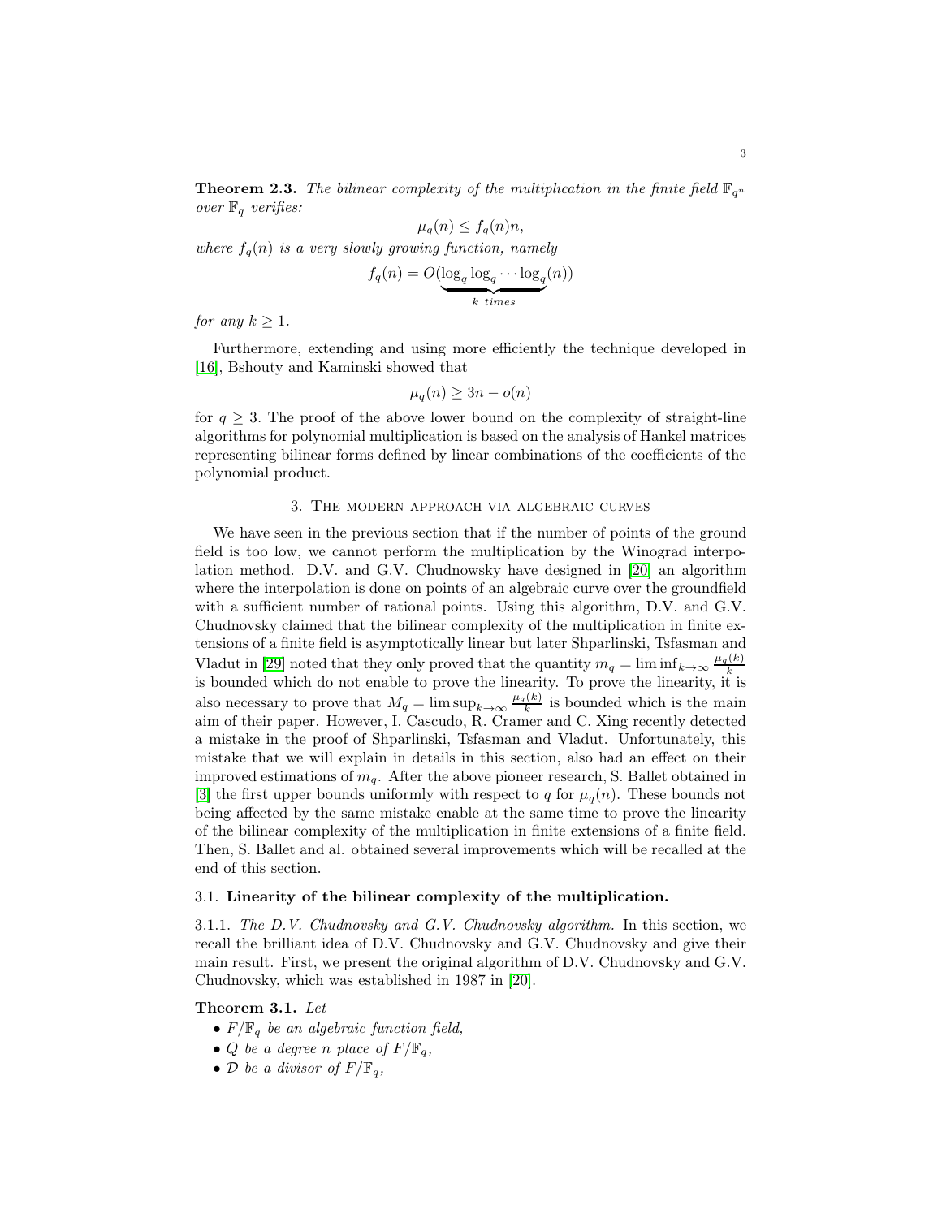**Theorem 2.3.** *The bilinear complexity of the multiplication in the finite field $\mathbb{F}_{q^n}$ over $\mathbb{F}_q$ verifies:*

$$\mu_q(n) \leq f_q(n)n,$$

*where $f_q(n)$ is a very slowly growing function, namely*

$$f_q(n) = O(\underbrace{\log_q \log_q \cdots \log_q}_{k \ times}(n))$$

*for any $k \geq 1$.*

Furthermore, extending and using more efficiently the technique developed in [16], Bshouty and Kaminski showed that

$$\mu_q(n) \geq 3n - o(n)$$

for $q \geq 3$. The proof of the above lower bound on the complexity of straight-line algorithms for polynomial multiplication is based on the analysis of Hankel matrices representing bilinear forms defined by linear combinations of the coefficients of the polynomial product.

## 3. The modern approach via algebraic curves

We have seen in the previous section that if the number of points of the ground field is too low, we cannot perform the multiplication by the Winograd interpolation method. D.V. and G.V. Chudnowsky have designed in [20] an algorithm where the interpolation is done on points of an algebraic curve over the groundfield with a sufficient number of rational points. Using this algorithm, D.V. and G.V. Chudnovsky claimed that the bilinear complexity of the multiplication in finite extensions of a finite field is asymptotically linear but later Shparlinski, Tsfasman and Vladut in [29] noted that they only proved that the quantity $m_q = \liminf_{k\rightarrow\infty} \frac{\mu_q(k)}{k}$ is bounded which do not enable to prove the linearity. To prove the linearity, it is also necessary to prove that $M_q = \limsup_{k\rightarrow\infty} \frac{\mu_q(k)}{k}$ is bounded which is the main aim of their paper. However, I. Cascudo, R. Cramer and C. Xing recently detected a mistake in the proof of Shparlinski, Tsfasman and Vladut. Unfortunately, this mistake that we will explain in details in this section, also had an effect on their improved estimations of $m_q$. After the above pioneer research, S. Ballet obtained in [3] the first upper bounds uniformly with respect to $q$ for $\mu_q(n)$. These bounds not being affected by the same mistake enable at the same time to prove the linearity of the bilinear complexity of the multiplication in finite extensions of a finite field. Then, S. Ballet and al. obtained several improvements which will be recalled at the end of this section.

### 3.1. Linearity of the bilinear complexity of the multiplication.

3.1.1. *The D.V. Chudnovsky and G.V. Chudnovsky algorithm.* In this section, we recall the brilliant idea of D.V. Chudnovsky and G.V. Chudnovsky and give their main result. First, we present the original algorithm of D.V. Chudnovsky and G.V. Chudnovsky, which was established in 1987 in [20].

**Theorem 3.1.** *Let*

- *$F/\mathbb{F}_q$ be an algebraic function field,*
- *$Q$ be a degree $n$ place of $F/\mathbb{F}_q$,*
- *$\mathcal{D}$ be a divisor of $F/\mathbb{F}_q$,*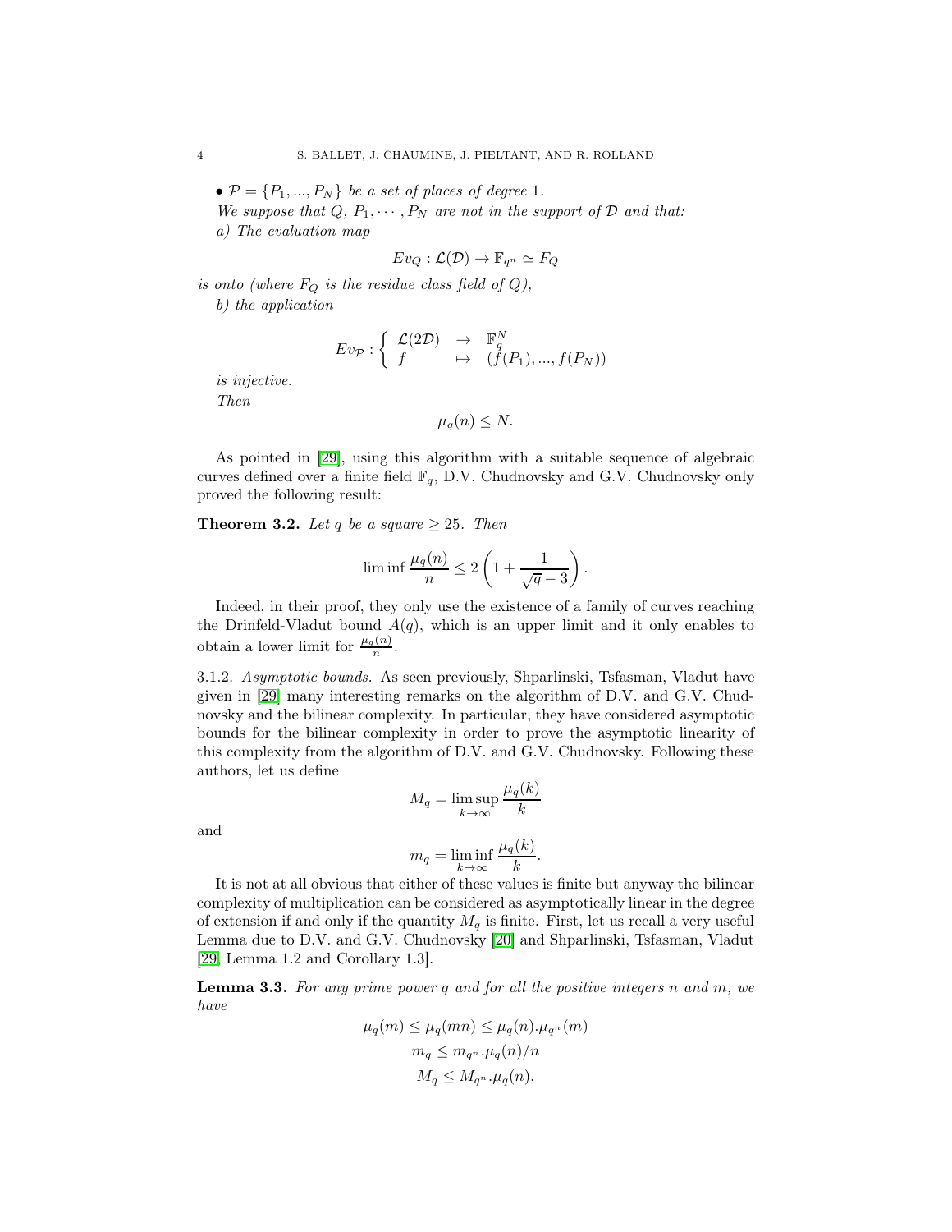- $\mathcal{P} = \{P_1, ..., P_N\}$ *be a set of places of degree* 1.

*We suppose that* $Q$, $P_1, \cdots, P_N$ *are not in the support of* $\mathcal{D}$ *and that:*

*a) The evaluation map*

$$Ev_Q : \mathcal{L}(\mathcal{D}) \rightarrow \mathbb{F}_{q^n} \simeq F_Q$$

*is onto (where* $F_Q$ *is the residue class field of* $Q$*),*

*b) the application*

$$Ev_{\mathcal{P}} : \left\{ \begin{array}{lcl} \mathcal{L}(2\mathcal{D}) & \rightarrow & \mathbb{F}_q^N \\ f & \mapsto & (f(P_1), ..., f(P_N)) \end{array} \right.$$

*is injective.*

*Then*

$$\mu_q(n) \leq N.$$

As pointed in [29], using this algorithm with a suitable sequence of algebraic curves defined over a finite field $\mathbb{F}_q$, D.V. Chudnovsky and G.V. Chudnovsky only proved the following result:

**Theorem 3.2.** *Let* $q$ *be a square* $\geq 25$. *Then*

$$\liminf \frac{\mu_q(n)}{n} \leq 2\left(1 + \frac{1}{\sqrt{q} - 3}\right).$$

Indeed, in their proof, they only use the existence of a family of curves reaching the Drinfeld-Vladut bound $A(q)$, which is an upper limit and it only enables to obtain a lower limit for $\frac{\mu_q(n)}{n}$.

3.1.2. *Asymptotic bounds.* As seen previously, Shparlinski, Tsfasman, Vladut have given in [29] many interesting remarks on the algorithm of D.V. and G.V. Chudnovsky and the bilinear complexity. In particular, they have considered asymptotic bounds for the bilinear complexity in order to prove the asymptotic linearity of this complexity from the algorithm of D.V. and G.V. Chudnovsky. Following these authors, let us define

$$M_q = \limsup_{k \rightarrow \infty} \frac{\mu_q(k)}{k}$$

and

$$m_q = \liminf_{k \rightarrow \infty} \frac{\mu_q(k)}{k}.$$

It is not at all obvious that either of these values is finite but anyway the bilinear complexity of multiplication can be considered as asymptotically linear in the degree of extension if and only if the quantity $M_q$ is finite. First, let us recall a very useful Lemma due to D.V. and G.V. Chudnovsky [20] and Shparlinski, Tsfasman, Vladut [29, Lemma 1.2 and Corollary 1.3].

**Lemma 3.3.** *For any prime power* $q$ *and for all the positive integers* $n$ *and* $m$*, we have*

$$\mu_q(m) \leq \mu_q(mn) \leq \mu_q(n).\mu_{q^n}(m)$$

$$m_q \leq m_{q^n}.\mu_q(n)/n$$

$$M_q \leq M_{q^n}.\mu_q(n).$$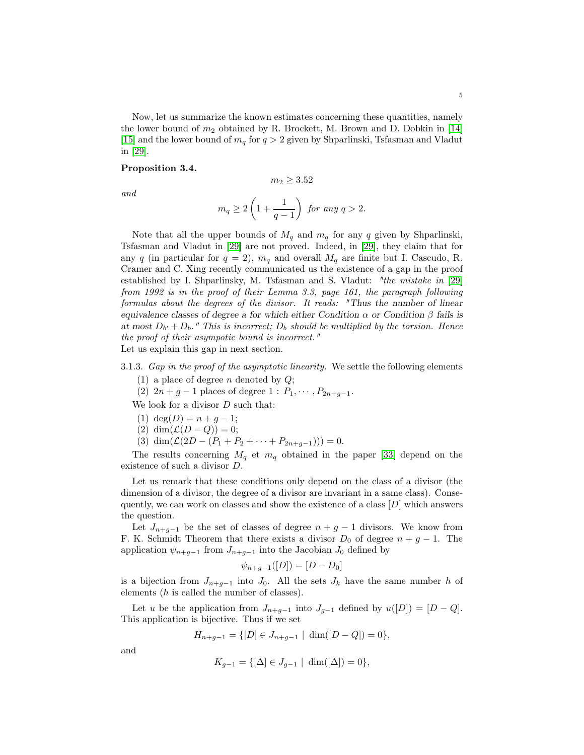Now, let us summarize the known estimates concerning these quantities, namely the lower bound of $m_2$ obtained by R. Brockett, M. Brown and D. Dobkin in [14] [15] and the lower bound of $m_q$ for $q > 2$ given by Shparlinski, Tsfasman and Vladut in [29].

**Proposition 3.4.**

$$m_2 \geq 3.52$$

*and*

$$m_q \geq 2\left(1 + \frac{1}{q-1}\right) \text{ for any } q > 2.$$

Note that all the upper bounds of $M_q$ and $m_q$ for any $q$ given by Shparlinski, Tsfasman and Vladut in [29] are not proved. Indeed, in [29], they claim that for any $q$ (in particular for $q = 2$), $m_q$ and overall $M_q$ are finite but I. Cascudo, R. Cramer and C. Xing recently communicated us the existence of a gap in the proof established by I. Shparlinsky, M. Tsfasman and S. Vladut: *"the mistake in [29] from 1992 is in the proof of their Lemma 3.3, page 161, the paragraph following formulas about the degrees of the divisor. It reads: "Thus the number of linear equivalence classes of degree a for which either Condition α or Condition β fails is at most $D_{b'} + D_b$." This is incorrect; $D_b$ should be multiplied by the torsion. Hence the proof of their asympotic bound is incorrect."*
Let us explain this gap in next section.

3.1.3. *Gap in the proof of the asymptotic linearity.* We settle the following elements

1. a place of degree $n$ denoted by $Q$;
2. $2n + g - 1$ places of degree $1$ : $P_1, \cdots, P_{2n+g-1}$.

We look for a divisor $D$ such that:

1. $\deg(D) = n + g - 1$;
2. $\dim(\mathcal{L}(D - Q)) = 0$;
3. $\dim(\mathcal{L}(2D - (P_1 + P_2 + \cdots + P_{2n+g-1}))) = 0$.

The results concerning $M_q$ et $m_q$ obtained in the paper [33] depend on the existence of such a divisor $D$.

Let us remark that these conditions only depend on the class of a divisor (the dimension of a divisor, the degree of a divisor are invariant in a same class). Consequently, we can work on classes and show the existence of a class $[D]$ which answers the question.

Let $J_{n+g-1}$ be the set of classes of degree $n + g - 1$ divisors. We know from F. K. Schmidt Theorem that there exists a divisor $D_0$ of degree $n + g - 1$. The application $\psi_{n+g-1}$ from $J_{n+g-1}$ into the Jacobian $J_0$ defined by

$$\psi_{n+g-1}([D]) = [D - D_0]$$

is a bijection from $J_{n+g-1}$ into $J_0$. All the sets $J_k$ have the same number $h$ of elements ($h$ is called the number of classes).

Let $u$ be the application from $J_{n+g-1}$ into $J_{g-1}$ defined by $u([D]) = [D - Q]$. This application is bijective. Thus if we set

$$H_{n+g-1} = \{[D] \in J_{n+g-1} \mid \dim([D - Q]) = 0\},$$

and

$$K_{g-1} = \{[\Delta] \in J_{g-1} \mid \dim([\Delta]) = 0\},$$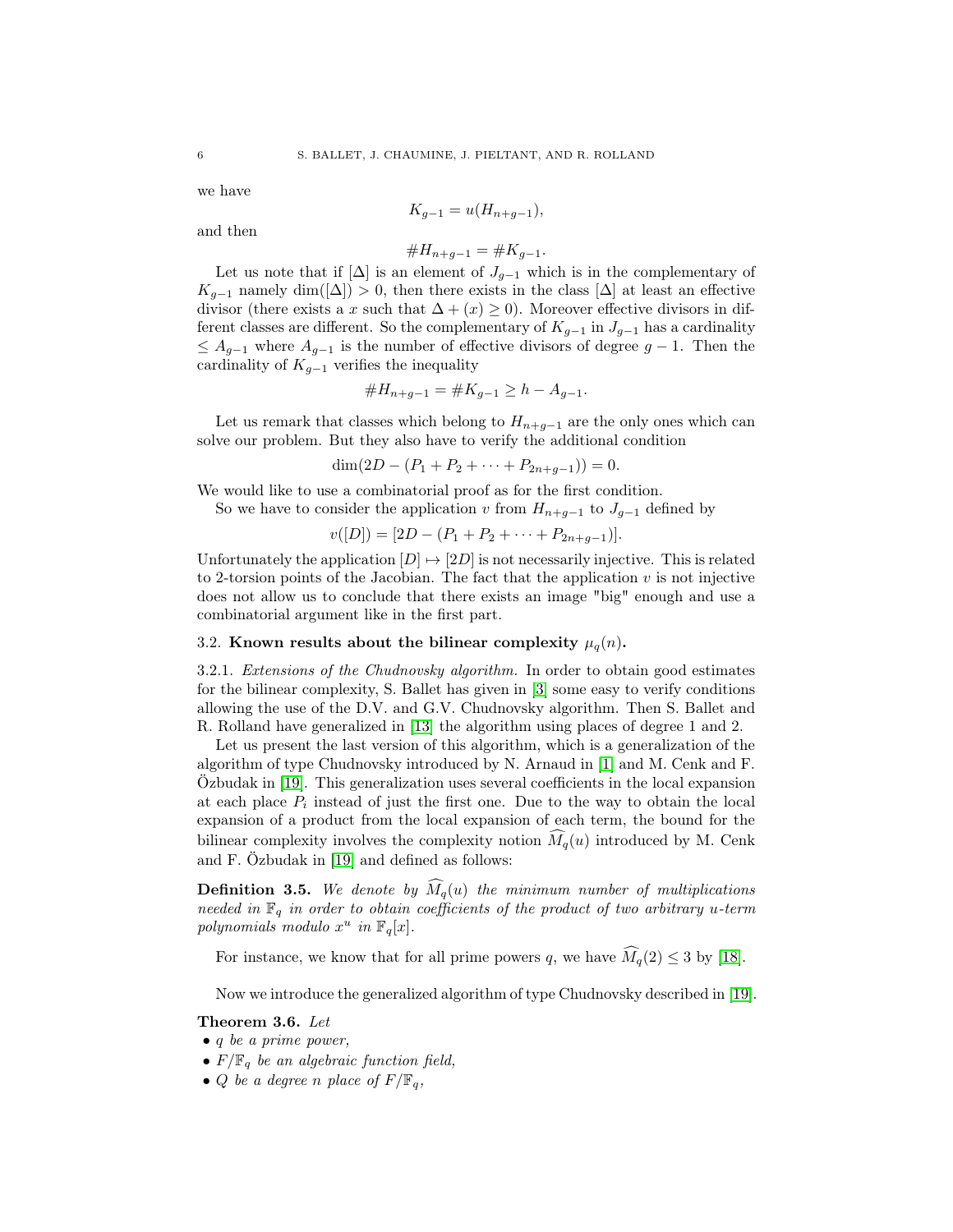we have

$$K_{g-1} = u(H_{n+g-1}),$$

and then

$$\#H_{n+g-1} = \#K_{g-1}.$$

Let us note that if $[\Delta]$ is an element of $J_{g-1}$ which is in the complementary of $K_{g-1}$ namely $\dim([\Delta]) > 0$, then there exists in the class $[\Delta]$ at least an effective divisor (there exists a $x$ such that $\Delta + (x) \geq 0$). Moreover effective divisors in different classes are different. So the complementary of $K_{g-1}$ in $J_{g-1}$ has a cardinality $\leq A_{g-1}$ where $A_{g-1}$ is the number of effective divisors of degree $g-1$. Then the cardinality of $K_{g-1}$ verifies the inequality

$$\#H_{n+g-1} = \#K_{g-1} \geq h - A_{g-1}.$$

Let us remark that classes which belong to $H_{n+g-1}$ are the only ones which can solve our problem. But they also have to verify the additional condition

$$\dim(2D - (P_1 + P_2 + \cdots + P_{2n+g-1})) = 0.$$

We would like to use a combinatorial proof as for the first condition.

So we have to consider the application $v$ from $H_{n+g-1}$ to $J_{g-1}$ defined by

$$v([D]) = [2D - (P_1 + P_2 + \cdots + P_{2n+g-1})].$$

Unfortunately the application $[D] \mapsto [2D]$ is not necessarily injective. This is related to 2-torsion points of the Jacobian. The fact that the application $v$ is not injective does not allow us to conclude that there exists an image "big" enough and use a combinatorial argument like in the first part.

### 3.2. Known results about the bilinear complexity $\mu_q(n)$.

#### 3.2.1. *Extensions of the Chudnovsky algorithm.*

In order to obtain good estimates for the bilinear complexity, S. Ballet has given in [3] some easy to verify conditions allowing the use of the D.V. and G.V. Chudnovsky algorithm. Then S. Ballet and R. Rolland have generalized in [13] the algorithm using places of degree 1 and 2.

Let us present the last version of this algorithm, which is a generalization of the algorithm of type Chudnovsky introduced by N. Arnaud in [1] and M. Cenk and F. Özbudak in [19]. This generalization uses several coefficients in the local expansion at each place $P_i$ instead of just the first one. Due to the way to obtain the local expansion of a product from the local expansion of each term, the bound for the bilinear complexity involves the complexity notion $\widehat{M_q}(u)$ introduced by M. Cenk and F. Özbudak in [19] and defined as follows:

**Definition 3.5.** *We denote by $\widehat{M_q}(u)$ the minimum number of multiplications needed in $\mathbb{F}_q$ in order to obtain coefficients of the product of two arbitrary $u$-term polynomials modulo $x^u$ in $\mathbb{F}_q[x]$.*

For instance, we know that for all prime powers $q$, we have $\widehat{M_q}(2) \leq 3$ by [18].

Now we introduce the generalized algorithm of type Chudnovsky described in [19].

**Theorem 3.6.** *Let*

- *$q$ be a prime power,*
- *$F/\mathbb{F}_q$ be an algebraic function field,*
- *$Q$ be a degree $n$ place of $F/\mathbb{F}_q$,*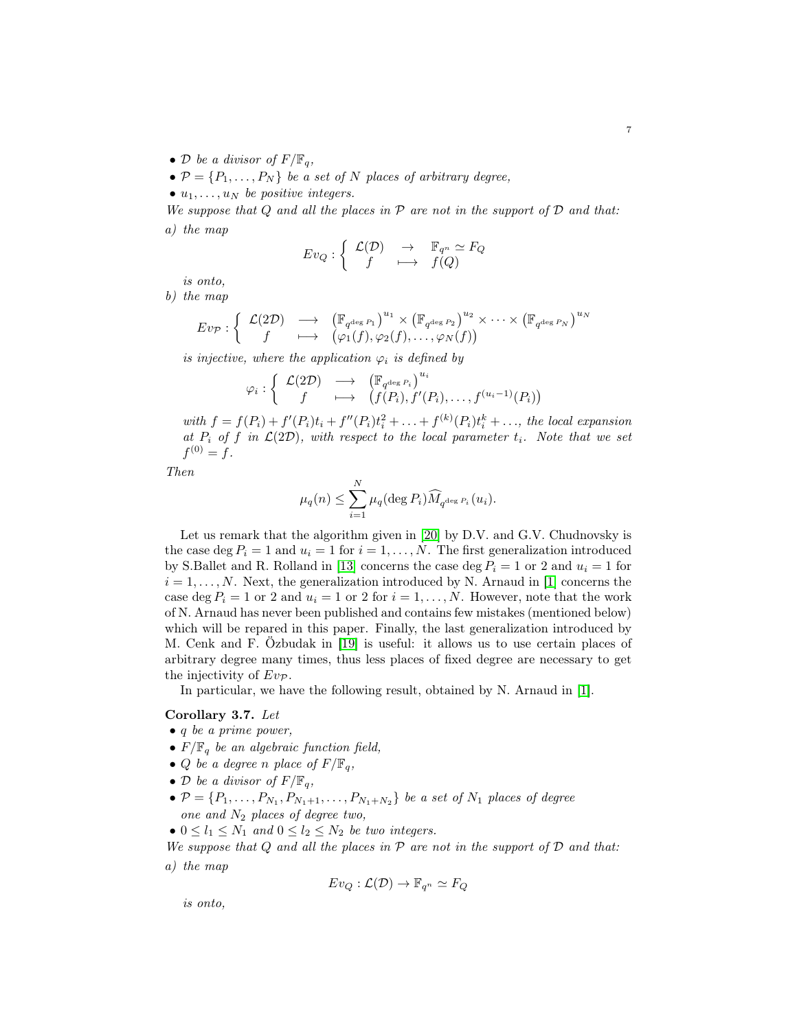- $\mathcal{D}$ *be a divisor of* $F/\mathbb{F}_q$,
- $\mathcal{P} = \{P_1, \ldots, P_N\}$ *be a set of* $N$ *places of arbitrary degree,*
- $u_1, \ldots, u_N$ *be positive integers.*

*We suppose that* $Q$ *and all the places in* $\mathcal{P}$ *are not in the support of* $\mathcal{D}$ *and that:*

*a) the map*

$$Ev_Q : \left\{ \begin{array}{ccc} \mathcal{L}(\mathcal{D}) & \rightarrow & \mathbb{F}_{q^n} \simeq F_Q \\ f & \longmapsto & f(Q) \end{array} \right.$$

*is onto,*

*b) the map*

$$Ev_{\mathcal{P}} : \left\{ \begin{array}{ccc} \mathcal{L}(2\mathcal{D}) & \longrightarrow & \left(\mathbb{F}_{q^{\deg P_1}}\right)^{u_1} \times \left(\mathbb{F}_{q^{\deg P_2}}\right)^{u_2} \times \cdots \times \left(\mathbb{F}_{q^{\deg P_N}}\right)^{u_N} \\ f & \longmapsto & \big(\varphi_1(f), \varphi_2(f), \ldots, \varphi_N(f)\big) \end{array} \right.$$

*is injective, where the application* $\varphi_i$ *is defined by*

$$\varphi_i : \left\{ \begin{array}{ccc} \mathcal{L}(2\mathcal{D}) & \longrightarrow & \left(\mathbb{F}_{q^{\deg P_i}}\right)^{u_i} \\ f & \longmapsto & \big(f(P_i), f'(P_i), \ldots, f^{(u_i-1)}(P_i)\big) \end{array} \right.$$

*with* $f = f(P_i) + f'(P_i)t_i + f''(P_i)t_i^2 + \ldots + f^{(k)}(P_i)t_i^k + \ldots$, *the local expansion at* $P_i$ *of* $f$ *in* $\mathcal{L}(2\mathcal{D})$, *with respect to the local parameter* $t_i$. *Note that we set* $f^{(0)} = f$.

*Then*

$$\mu_q(n) \leq \sum_{i=1}^{N} \mu_q(\deg P_i)\widehat{M}_{q^{\deg P_i}}(u_i).$$

Let us remark that the algorithm given in [20] by D.V. and G.V. Chudnovsky is the case $\deg P_i = 1$ and $u_i = 1$ for $i = 1, \ldots, N$. The first generalization introduced by S.Ballet and R. Rolland in [13] concerns the case $\deg P_i = 1$ or $2$ and $u_i = 1$ for $i = 1, \ldots, N$. Next, the generalization introduced by N. Arnaud in [1] concerns the case $\deg P_i = 1$ or $2$ and $u_i = 1$ or $2$ for $i = 1, \ldots, N$. However, note that the work of N. Arnaud has never been published and contains few mistakes (mentioned below) which will be repared in this paper. Finally, the last generalization introduced by M. Cenk and F. Özbudak in [19] is useful: it allows us to use certain places of arbitrary degree many times, thus less places of fixed degree are necessary to get the injectivity of $Ev_{\mathcal{P}}$.

In particular, we have the following result, obtained by N. Arnaud in [1].

**Corollary 3.7.** *Let*

- $q$ *be a prime power,*
- $F/\mathbb{F}_q$ *be an algebraic function field,*
- $Q$ *be a degree* $n$ *place of* $F/\mathbb{F}_q$,
- $\mathcal{D}$ *be a divisor of* $F/\mathbb{F}_q$,
- $\mathcal{P} = \{P_1, \ldots, P_{N_1}, P_{N_1+1}, \ldots, P_{N_1+N_2}\}$ *be a set of* $N_1$ *places of degree one and* $N_2$ *places of degree two,*
- $0 \leq l_1 \leq N_1$ *and* $0 \leq l_2 \leq N_2$ *be two integers.*

*We suppose that* $Q$ *and all the places in* $\mathcal{P}$ *are not in the support of* $\mathcal{D}$ *and that:*

*a) the map*

$$Ev_Q : \mathcal{L}(\mathcal{D}) \rightarrow \mathbb{F}_{q^n} \simeq F_Q$$

*is onto,*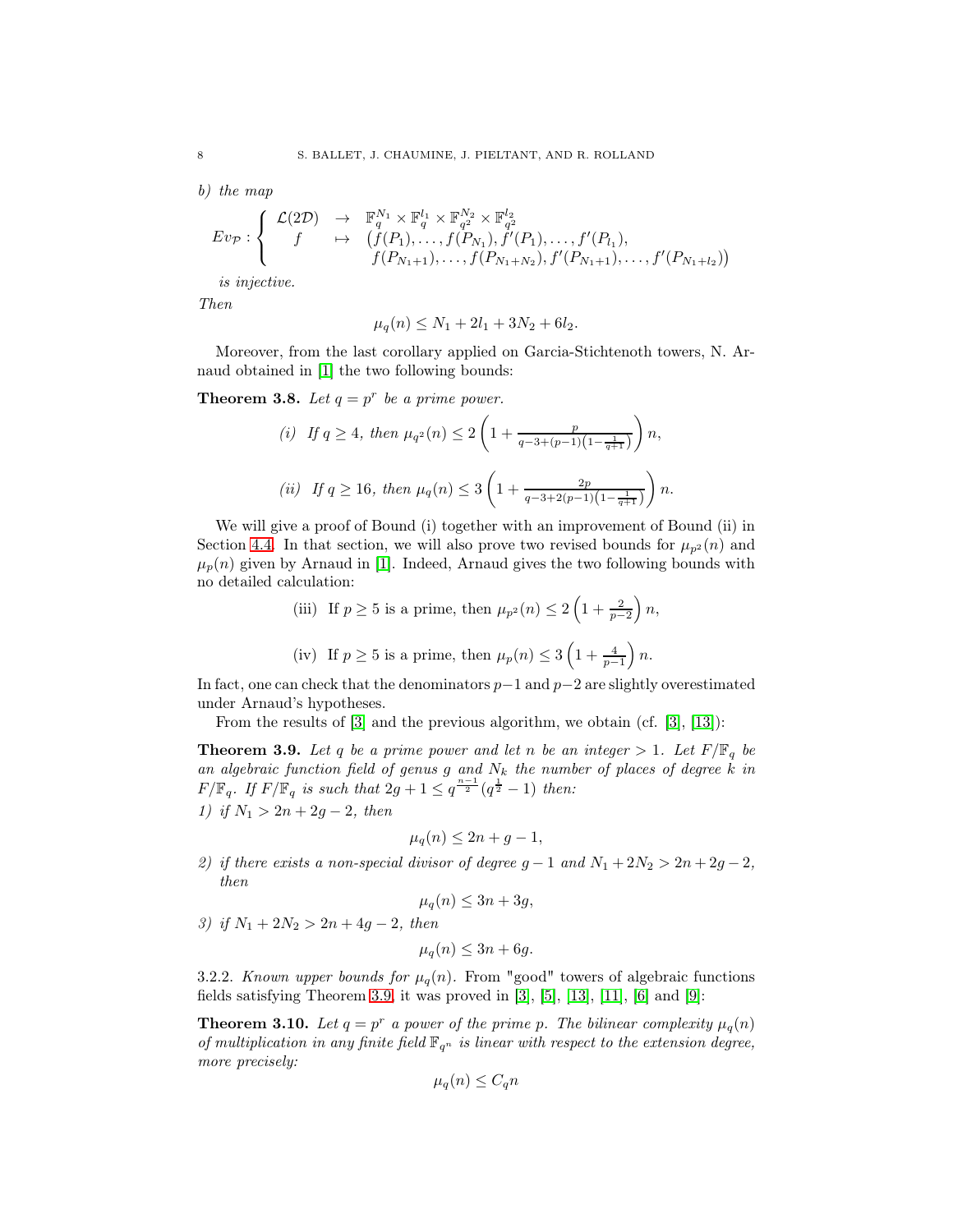*b) the map*

$$Ev_{\mathcal{P}} : \begin{cases} \mathcal{L}(2\mathcal{D}) & \rightarrow & \mathbb{F}_q^{N_1} \times \mathbb{F}_q^{l_1} \times \mathbb{F}_{q^2}^{N_2} \times \mathbb{F}_{q^2}^{l_2} \\ f & \mapsto & \big(f(P_1), \ldots, f(P_{N_1}), f'(P_1), \ldots, f'(P_{l_1}), \\ & & f(P_{N_1+1}), \ldots, f(P_{N_1+N_2}), f'(P_{N_1+1}), \ldots, f'(P_{N_1+l_2})\big) \end{cases}$$

*is injective.*

*Then*

$$\mu_q(n) \leq N_1 + 2l_1 + 3N_2 + 6l_2.$$

Moreover, from the last corollary applied on Garcia-Stichtenoth towers, N. Arnaud obtained in [1] the two following bounds:

**Theorem 3.8.** *Let $q = p^r$ be a prime power.*

$$\text{(i) If } q \geq 4, \text{ then } \mu_{q^2}(n) \leq 2\left(1 + \frac{p}{q-3+(p-1)\left(1-\frac{1}{q+1}\right)}\right) n,$$

$$\text{(ii) If } q \geq 16, \text{ then } \mu_q(n) \leq 3\left(1 + \frac{2p}{q-3+2(p-1)\left(1-\frac{1}{q+1}\right)}\right) n.$$

We will give a proof of Bound (i) together with an improvement of Bound (ii) in Section 4.4. In that section, we will also prove two revised bounds for $\mu_{p^2}(n)$ and $\mu_p(n)$ given by Arnaud in [1]. Indeed, Arnaud gives the two following bounds with no detailed calculation:

$$\text{(iii) If } p \geq 5 \text{ is a prime, then } \mu_{p^2}(n) \leq 2\left(1 + \frac{2}{p-2}\right) n,$$

$$\text{(iv) If } p \geq 5 \text{ is a prime, then } \mu_p(n) \leq 3\left(1 + \frac{4}{p-1}\right) n.$$

In fact, one can check that the denominators $p-1$ and $p-2$ are slightly overestimated under Arnaud's hypotheses.

From the results of [3] and the previous algorithm, we obtain (cf. [3], [13]):

**Theorem 3.9.** *Let $q$ be a prime power and let $n$ be an integer $> 1$. Let $F/\mathbb{F}_q$ be an algebraic function field of genus $g$ and $N_k$ the number of places of degree $k$ in $F/\mathbb{F}_q$. If $F/\mathbb{F}_q$ is such that $2g + 1 \leq q^{\frac{n-1}{2}}(q^{\frac{1}{2}} - 1)$ then:*

*1) if $N_1 > 2n + 2g - 2$, then*

$$\mu_q(n) \leq 2n + g - 1,$$

*2) if there exists a non-special divisor of degree $g - 1$ and $N_1 + 2N_2 > 2n + 2g - 2$, then*

$$\mu_q(n) \leq 3n + 3g,$$

*3) if $N_1 + 2N_2 > 2n + 4g - 2$, then*

$$\mu_q(n) \leq 3n + 6g.$$

3.2.2. *Known upper bounds for $\mu_q(n)$.* From "good" towers of algebraic functions fields satisfying Theorem 3.9, it was proved in [3], [5], [13], [11], [6] and [9]:

**Theorem 3.10.** *Let $q = p^r$ a power of the prime $p$. The bilinear complexity $\mu_q(n)$ of multiplication in any finite field $\mathbb{F}_{q^n}$ is linear with respect to the extension degree, more precisely:*

$$\mu_q(n) \leq C_q n$$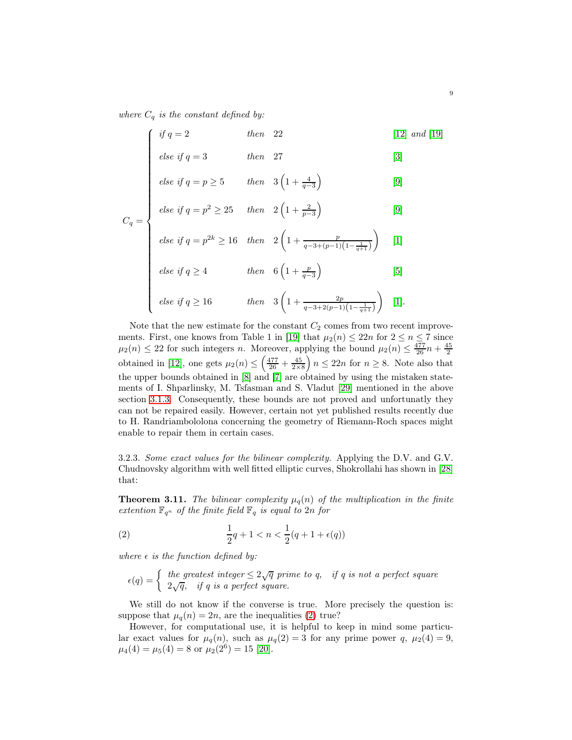*where $C_q$ is the constant defined by:*

$$
C_q = \begin{cases}
\text{if } q = 2 & \text{then} \quad 22 & \text{[12] and [19]} \\
\text{else if } q = 3 & \text{then} \quad 27 & \text{[3]} \\
\text{else if } q = p \geq 5 & \text{then} \quad 3\left(1 + \frac{4}{q-3}\right) & \text{[9]} \\
\text{else if } q = p^2 \geq 25 & \text{then} \quad 2\left(1 + \frac{2}{p-3}\right) & \text{[9]} \\
\text{else if } q = p^{2k} \geq 16 & \text{then} \quad 2\left(1 + \frac{p}{q-3+(p-1)\left(1-\frac{1}{q+1}\right)}\right) & \text{[1]} \\
\text{else if } q \geq 4 & \text{then} \quad 6\left(1 + \frac{p}{q-3}\right) & \text{[5]} \\
\text{else if } q \geq 16 & \text{then} \quad 3\left(1 + \frac{2p}{q-3+2(p-1)\left(1-\frac{1}{q+1}\right)}\right) & \text{[1].}
\end{cases}
$$

Note that the new estimate for the constant $C_2$ comes from two recent improvements. First, one knows from Table 1 in [19] that $\mu_2(n) \leq 22n$ for $2 \leq n \leq 7$ since $\mu_2(n) \leq 22$ for such integers $n$. Moreover, applying the bound $\mu_2(n) \leq \frac{477}{26}n + \frac{45}{2}$ obtained in [12], one gets $\mu_2(n) \leq \left(\frac{477}{26} + \frac{45}{2\times 8}\right) n \leq 22n$ for $n \geq 8$. Note also that the upper bounds obtained in [8] and [7] are obtained by using the mistaken statements of I. Shparlinsky, M. Tsfasman and S. Vladut [29] mentioned in the above section 3.1.3. Consequently, these bounds are not proved and unfortunatly they can not be repaired easily. However, certain not yet published results recently due to H. Randriambololona concerning the geometry of Riemann-Roch spaces might enable to repair them in certain cases.

3.2.3. *Some exact values for the bilinear complexity.* Applying the D.V. and G.V. Chudnovsky algorithm with well fitted elliptic curves, Shokrollahi has shown in [28] that:

**Theorem 3.11.** *The bilinear complexity $\mu_q(n)$ of the multiplication in the finite extention $\mathbb{F}_{q^n}$ of the finite field $\mathbb{F}_q$ is equal to $2n$ for*

$$
\frac{1}{2}q + 1 < n < \frac{1}{2}(q + 1 + \epsilon(q)) \tag{2}
$$

*where $\epsilon$ is the function defined by:*

$$
\epsilon(q) = \begin{cases}
\text{the greatest integer} \leq 2\sqrt{q} \text{ prime to } q, & \text{if } q \text{ is not a perfect square} \\
2\sqrt{q}, & \text{if } q \text{ is a perfect square.}
\end{cases}
$$

We still do not know if the converse is true. More precisely the question is: suppose that $\mu_q(n) = 2n$, are the inequalities (2) true?

However, for computational use, it is helpful to keep in mind some particular exact values for $\mu_q(n)$, such as $\mu_q(2) = 3$ for any prime power $q$, $\mu_2(4) = 9$, $\mu_4(4) = \mu_5(4) = 8$ or $\mu_2(2^6) = 15$ [20].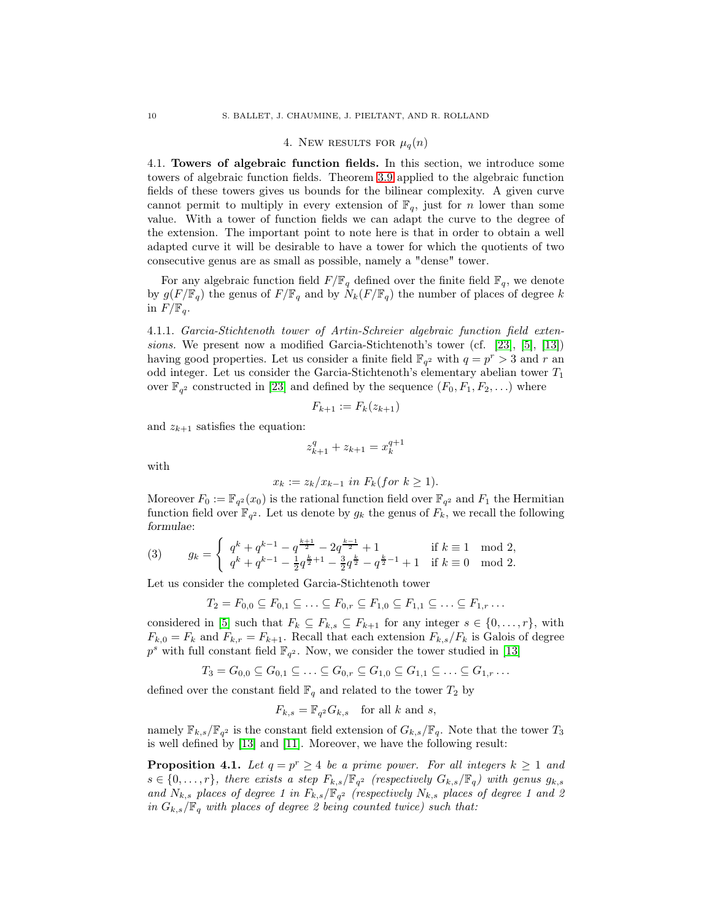## 4. New results for $\mu_q(n)$

4.1. **Towers of algebraic function fields.** In this section, we introduce some towers of algebraic function fields. Theorem 3.9 applied to the algebraic function fields of these towers gives us bounds for the bilinear complexity. A given curve cannot permit to multiply in every extension of $\mathbb{F}_q$, just for $n$ lower than some value. With a tower of function fields we can adapt the curve to the degree of the extension. The important point to note here is that in order to obtain a well adapted curve it will be desirable to have a tower for which the quotients of two consecutive genus are as small as possible, namely a "dense" tower.

For any algebraic function field $F/\mathbb{F}_q$ defined over the finite field $\mathbb{F}_q$, we denote by $g(F/\mathbb{F}_q)$ the genus of $F/\mathbb{F}_q$ and by $N_k(F/\mathbb{F}_q)$ the number of places of degree $k$ in $F/\mathbb{F}_q$.

4.1.1. *Garcia-Stichtenoth tower of Artin-Schreier algebraic function field extensions.* We present now a modified Garcia-Stichtenoth's tower (cf. [23], [5], [13]) having good properties. Let us consider a finite field $\mathbb{F}_{q^2}$ with $q = p^r > 3$ and $r$ an odd integer. Let us consider the Garcia-Stichtenoth's elementary abelian tower $T_1$ over $\mathbb{F}_{q^2}$ constructed in [23] and defined by the sequence $(F_0, F_1, F_2, \ldots)$ where

$$F_{k+1} := F_k(z_{k+1})$$

and $z_{k+1}$ satisfies the equation:

$$z_{k+1}^q + z_{k+1} = x_k^{q+1}$$

with

$$x_k := z_k/x_{k-1} \textit{ in } F_k (\textit{for } k \geq 1).$$

Moreover $F_0 := \mathbb{F}_{q^2}(x_0)$ is the rational function field over $\mathbb{F}_{q^2}$ and $F_1$ the Hermitian function field over $\mathbb{F}_{q^2}$. Let us denote by $g_k$ the genus of $F_k$, we recall the following *formulae*:

$$(3) \qquad g_k = \begin{cases} q^k + q^{k-1} - q^{\frac{k+1}{2}} - 2q^{\frac{k-1}{2}} + 1 & \text{if } k \equiv 1 \mod 2, \\ q^k + q^{k-1} - \frac{1}{2}q^{\frac{k}{2}+1} - \frac{3}{2}q^{\frac{k}{2}} - q^{\frac{k}{2}-1} + 1 & \text{if } k \equiv 0 \mod 2. \end{cases}$$

Let us consider the completed Garcia-Stichtenoth tower

$$T_2 = F_{0,0} \subseteq F_{0,1} \subseteq \ldots \subseteq F_{0,r} \subseteq F_{1,0} \subseteq F_{1,1} \subseteq \ldots \subseteq F_{1,r} \ldots$$

considered in [5] such that $F_k \subseteq F_{k,s} \subseteq F_{k+1}$ for any integer $s \in \{0, \ldots, r\}$, with $F_{k,0} = F_k$ and $F_{k,r} = F_{k+1}$. Recall that each extension $F_{k,s}/F_k$ is Galois of degree $p^s$ with full constant field $\mathbb{F}_{q^2}$. Now, we consider the tower studied in [13]

$$T_3 = G_{0,0} \subseteq G_{0,1} \subseteq \ldots \subseteq G_{0,r} \subseteq G_{1,0} \subseteq G_{1,1} \subseteq \ldots \subseteq G_{1,r} \ldots$$

defined over the constant field $\mathbb{F}_q$ and related to the tower $T_2$ by

$$F_{k,s} = \mathbb{F}_{q^2} G_{k,s} \quad \text{for all } k \text{ and } s,$$

namely $\mathbb{F}_{k,s}/\mathbb{F}_{q^2}$ is the constant field extension of $G_{k,s}/\mathbb{F}_q$. Note that the tower $T_3$ is well defined by [13] and [11]. Moreover, we have the following result:

**Proposition 4.1.** *Let $q = p^r \geq 4$ be a prime power. For all integers $k \geq 1$ and $s \in \{0, \ldots, r\}$, there exists a step $F_{k,s}/\mathbb{F}_{q^2}$ (respectively $G_{k,s}/\mathbb{F}_q$) with genus $g_{k,s}$ and $N_{k,s}$ places of degree 1 in $F_{k,s}/\mathbb{F}_{q^2}$ (respectively $N_{k,s}$ places of degree 1 and 2 in $G_{k,s}/\mathbb{F}_q$ with places of degree 2 being counted twice) such that:*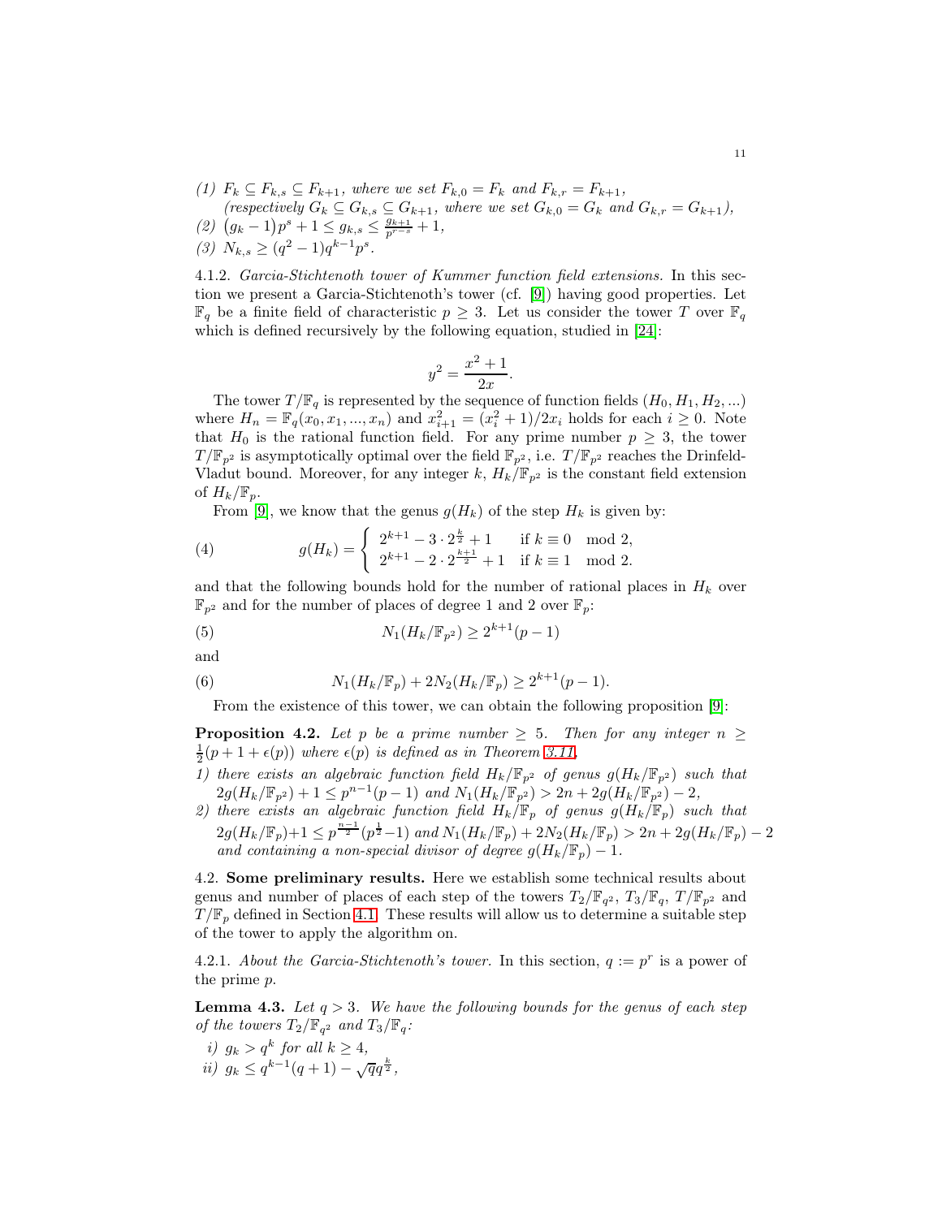*(1)* $F_k \subseteq F_{k,s} \subseteq F_{k+1}$*, where we set* $F_{k,0} = F_k$ *and* $F_{k,r} = F_{k+1}$*,*
*(respectively* $G_k \subseteq G_{k,s} \subseteq G_{k+1}$*, where we set* $G_{k,0} = G_k$ *and* $G_{k,r} = G_{k+1}$*),*

*(2)* $\big(g_k - 1\big)p^s + 1 \leq g_{k,s} \leq \frac{g_{k+1}}{p^{r-s}} + 1$*,*

*(3)* $N_{k,s} \geq (q^2-1)q^{k-1}p^s$*.*

4.1.2. *Garcia-Stichtenoth tower of Kummer function field extensions.* In this section we present a Garcia-Stichtenoth's tower (cf. [9]) having good properties. Let $\mathbb{F}_q$ be a finite field of characteristic $p \geq 3$. Let us consider the tower $T$ over $\mathbb{F}_q$ which is defined recursively by the following equation, studied in [24]:

$$y^2 = \frac{x^2+1}{2x}.$$

The tower $T/\mathbb{F}_q$ is represented by the sequence of function fields $(H_0, H_1, H_2, ...)$ where $H_n = \mathbb{F}_q(x_0, x_1, ..., x_n)$ and $x_{i+1}^2 = (x_i^2+1)/2x_i$ holds for each $i \geq 0$. Note that $H_0$ is the rational function field. For any prime number $p \geq 3$, the tower $T/\mathbb{F}_{p^2}$ is asymptotically optimal over the field $\mathbb{F}_{p^2}$, i.e. $T/\mathbb{F}_{p^2}$ reaches the Drinfeld-Vladut bound. Moreover, for any integer $k$, $H_k/\mathbb{F}_{p^2}$ is the constant field extension of $H_k/\mathbb{F}_p$.

From [9], we know that the genus $g(H_k)$ of the step $H_k$ is given by:

$$g(H_k) = \begin{cases} 2^{k+1} - 3 \cdot 2^{\frac{k}{2}} + 1 & \text{if } k \equiv 0 \mod 2, \\ 2^{k+1} - 2 \cdot 2^{\frac{k+1}{2}} + 1 & \text{if } k \equiv 1 \mod 2. \end{cases} \tag{4}$$

and that the following bounds hold for the number of rational places in $H_k$ over $\mathbb{F}_{p^2}$ and for the number of places of degree 1 and 2 over $\mathbb{F}_p$:

$$N_1(H_k/\mathbb{F}_{p^2}) \geq 2^{k+1}(p-1) \tag{5}$$

and

$$N_1(H_k/\mathbb{F}_p) + 2N_2(H_k/\mathbb{F}_p) \geq 2^{k+1}(p-1). \tag{6}$$

From the existence of this tower, we can obtain the following proposition [9]:

**Proposition 4.2.** *Let $p$ be a prime number $\geq 5$. Then for any integer $n \geq \frac{1}{2}(p+1+\epsilon(p))$ where $\epsilon(p)$ is defined as in Theorem 3.11,*

*1) there exists an algebraic function field $H_k/\mathbb{F}_{p^2}$ of genus $g(H_k/\mathbb{F}_{p^2})$ such that $2g(H_k/\mathbb{F}_{p^2}) + 1 \leq p^{n-1}(p-1)$ and $N_1(H_k/\mathbb{F}_{p^2}) > 2n + 2g(H_k/\mathbb{F}_{p^2}) - 2$,*

*2) there exists an algebraic function field $H_k/\mathbb{F}_p$ of genus $g(H_k/\mathbb{F}_p)$ such that $2g(H_k/\mathbb{F}_p)+1 \leq p^{\frac{n-1}{2}}(p^{\frac{1}{2}}-1)$ and $N_1(H_k/\mathbb{F}_p) + 2N_2(H_k/\mathbb{F}_p) > 2n + 2g(H_k/\mathbb{F}_p) - 2$ and containing a non-special divisor of degree $g(H_k/\mathbb{F}_p) - 1$.*

4.2. **Some preliminary results.** Here we establish some technical results about genus and number of places of each step of the towers $T_2/\mathbb{F}_{q^2}$, $T_3/\mathbb{F}_q$, $T/\mathbb{F}_{p^2}$ and $T/\mathbb{F}_p$ defined in Section 4.1. These results will allow us to determine a suitable step of the tower to apply the algorithm on.

4.2.1. *About the Garcia-Stichtenoth's tower.* In this section, $q := p^r$ is a power of the prime $p$.

**Lemma 4.3.** *Let $q > 3$. We have the following bounds for the genus of each step of the towers $T_2/\mathbb{F}_{q^2}$ and $T_3/\mathbb{F}_q$:*

*i)* $g_k > q^k$ *for all* $k \geq 4$*,*

*ii)* $g_k \leq q^{k-1}(q+1) - \sqrt{q}q^{\frac{k}{2}}$*,*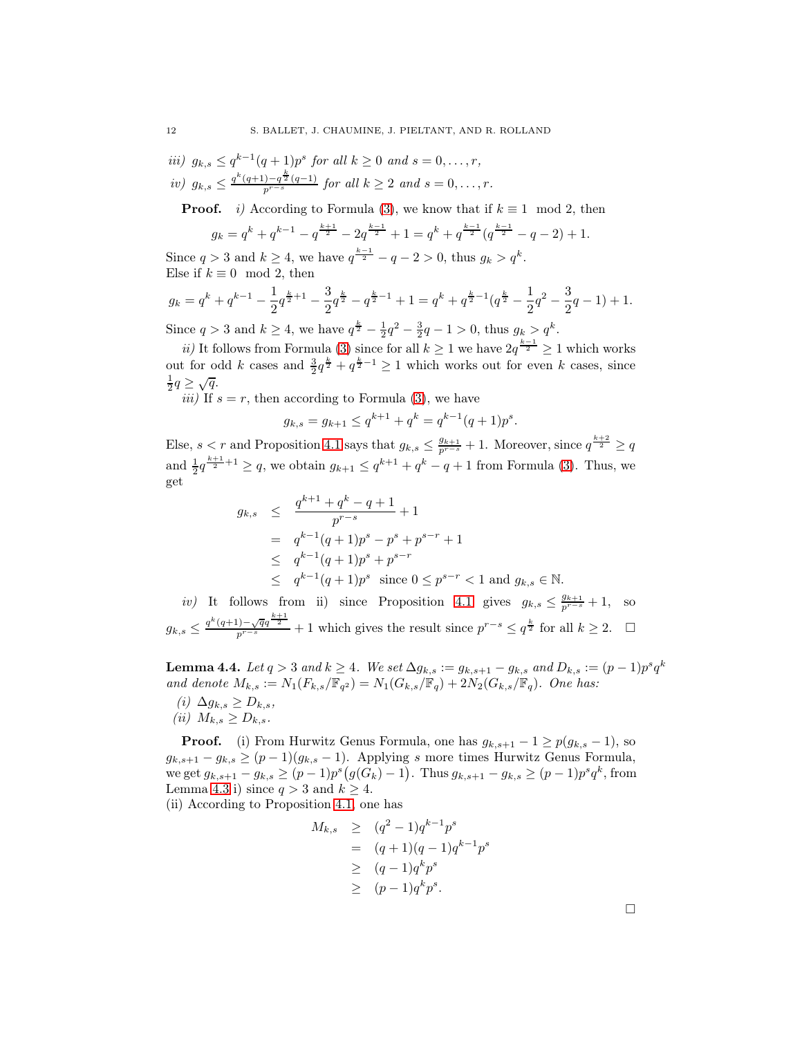*iii)* $g_{k,s} \leq q^{k-1}(q+1)p^s$ *for all* $k \geq 0$ *and* $s = 0, \ldots, r$,

*iv)* $g_{k,s} \leq \frac{q^k(q+1)-q^{\frac{k}{2}}(q-1)}{p^{r-s}}$ *for all* $k \geq 2$ *and* $s = 0, \ldots, r$.

**Proof.** *i)* According to Formula (3), we know that if $k \equiv 1 \mod 2$, then

$$g_k = q^k + q^{k-1} - q^{\frac{k+1}{2}} - 2q^{\frac{k-1}{2}} + 1 = q^k + q^{\frac{k-1}{2}}(q^{\frac{k-1}{2}} - q - 2) + 1.$$

Since $q > 3$ and $k \geq 4$, we have $q^{\frac{k-1}{2}} - q - 2 > 0$, thus $g_k > q^k$.
Else if $k \equiv 0 \mod 2$, then

$$g_k = q^k + q^{k-1} - \frac{1}{2}q^{\frac{k}{2}+1} - \frac{3}{2}q^{\frac{k}{2}} - q^{\frac{k}{2}-1} + 1 = q^k + q^{\frac{k}{2}-1}(q^{\frac{k}{2}} - \frac{1}{2}q^2 - \frac{3}{2}q - 1) + 1.$$

Since $q > 3$ and $k \geq 4$, we have $q^{\frac{k}{2}} - \frac{1}{2}q^2 - \frac{3}{2}q - 1 > 0$, thus $g_k > q^k$.

*ii)* It follows from Formula (3) since for all $k \geq 1$ we have $2q^{\frac{k-1}{2}} \geq 1$ which works out for odd $k$ cases and $\frac{3}{2}q^{\frac{k}{2}} + q^{\frac{k}{2}-1} \geq 1$ which works out for even $k$ cases, since $\frac{1}{2}q \geq \sqrt{q}$.

*iii)* If $s = r$, then according to Formula (3), we have

$$g_{k,s} = g_{k+1} \leq q^{k+1} + q^k = q^{k-1}(q+1)p^s.$$

Else, $s < r$ and Proposition 4.1 says that $g_{k,s} \leq \frac{g_{k+1}}{p^{r-s}} + 1$. Moreover, since $q^{\frac{k+2}{2}} \geq q$ and $\frac{1}{2}q^{\frac{k+1}{2}+1} \geq q$, we obtain $g_{k+1} \leq q^{k+1} + q^k - q + 1$ from Formula (3). Thus, we get

$$\begin{aligned}
g_{k,s} &\leq \frac{q^{k+1} + q^k - q + 1}{p^{r-s}} + 1 \\
&= q^{k-1}(q+1)p^s - p^s + p^{s-r} + 1 \\
&\leq q^{k-1}(q+1)p^s + p^{s-r} \\
&\leq q^{k-1}(q+1)p^s \quad \text{since } 0 \leq p^{s-r} < 1 \text{ and } g_{k,s} \in \mathbb{N}.
\end{aligned}$$

*iv)* It follows from ii) since Proposition 4.1 gives $g_{k,s} \leq \frac{g_{k+1}}{p^{r-s}} + 1$, so $g_{k,s} \leq \frac{q^k(q+1)-\sqrt{q}q^{\frac{k+1}{2}}}{p^{r-s}} + 1$ which gives the result since $p^{r-s} \leq q^{\frac{k}{2}}$ for all $k \geq 2$. $\square$

**Lemma 4.4.** *Let* $q > 3$ *and* $k \geq 4$. *We set* $\Delta g_{k,s} := g_{k,s+1} - g_{k,s}$ *and* $D_{k,s} := (p-1)p^s q^k$ *and denote* $M_{k,s} := N_1(F_{k,s}/\mathbb{F}_{q^2}) = N_1(G_{k,s}/\mathbb{F}_q) + 2N_2(G_{k,s}/\mathbb{F}_q)$. *One has:*

*(i)* $\Delta g_{k,s} \geq D_{k,s}$,

*(ii)* $M_{k,s} \geq D_{k,s}$.

**Proof.** (i) From Hurwitz Genus Formula, one has $g_{k,s+1} - 1 \geq p(g_{k,s} - 1)$, so $g_{k,s+1} - g_{k,s} \geq (p-1)(g_{k,s} - 1)$. Applying $s$ more times Hurwitz Genus Formula, we get $g_{k,s+1} - g_{k,s} \geq (p-1)p^s\big(g(G_k) - 1\big)$. Thus $g_{k,s+1} - g_{k,s} \geq (p-1)p^s q^k$, from Lemma 4.3 i) since $q > 3$ and $k \geq 4$.
(ii) According to Proposition 4.1, one has

$$\begin{aligned}
M_{k,s} &\geq (q^2-1)q^{k-1}p^s \\
&= (q+1)(q-1)q^{k-1}p^s \\
&\geq (q-1)q^k p^s \\
&\geq (p-1)q^k p^s.
\end{aligned}$$

$\square$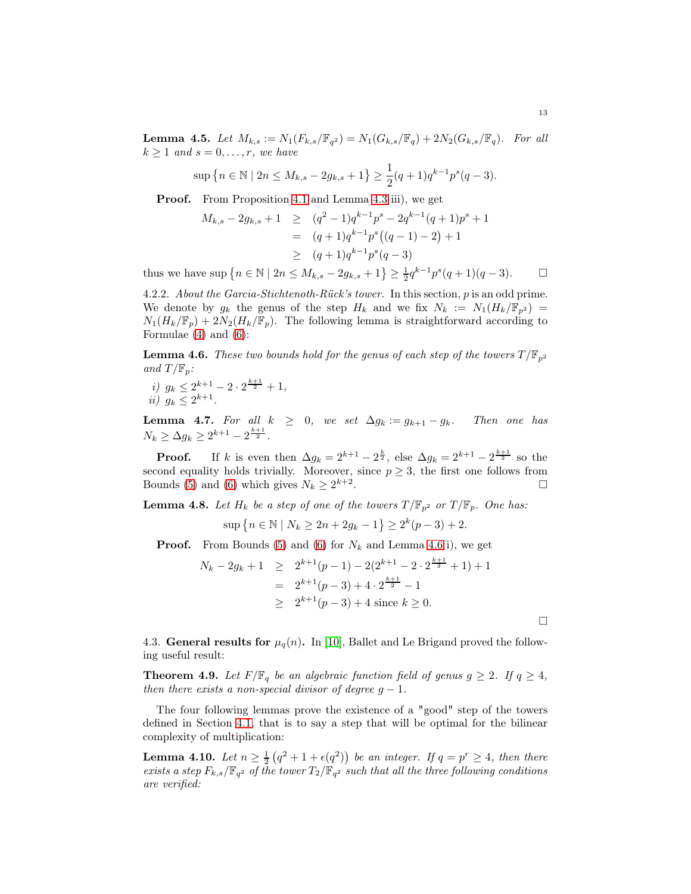**Lemma 4.5.** *Let $M_{k,s} := N_1(F_{k,s}/\mathbb{F}_{q^2}) = N_1(G_{k,s}/\mathbb{F}_q) + 2N_2(G_{k,s}/\mathbb{F}_q)$. For all $k \geq 1$ and $s = 0, \ldots, r$, we have*

$$\sup\left\{n \in \mathbb{N} \mid 2n \leq M_{k,s} - 2g_{k,s} + 1\right\} \geq \frac{1}{2}(q+1)q^{k-1}p^s(q-3).$$

**Proof.** From Proposition 4.1 and Lemma 4.3 iii), we get

$$\begin{aligned}
M_{k,s} - 2g_{k,s} + 1 &\geq (q^2-1)q^{k-1}p^s - 2q^{k-1}(q+1)p^s + 1 \\
&= (q+1)q^{k-1}p^s\big((q-1) - 2\big) + 1 \\
&\geq (q+1)q^{k-1}p^s(q-3)
\end{aligned}$$

thus we have $\sup\left\{n \in \mathbb{N} \mid 2n \leq M_{k,s} - 2g_{k,s} + 1\right\} \geq \frac{1}{2}q^{k-1}p^s(q+1)(q-3)$. □

4.2.2. *About the Garcia-Stichtenoth-Rück's tower.* In this section, $p$ is an odd prime. We denote by $g_k$ the genus of the step $H_k$ and we fix $N_k := N_1(H_k/\mathbb{F}_{p^2}) = N_1(H_k/\mathbb{F}_p) + 2N_2(H_k/\mathbb{F}_p)$. The following lemma is straightforward according to Formulae (4) and (6):

**Lemma 4.6.** *These two bounds hold for the genus of each step of the towers $T/\mathbb{F}_{p^2}$ and $T/\mathbb{F}_p$:*

*i)* $g_k \leq 2^{k+1} - 2 \cdot 2^{\frac{k+1}{2}} + 1,$
*ii)* $g_k \leq 2^{k+1}$.

**Lemma 4.7.** *For all $k \geq 0$, we set $\Delta g_k := g_{k+1} - g_k$. Then one has $N_k \geq \Delta g_k \geq 2^{k+1} - 2^{\frac{k+1}{2}}$.*

**Proof.** If $k$ is even then $\Delta g_k = 2^{k+1} - 2^{\frac{k}{2}}$, else $\Delta g_k = 2^{k+1} - 2^{\frac{k+1}{2}}$ so the second equality holds trivially. Moreover, since $p \geq 3$, the first one follows from Bounds (5) and (6) which gives $N_k \geq 2^{k+2}$. □

**Lemma 4.8.** *Let $H_k$ be a step of one of the towers $T/\mathbb{F}_{p^2}$ or $T/\mathbb{F}_p$. One has:*

$$\sup\left\{n \in \mathbb{N} \mid N_k \geq 2n + 2g_k - 1\right\} \geq 2^k(p-3) + 2.$$

**Proof.** From Bounds (5) and (6) for $N_k$ and Lemma 4.6 i), we get

$$\begin{aligned}
N_k - 2g_k + 1 &\geq 2^{k+1}(p-1) - 2(2^{k+1} - 2 \cdot 2^{\frac{k+1}{2}} + 1) + 1 \\
&= 2^{k+1}(p-3) + 4 \cdot 2^{\frac{k+1}{2}} - 1 \\
&\geq 2^{k+1}(p-3) + 4 \text{ since } k \geq 0.
\end{aligned}$$

□

4.3. **General results for $\mu_q(n)$.** In [10], Ballet and Le Brigand proved the following useful result:

**Theorem 4.9.** *Let $F/\mathbb{F}_q$ be an algebraic function field of genus $g \geq 2$. If $q \geq 4$, then there exists a non-special divisor of degree $g-1$.*

The four following lemmas prove the existence of a "good" step of the towers defined in Section 4.1, that is to say a step that will be optimal for the bilinear complexity of multiplication:

**Lemma 4.10.** *Let $n \geq \frac{1}{2}\left(q^2 + 1 + \epsilon(q^2)\right)$ be an integer. If $q = p^r \geq 4$, then there exists a step $F_{k,s}/\mathbb{F}_{q^2}$ of the tower $T_2/\mathbb{F}_{q^2}$ such that all the three following conditions are verified:*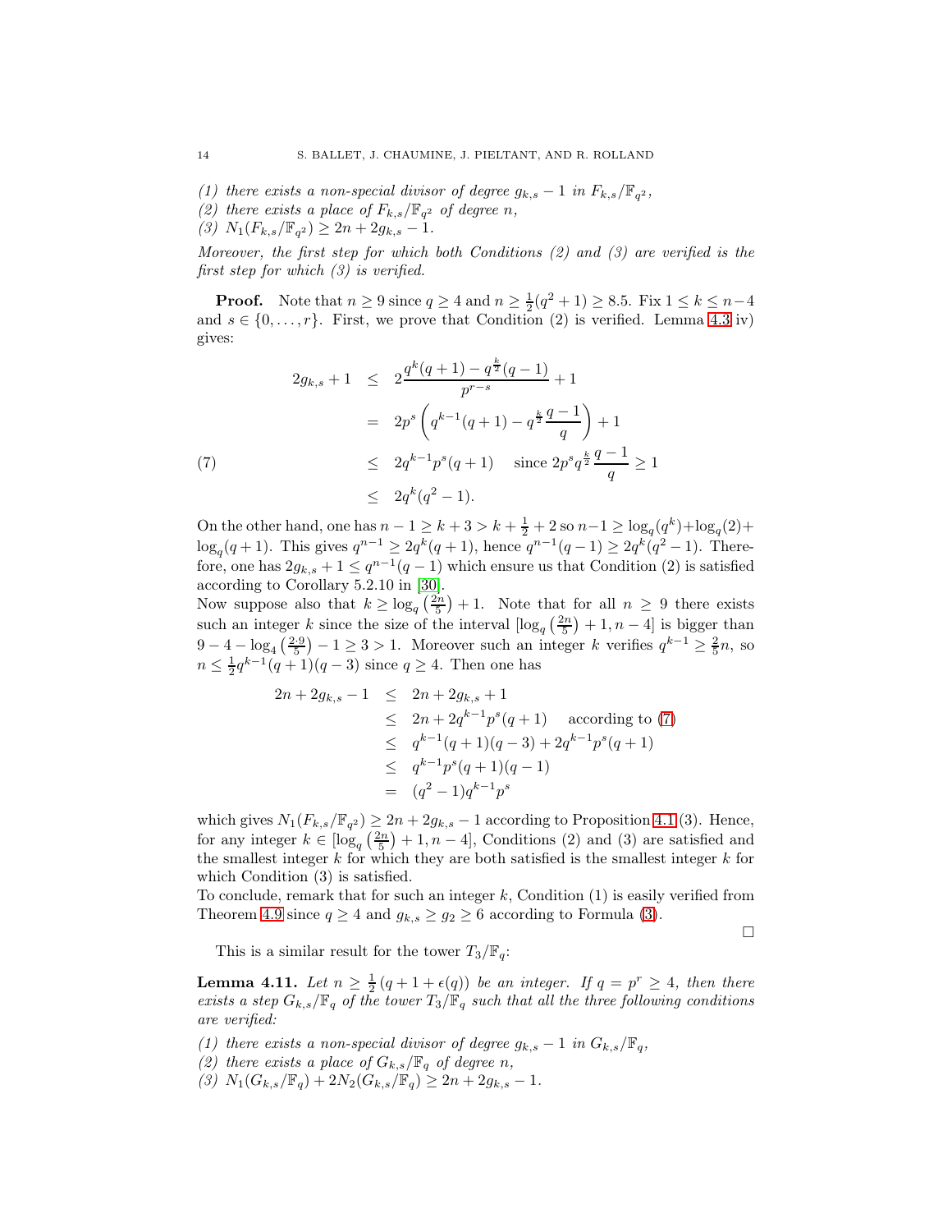*(1) there exists a non-special divisor of degree $g_{k,s}-1$ in $F_{k,s}/\mathbb{F}_{q^2}$,*
*(2) there exists a place of $F_{k,s}/\mathbb{F}_{q^2}$ of degree $n$,*
*(3) $N_1(F_{k,s}/\mathbb{F}_{q^2}) \geq 2n + 2g_{k,s} - 1$.*

*Moreover, the first step for which both Conditions (2) and (3) are verified is the first step for which (3) is verified.*

**Proof.** Note that $n \geq 9$ since $q \geq 4$ and $n \geq \frac{1}{2}(q^2+1) \geq 8.5$. Fix $1 \leq k \leq n-4$ and $s \in \{0, \ldots, r\}$. First, we prove that Condition (2) is verified. Lemma 4.3 iv) gives:

$$
\begin{aligned}
2g_{k,s}+1 &\leq 2\frac{q^k(q+1) - q^{\frac{k}{2}}(q-1)}{p^{r-s}} + 1 \\
&= 2p^s\left(q^{k-1}(q+1) - q^{\frac{k}{2}}\frac{q-1}{q}\right) + 1 \\
&\leq 2q^{k-1}p^s(q+1) \quad \text{ since } 2p^s q^{\frac{k}{2}}\frac{q-1}{q} \geq 1 \\
&\leq 2q^k(q^2-1).
\end{aligned} \tag{7}
$$

On the other hand, one has $n-1 \geq k+3 > k+\frac{1}{2}+2$ so $n-1 \geq \log_q(q^k) + \log_q(2) + \log_q(q+1)$. This gives $q^{n-1} \geq 2q^k(q+1)$, hence $q^{n-1}(q-1) \geq 2q^k(q^2-1)$. Therefore, one has $2g_{k,s}+1 \leq q^{n-1}(q-1)$ which ensure us that Condition (2) is satisfied according to Corollary 5.2.10 in [30].

Now suppose also that $k \geq \log_q\left(\frac{2n}{5}\right) + 1$. Note that for all $n \geq 9$ there exists such an integer $k$ since the size of the interval $[\log_q\left(\frac{2n}{5}\right)+1, n-4]$ is bigger than $9 - 4 - \log_4\left(\frac{2 \cdot 9}{5}\right) - 1 \geq 3 > 1$. Moreover such an integer $k$ verifies $q^{k-1} \geq \frac{2}{5}n$, so $n \leq \frac{1}{2}q^{k-1}(q+1)(q-3)$ since $q \geq 4$. Then one has

$$
\begin{aligned}
2n + 2g_{k,s} - 1 &\leq 2n + 2g_{k,s} + 1 \\
&\leq 2n + 2q^{k-1}p^s(q+1) \quad \text{ according to (7)} \\
&\leq q^{k-1}(q+1)(q-3) + 2q^{k-1}p^s(q+1) \\
&\leq q^{k-1}p^s(q+1)(q-1) \\
&= (q^2-1)q^{k-1}p^s
\end{aligned}
$$

which gives $N_1(F_{k,s}/\mathbb{F}_{q^2}) \geq 2n + 2g_{k,s} - 1$ according to Proposition 4.1 (3). Hence, for any integer $k \in [\log_q\left(\frac{2n}{5}\right)+1, n-4]$, Conditions (2) and (3) are satisfied and the smallest integer $k$ for which they are both satisfied is the smallest integer $k$ for which Condition (3) is satisfied.

To conclude, remark that for such an integer $k$, Condition (1) is easily verified from Theorem 4.9 since $q \geq 4$ and $g_{k,s} \geq g_2 \geq 6$ according to Formula (3).

□

This is a similar result for the tower $T_3/\mathbb{F}_q$:

**Lemma 4.11.** *Let $n \geq \frac{1}{2}(q+1+\epsilon(q))$ be an integer. If $q = p^r \geq 4$, then there exists a step $G_{k,s}/\mathbb{F}_q$ of the tower $T_3/\mathbb{F}_q$ such that all the three following conditions are verified:*

*(1) there exists a non-special divisor of degree $g_{k,s}-1$ in $G_{k,s}/\mathbb{F}_q$,*
*(2) there exists a place of $G_{k,s}/\mathbb{F}_q$ of degree $n$,*
*(3) $N_1(G_{k,s}/\mathbb{F}_q) + 2N_2(G_{k,s}/\mathbb{F}_q) \geq 2n + 2g_{k,s} - 1$.*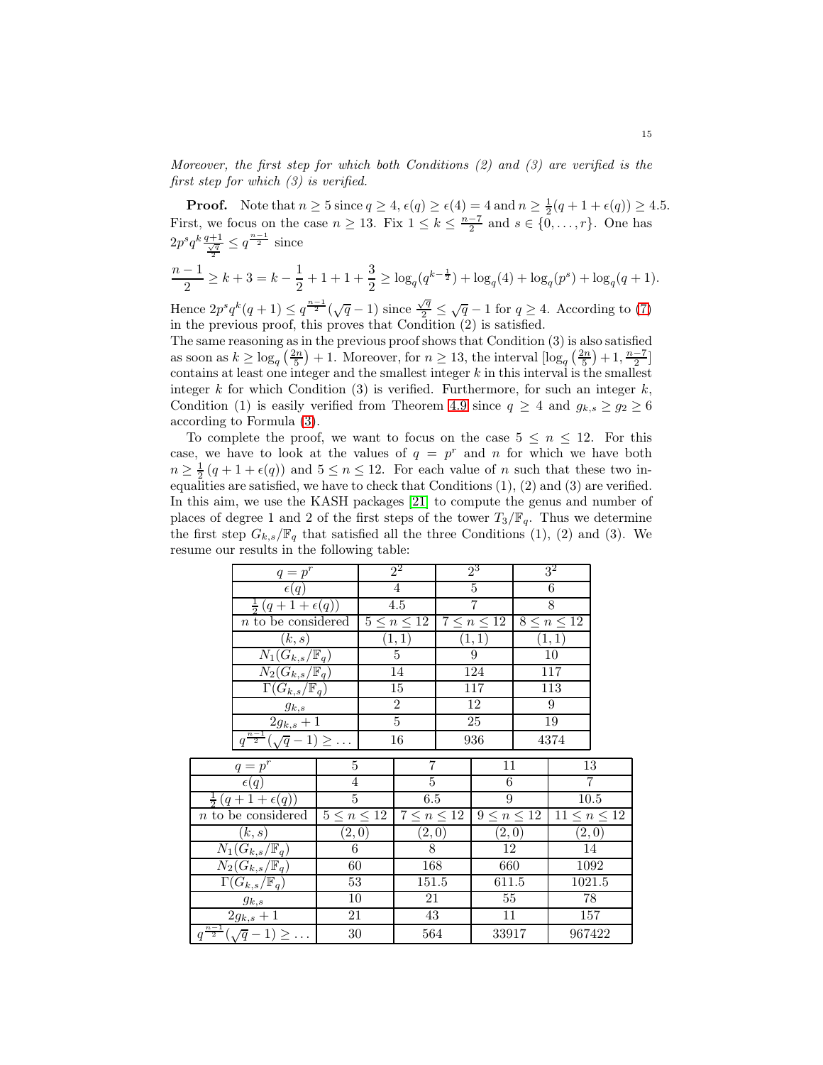*Moreover, the first step for which both Conditions (2) and (3) are verified is the first step for which (3) is verified.*

**Proof.** Note that $n \geq 5$ since $q \geq 4$, $\epsilon(q) \geq \epsilon(4) = 4$ and $n \geq \frac{1}{2}(q+1+\epsilon(q)) \geq 4.5$. First, we focus on the case $n \geq 13$. Fix $1 \leq k \leq \frac{n-7}{2}$ and $s \in \{0, \ldots, r\}$. One has $2p^s q^k \frac{q+1}{\frac{\sqrt{q}}{2}} \leq q^{\frac{n-1}{2}}$ since

$$\frac{n-1}{2} \geq k+3 = k - \frac{1}{2} + 1 + 1 + \frac{3}{2} \geq \log_q(q^{k-\frac{1}{2}}) + \log_q(4) + \log_q(p^s) + \log_q(q+1).$$

Hence $2p^s q^k (q+1) \leq q^{\frac{n-1}{2}}(\sqrt{q}-1)$ since $\frac{\sqrt{q}}{2} \leq \sqrt{q}-1$ for $q \geq 4$. According to (7) in the previous proof, this proves that Condition (2) is satisfied.
The same reasoning as in the previous proof shows that Condition (3) is also satisfied as soon as $k \geq \log_q\left(\frac{2n}{5}\right)+1$. Moreover, for $n \geq 13$, the interval $[\log_q\left(\frac{2n}{5}\right)+1, \frac{n-7}{2}]$ contains at least one integer and the smallest integer $k$ in this interval is the smallest integer $k$ for which Condition (3) is verified. Furthermore, for such an integer $k$, Condition (1) is easily verified from Theorem 4.9 since $q \geq 4$ and $g_{k,s} \geq g_2 \geq 6$ according to Formula (3).

To complete the proof, we want to focus on the case $5 \leq n \leq 12$. For this case, we have to look at the values of $q = p^r$ and $n$ for which we have both $n \geq \frac{1}{2}(q+1+\epsilon(q))$ and $5 \leq n \leq 12$. For each value of $n$ such that these two inequalities are satisfied, we have to check that Conditions (1), (2) and (3) are verified. In this aim, we use the KASH packages [21] to compute the genus and number of places of degree 1 and 2 of the first steps of the tower $T_3/\mathbb{F}_q$. Thus we determine the first step $G_{k,s}/\mathbb{F}_q$ that satisfied all the three Conditions (1), (2) and (3). We resume our results in the following table:

| $q = p^r$ | $2^2$ | $2^3$ | $3^2$ |
|---|---|---|---|
| $\epsilon(q)$ | 4 | 5 | 6 |
| $\frac{1}{2}(q+1+\epsilon(q))$ | 4.5 | 7 | 8 |
| $n$ to be considered | $5 \leq n \leq 12$ | $7 \leq n \leq 12$ | $8 \leq n \leq 12$ |
| $(k,s)$ | $(1,1)$ | $(1,1)$ | $(1,1)$ |
| $N_1(G_{k,s}/\mathbb{F}_q)$ | 5 | 9 | 10 |
| $N_2(G_{k,s}/\mathbb{F}_q)$ | 14 | 124 | 117 |
| $\Gamma(G_{k,s}/\mathbb{F}_q)$ | 15 | 117 | 113 |
| $g_{k,s}$ | 2 | 12 | 9 |
| $2g_{k,s}+1$ | 5 | 25 | 19 |
| $q^{\frac{n-1}{2}}(\sqrt{q}-1) \geq \ldots$ | 16 | 936 | 4374 |

| $q = p^r$ | 5 | 7 | 11 | 13 |
|---|---|---|---|---|
| $\epsilon(q)$ | 4 | 5 | 6 | 7 |
| $\frac{1}{2}(q+1+\epsilon(q))$ | 5 | 6.5 | 9 | 10.5 |
| $n$ to be considered | $5 \leq n \leq 12$ | $7 \leq n \leq 12$ | $9 \leq n \leq 12$ | $11 \leq n \leq 12$ |
| $(k,s)$ | $(2,0)$ | $(2,0)$ | $(2,0)$ | $(2,0)$ |
| $N_1(G_{k,s}/\mathbb{F}_q)$ | 6 | 8 | 12 | 14 |
| $N_2(G_{k,s}/\mathbb{F}_q)$ | 60 | 168 | 660 | 1092 |
| $\Gamma(G_{k,s}/\mathbb{F}_q)$ | 53 | 151.5 | 611.5 | 1021.5 |
| $g_{k,s}$ | 10 | 21 | 55 | 78 |
| $2g_{k,s}+1$ | 21 | 43 | 11 | 157 |
| $q^{\frac{n-1}{2}}(\sqrt{q}-1) \geq \ldots$ | 30 | 564 | 33917 | 967422 |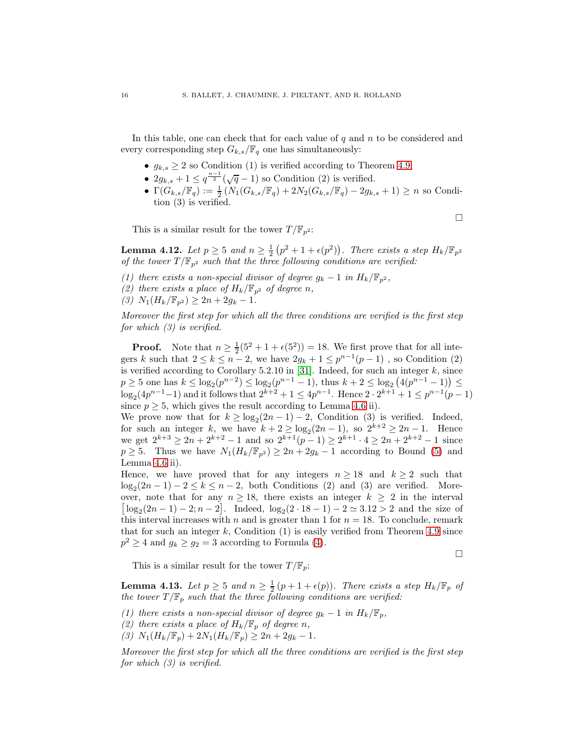In this table, one can check that for each value of $q$ and $n$ to be considered and every corresponding step $G_{k,s}/\mathbb{F}_q$ one has simultaneously:

- $g_{k,s} \geq 2$ so Condition (1) is verified according to Theorem 4.9.
- $2g_{k,s} + 1 \leq q^{\frac{n-1}{2}}(\sqrt{q} - 1)$ so Condition (2) is verified.
- $\Gamma(G_{k,s}/\mathbb{F}_q) := \frac{1}{2}\left(N_1(G_{k,s}/\mathbb{F}_q) + 2N_2(G_{k,s}/\mathbb{F}_q) - 2g_{k,s} + 1\right) \geq n$ so Condition (3) is verified.

□

This is a similar result for the tower $T/\mathbb{F}_{p^2}$:

**Lemma 4.12.** *Let $p \geq 5$ and $n \geq \frac{1}{2}\left(p^2 + 1 + \epsilon(p^2)\right)$. There exists a step $H_k/\mathbb{F}_{p^2}$ of the tower $T/\mathbb{F}_{p^2}$ such that the three following conditions are verified:*

*(1) there exists a non-special divisor of degree $g_k - 1$ in $H_k/\mathbb{F}_{p^2}$,*
*(2) there exists a place of $H_k/\mathbb{F}_{p^2}$ of degree $n$,*
*(3) $N_1(H_k/\mathbb{F}_{p^2}) \geq 2n + 2g_k - 1$.*

*Moreover the first step for which all the three conditions are verified is the first step for which (3) is verified.*

**Proof.** Note that $n \geq \frac{1}{2}(5^2 + 1 + \epsilon(5^2)) = 18$. We first prove that for all integers $k$ such that $2 \leq k \leq n-2$, we have $2g_k + 1 \leq p^{n-1}(p-1)$ , so Condition (2) is verified according to Corollary 5.2.10 in [31]. Indeed, for such an integer $k$, since $p \geq 5$ one has $k \leq \log_2(p^{n-2}) \leq \log_2(p^{n-1} - 1)$, thus $k + 2 \leq \log_2\left(4(p^{n-1} - 1)\right) \leq \log_2(4p^{n-1} - 1)$ and it follows that $2^{k+2} + 1 \leq 4p^{n-1}$. Hence $2 \cdot 2^{k+1} + 1 \leq p^{n-1}(p-1)$ since $p \geq 5$, which gives the result according to Lemma 4.6 ii).
We prove now that for $k \geq \log_2(2n-1) - 2$, Condition (3) is verified. Indeed, for such an integer $k$, we have $k + 2 \geq \log_2(2n-1)$, so $2^{k+2} \geq 2n - 1$. Hence we get $2^{k+3} \geq 2n + 2^{k+2} - 1$ and so $2^{k+1}(p-1) \geq 2^{k+1} \cdot 4 \geq 2n + 2^{k+2} - 1$ since $p \geq 5$. Thus we have $N_1(H_k/\mathbb{F}_{p^2}) \geq 2n + 2g_k - 1$ according to Bound (5) and Lemma 4.6 ii).
Hence, we have proved that for any integers $n \geq 18$ and $k \geq 2$ such that $\log_2(2n-1) - 2 \leq k \leq n - 2$, both Conditions (2) and (3) are verified. Moreover, note that for any $n \geq 18$, there exists an integer $k \geq 2$ in the interval $\left[\log_2(2n-1) - 2; n-2\right]$. Indeed, $\log_2(2 \cdot 18 - 1) - 2 \simeq 3.12 > 2$ and the size of this interval increases with $n$ and is greater than 1 for $n = 18$. To conclude, remark that for such an integer $k$, Condition (1) is easily verified from Theorem 4.9 since $p^2 \geq 4$ and $g_k \geq g_2 = 3$ according to Formula (4).

□

This is a similar result for the tower $T/\mathbb{F}_p$:

**Lemma 4.13.** *Let $p \geq 5$ and $n \geq \frac{1}{2}(p + 1 + \epsilon(p))$. There exists a step $H_k/\mathbb{F}_p$ of the tower $T/\mathbb{F}_p$ such that the three following conditions are verified:*

*(1) there exists a non-special divisor of degree $g_k - 1$ in $H_k/\mathbb{F}_p$,*
*(2) there exists a place of $H_k/\mathbb{F}_p$ of degree $n$,*
*(3) $N_1(H_k/\mathbb{F}_p) + 2N_1(H_k/\mathbb{F}_p) \geq 2n + 2g_k - 1$.*

*Moreover the first step for which all the three conditions are verified is the first step for which (3) is verified.*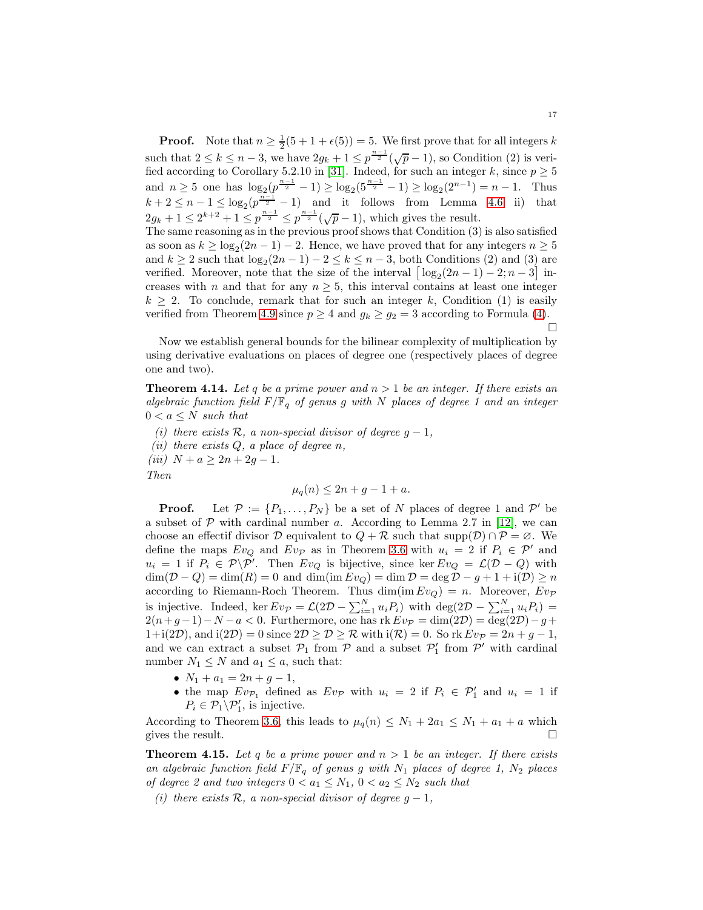**Proof.** Note that $n \geq \frac{1}{2}(5+1+\epsilon(5)) = 5$. We first prove that for all integers $k$ such that $2 \leq k \leq n-3$, we have $2g_k + 1 \leq p^{\frac{n-1}{2}}(\sqrt{p}-1)$, so Condition (2) is verified according to Corollary 5.2.10 in [31]. Indeed, for such an integer $k$, since $p \geq 5$ and $n \geq 5$ one has $\log_2(p^{\frac{n-1}{2}} - 1) \geq \log_2(5^{\frac{n-1}{2}} - 1) \geq \log_2(2^{n-1}) = n-1$. Thus $k + 2 \leq n - 1 \leq \log_2(p^{\frac{n-1}{2}} - 1)$ and it follows from Lemma 4.6 ii) that $2g_k + 1 \leq 2^{k+2} + 1 \leq p^{\frac{n-1}{2}} \leq p^{\frac{n-1}{2}}(\sqrt{p}-1)$, which gives the result.
The same reasoning as in the previous proof shows that Condition (3) is also satisfied as soon as $k \geq \log_2(2n-1) - 2$. Hence, we have proved that for any integers $n \geq 5$ and $k \geq 2$ such that $\log_2(2n-1) - 2 \leq k \leq n-3$, both Conditions (2) and (3) are verified. Moreover, note that the size of the interval $\left[\log_2(2n-1) - 2; n-3\right]$ increases with $n$ and that for any $n \geq 5$, this interval contains at least one integer $k \geq 2$. To conclude, remark that for such an integer $k$, Condition (1) is easily verified from Theorem 4.9 since $p \geq 4$ and $g_k \geq g_2 = 3$ according to Formula (4). □

Now we establish general bounds for the bilinear complexity of multiplication by using derivative evaluations on places of degree one (respectively places of degree one and two).

**Theorem 4.14.** *Let $q$ be a prime power and $n > 1$ be an integer. If there exists an algebraic function field $F/\mathbb{F}_q$ of genus $g$ with $N$ places of degree 1 and an integer $0 < a \leq N$ such that*

*(i) there exists $\mathcal{R}$, a non-special divisor of degree $g-1$,*

*(ii) there exists $Q$, a place of degree $n$,*

*(iii) $N + a \geq 2n + 2g - 1$.*

*Then*

$$\mu_q(n) \leq 2n + g - 1 + a.$$

**Proof.** Let $\mathcal{P} := \{P_1, \ldots, P_N\}$ be a set of $N$ places of degree 1 and $\mathcal{P}'$ be a subset of $\mathcal{P}$ with cardinal number $a$. According to Lemma 2.7 in [12], we can choose an effectif divisor $\mathcal{D}$ equivalent to $Q + \mathcal{R}$ such that $\mathrm{supp}(\mathcal{D}) \cap \mathcal{P} = \varnothing$. We define the maps $Ev_Q$ and $Ev_{\mathcal{P}}$ as in Theorem 3.6 with $u_i = 2$ if $P_i \in \mathcal{P}'$ and $u_i = 1$ if $P_i \in \mathcal{P} \backslash \mathcal{P}'$. Then $Ev_Q$ is bijective, since $\ker Ev_Q = \mathcal{L}(\mathcal{D} - Q)$ with $\dim(\mathcal{D} - Q) = \dim(R) = 0$ and $\dim(\mathrm{im}\, Ev_Q) = \dim \mathcal{D} = \deg \mathcal{D} - g + 1 + \mathrm{i}(\mathcal{D}) \geq n$ according to Riemann-Roch Theorem. Thus $\dim(\mathrm{im}\, Ev_Q) = n$. Moreover, $Ev_{\mathcal{P}}$ is injective. Indeed, $\ker Ev_{\mathcal{P}} = \mathcal{L}(2\mathcal{D} - \sum_{i=1}^{N} u_i P_i)$ with $\deg(2\mathcal{D} - \sum_{i=1}^{N} u_i P_i) = 2(n+g-1) - N - a < 0$. Furthermore, one has $\mathrm{rk}\, Ev_{\mathcal{P}} = \dim(2\mathcal{D}) = \deg(2\mathcal{D}) - g + 1 + \mathrm{i}(2\mathcal{D})$, and $\mathrm{i}(2\mathcal{D}) = 0$ since $2\mathcal{D} \geq \mathcal{D} \geq \mathcal{R}$ with $\mathrm{i}(\mathcal{R}) = 0$. So $\mathrm{rk}\, Ev_{\mathcal{P}} = 2n + g - 1$, and we can extract a subset $\mathcal{P}_1$ from $\mathcal{P}$ and a subset $\mathcal{P}_1'$ from $\mathcal{P}'$ with cardinal number $N_1 \leq N$ and $a_1 \leq a$, such that:

- $N_1 + a_1 = 2n + g - 1$,
- the map $Ev_{\mathcal{P}_1}$ defined as $Ev_{\mathcal{P}}$ with $u_i = 2$ if $P_i \in \mathcal{P}_1'$ and $u_i = 1$ if $P_i \in \mathcal{P}_1 \backslash \mathcal{P}_1'$, is injective.

According to Theorem 3.6, this leads to $\mu_q(n) \leq N_1 + 2a_1 \leq N_1 + a_1 + a$ which gives the result. □

**Theorem 4.15.** *Let $q$ be a prime power and $n > 1$ be an integer. If there exists an algebraic function field $F/\mathbb{F}_q$ of genus $g$ with $N_1$ places of degree 1, $N_2$ places of degree 2 and two integers $0 < a_1 \leq N_1$, $0 < a_2 \leq N_2$ such that*

*(i) there exists $\mathcal{R}$, a non-special divisor of degree $g-1$,*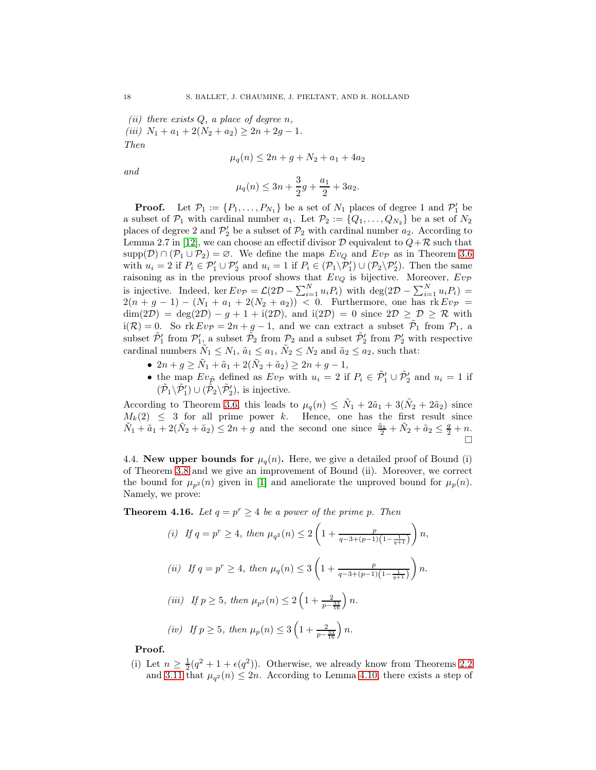*(ii) there exists $Q$, a place of degree $n$,*

*(iii) $N_1 + a_1 + 2(N_2 + a_2) \geq 2n + 2g - 1$.*

*Then*

$$\mu_q(n) \leq 2n + g + N_2 + a_1 + 4a_2$$

*and*

$$\mu_q(n) \leq 3n + \frac{3}{2}g + \frac{a_1}{2} + 3a_2.$$

**Proof.** Let $\mathcal{P}_1 := \{P_1, \ldots, P_{N_1}\}$ be a set of $N_1$ places of degree 1 and $\mathcal{P}'_1$ be a subset of $\mathcal{P}_1$ with cardinal number $a_1$. Let $\mathcal{P}_2 := \{Q_1, \ldots, Q_{N_2}\}$ be a set of $N_2$ places of degree 2 and $\mathcal{P}'_2$ be a subset of $\mathcal{P}_2$ with cardinal number $a_2$. According to Lemma 2.7 in [12], we can choose an effectif divisor $\mathcal{D}$ equivalent to $Q + \mathcal{R}$ such that $\mathrm{supp}(\mathcal{D}) \cap (\mathcal{P}_1 \cup \mathcal{P}_2) = \varnothing$. We define the maps $Ev_Q$ and $Ev_\mathcal{P}$ as in Theorem 3.6 with $u_i = 2$ if $P_i \in \mathcal{P}'_1 \cup \mathcal{P}'_2$ and $u_i = 1$ if $P_i \in (\mathcal{P}_1 \backslash \mathcal{P}'_1) \cup (\mathcal{P}_2 \backslash \mathcal{P}'_2)$. Then the same raisoning as in the previous proof shows that $Ev_Q$ is bijective. Moreover, $Ev_\mathcal{P}$ is injective. Indeed, $\ker Ev_\mathcal{P} = \mathcal{L}(2\mathcal{D} - \sum_{i=1}^{N} u_i P_i)$ with $\deg(2\mathcal{D} - \sum_{i=1}^{N} u_i P_i) = 2(n + g - 1) - (N_1 + a_1 + 2(N_2 + a_2)) < 0$. Furthermore, one has $\mathrm{rk}\, Ev_\mathcal{P} = \dim(2\mathcal{D}) = \deg(2\mathcal{D}) - g + 1 + \mathrm{i}(2\mathcal{D})$, and $\mathrm{i}(2\mathcal{D}) = 0$ since $2\mathcal{D} \geq \mathcal{D} \geq \mathcal{R}$ with $\mathrm{i}(\mathcal{R}) = 0$. So $\mathrm{rk}\, Ev_\mathcal{P} = 2n + g - 1$, and we can extract a subset $\tilde{\mathcal{P}}_1$ from $\mathcal{P}_1$, a subset $\tilde{\mathcal{P}}'_1$ from $\mathcal{P}'_1$, a subset $\tilde{\mathcal{P}}_2$ from $\mathcal{P}_2$ and a subset $\tilde{\mathcal{P}}'_2$ from $\mathcal{P}'_2$ with respective cardinal numbers $\tilde{N}_1 \leq N_1$, $\tilde{a}_1 \leq a_1$, $\tilde{N}_2 \leq N_2$ and $\tilde{a}_2 \leq a_2$, such that:

- $2n + g \geq \tilde{N}_1 + \tilde{a}_1 + 2(\tilde{N}_2 + \tilde{a}_2) \geq 2n + g - 1$,
- the map $Ev_{\tilde{\mathcal{P}}}$ defined as $Ev_\mathcal{P}$ with $u_i = 2$ if $P_i \in \tilde{\mathcal{P}}'_1 \cup \tilde{\mathcal{P}}'_2$ and $u_i = 1$ if $(\tilde{\mathcal{P}}_1 \backslash \tilde{\mathcal{P}}'_1) \cup (\tilde{\mathcal{P}}_2 \backslash \tilde{\mathcal{P}}'_2)$, is injective.

According to Theorem 3.6, this leads to $\mu_q(n) \leq \tilde{N}_1 + 2\tilde{a}_1 + 3(\tilde{N}_2 + 2\tilde{a}_2)$ since $M_k(2) \leq 3$ for all prime power $k$. Hence, one has the first result since $\tilde{N}_1 + \tilde{a}_1 + 2(\tilde{N}_2 + \tilde{a}_2) \leq 2n + g$ and the second one since $\frac{\tilde{a}_1}{2} + \tilde{N}_2 + \tilde{a}_2 \leq \frac{g}{2} + n$. $\square$

4.4. **New upper bounds for $\mu_q(n)$.** Here, we give a detailed proof of Bound (i) of Theorem 3.8 and we give an improvement of Bound (ii). Moreover, we correct the bound for $\mu_{p^2}(n)$ given in [1] and ameliorate the unproved bound for $\mu_p(n)$. Namely, we prove:

**Theorem 4.16.** *Let $q = p^r \geq 4$ be a power of the prime $p$. Then*

*(i) If $q = p^r \geq 4$, then* $\mu_{q^2}(n) \leq 2\left(1 + \frac{p}{q - 3 + (p-1)\left(1 - \frac{1}{q+1}\right)}\right) n,$

*(ii) If $q = p^r \geq 4$, then* $\mu_q(n) \leq 3\left(1 + \frac{p}{q - 3 + (p-1)\left(1 - \frac{1}{q+1}\right)}\right) n.$

*(iii) If $p \geq 5$, then* $\mu_{p^2}(n) \leq 2\left(1 + \frac{2}{p - \frac{33}{16}}\right) n.$

*(iv) If $p \geq 5$, then* $\mu_p(n) \leq 3\left(1 + \frac{2}{p - \frac{33}{16}}\right) n.$

**Proof.**

(i) Let $n \geq \frac{1}{2}(q^2 + 1 + \epsilon(q^2))$. Otherwise, we already know from Theorems 2.2 and 3.11 that $\mu_{q^2}(n) \leq 2n$. According to Lemma 4.10, there exists a step of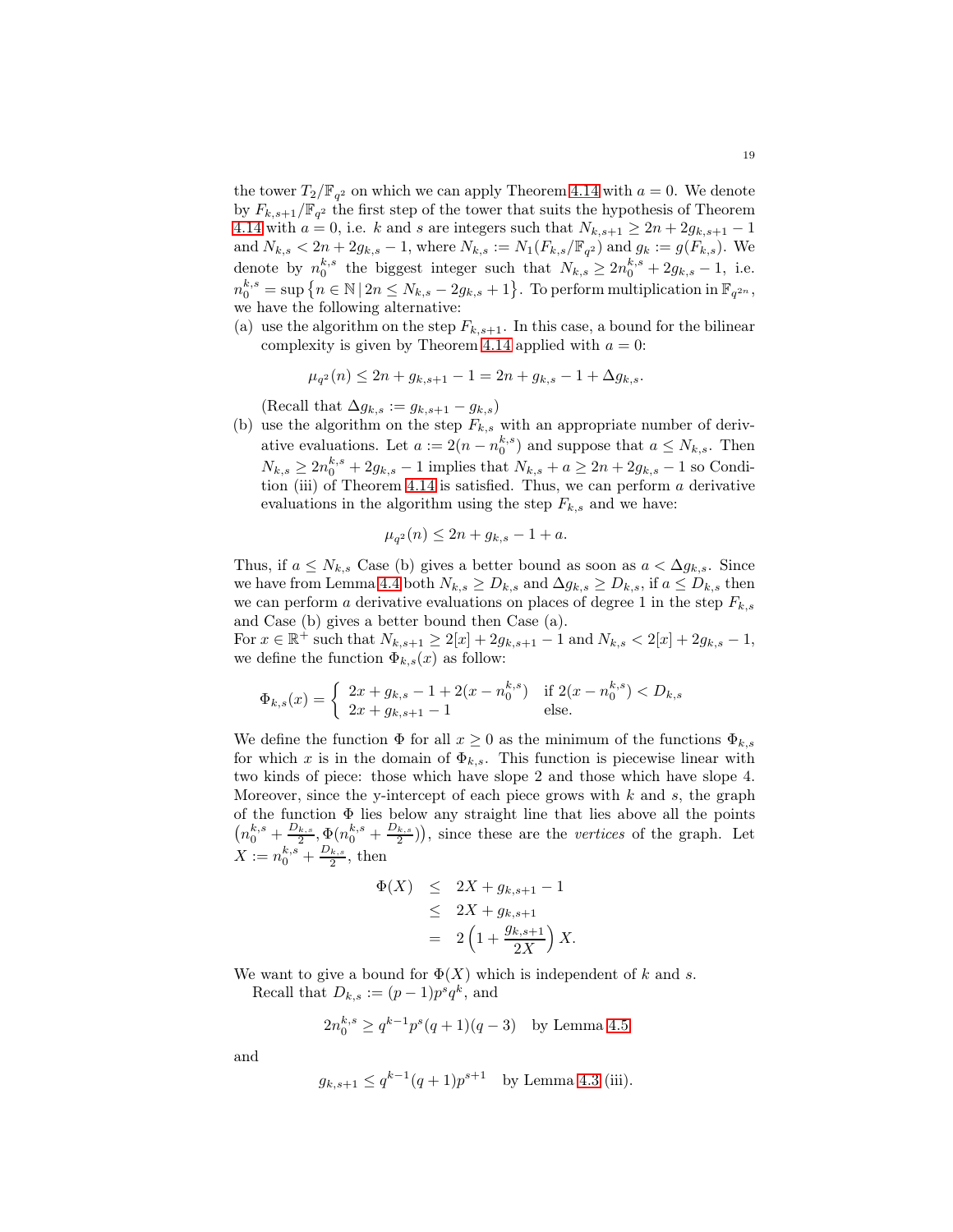the tower $T_2/\mathbb{F}_{q^2}$ on which we can apply Theorem 4.14 with $a = 0$. We denote by $F_{k,s+1}/\mathbb{F}_{q^2}$ the first step of the tower that suits the hypothesis of Theorem 4.14 with $a = 0$, i.e. $k$ and $s$ are integers such that $N_{k,s+1} \geq 2n + 2g_{k,s+1} - 1$ and $N_{k,s} < 2n + 2g_{k,s} - 1$, where $N_{k,s} := N_1(F_{k,s}/\mathbb{F}_{q^2})$ and $g_k := g(F_{k,s})$. We denote by $n_0^{k,s}$ the biggest integer such that $N_{k,s} \geq 2n_0^{k,s} + 2g_{k,s} - 1$, i.e. $n_0^{k,s} = \sup\left\{n \in \mathbb{N} \,|\, 2n \leq N_{k,s} - 2g_{k,s} + 1\right\}$. To perform multiplication in $\mathbb{F}_{q^{2n}}$, we have the following alternative:

(a) use the algorithm on the step $F_{k,s+1}$. In this case, a bound for the bilinear complexity is given by Theorem 4.14 applied with $a = 0$:

$$\mu_{q^2}(n) \leq 2n + g_{k,s+1} - 1 = 2n + g_{k,s} - 1 + \Delta g_{k,s}.$$

(Recall that $\Delta g_{k,s} := g_{k,s+1} - g_{k,s}$)

(b) use the algorithm on the step $F_{k,s}$ with an appropriate number of derivative evaluations. Let $a := 2(n - n_0^{k,s})$ and suppose that $a \leq N_{k,s}$. Then $N_{k,s} \geq 2n_0^{k,s} + 2g_{k,s} - 1$ implies that $N_{k,s} + a \geq 2n + 2g_{k,s} - 1$ so Condition (iii) of Theorem 4.14 is satisfied. Thus, we can perform $a$ derivative evaluations in the algorithm using the step $F_{k,s}$ and we have:

$$\mu_{q^2}(n) \leq 2n + g_{k,s} - 1 + a.$$

Thus, if $a \leq N_{k,s}$ Case (b) gives a better bound as soon as $a < \Delta g_{k,s}$. Since we have from Lemma 4.4 both $N_{k,s} \geq D_{k,s}$ and $\Delta g_{k,s} \geq D_{k,s}$, if $a \leq D_{k,s}$ then we can perform $a$ derivative evaluations on places of degree 1 in the step $F_{k,s}$ and Case (b) gives a better bound then Case (a).

For $x \in \mathbb{R}^+$ such that $N_{k,s+1} \geq 2[x] + 2g_{k,s+1} - 1$ and $N_{k,s} < 2[x] + 2g_{k,s} - 1$, we define the function $\Phi_{k,s}(x)$ as follow:

$$\Phi_{k,s}(x) = \begin{cases} 2x + g_{k,s} - 1 + 2(x - n_0^{k,s}) & \text{if } 2(x - n_0^{k,s}) < D_{k,s} \\ 2x + g_{k,s+1} - 1 & \text{else.} \end{cases}$$

We define the function $\Phi$ for all $x \geq 0$ as the minimum of the functions $\Phi_{k,s}$ for which $x$ is in the domain of $\Phi_{k,s}$. This function is piecewise linear with two kinds of piece: those which have slope 2 and those which have slope 4. Moreover, since the y-intercept of each piece grows with $k$ and $s$, the graph of the function $\Phi$ lies below any straight line that lies above all the points $\left(n_0^{k,s} + \frac{D_{k,s}}{2}, \Phi(n_0^{k,s} + \frac{D_{k,s}}{2})\right)$, since these are the *vertices* of the graph. Let $X := n_0^{k,s} + \frac{D_{k,s}}{2}$, then

$$\begin{aligned} \Phi(X) &\leq 2X + g_{k,s+1} - 1 \\ &\leq 2X + g_{k,s+1} \\ &= 2\left(1 + \frac{g_{k,s+1}}{2X}\right) X. \end{aligned}$$

We want to give a bound for $\Phi(X)$ which is independent of $k$ and $s$.

Recall that $D_{k,s} := (p-1)p^s q^k$, and

$$2n_0^{k,s} \geq q^{k-1} p^s (q+1)(q-3) \quad \text{by Lemma 4.5}$$

and

$$g_{k,s+1} \leq q^{k-1}(q+1)p^{s+1} \quad \text{by Lemma 4.3 (iii).}$$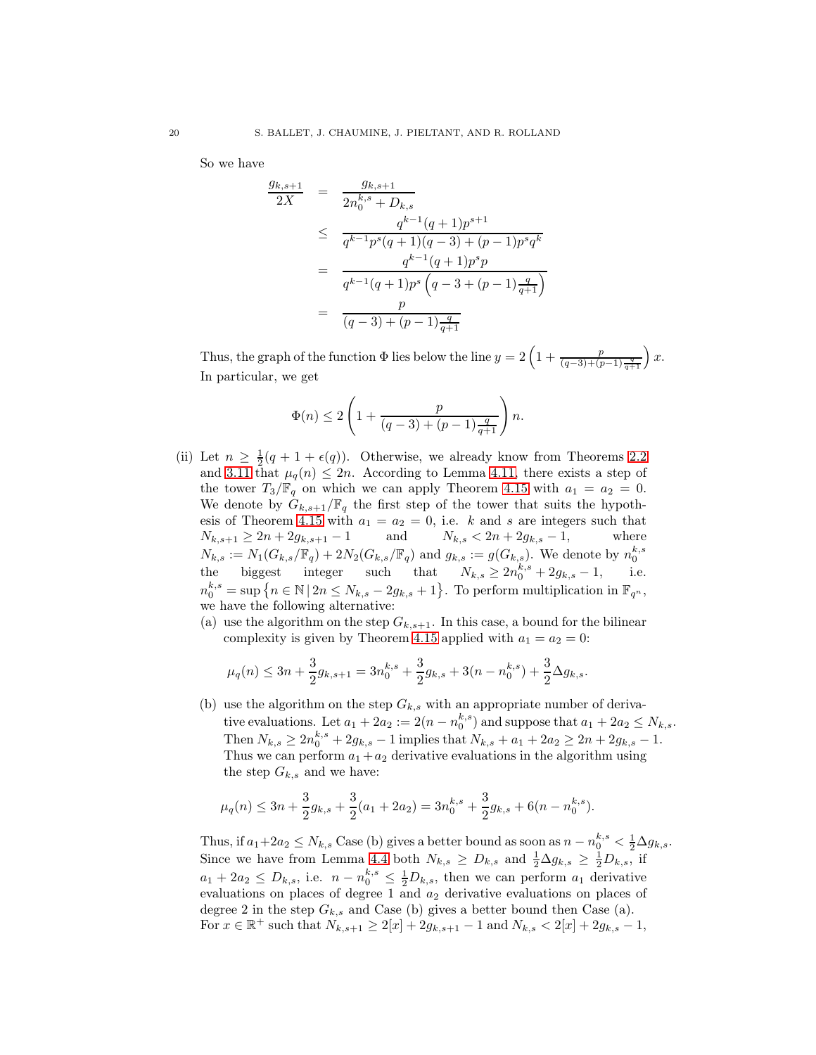So we have

$$
\begin{aligned}
\frac{g_{k,s+1}}{2X} &= \frac{g_{k,s+1}}{2n_0^{k,s} + D_{k,s}} \\
&\leq \frac{q^{k-1}(q+1)p^{s+1}}{q^{k-1}p^s(q+1)(q-3) + (p-1)p^s q^k} \\
&= \frac{q^{k-1}(q+1)p^s p}{q^{k-1}(q+1)p^s\left(q-3+(p-1)\frac{q}{q+1}\right)} \\
&= \frac{p}{(q-3)+(p-1)\frac{q}{q+1}}
\end{aligned}
$$

Thus, the graph of the function $\Phi$ lies below the line $y = 2\left(1 + \frac{p}{(q-3)+(p-1)\frac{q}{q+1}}\right)x$. In particular, we get

$$
\Phi(n) \leq 2\left(1 + \frac{p}{(q-3)+(p-1)\frac{q}{q+1}}\right)n.
$$

(ii) Let $n \geq \frac{1}{2}(q+1+\epsilon(q))$. Otherwise, we already know from Theorems 2.2 and 3.11 that $\mu_q(n) \leq 2n$. According to Lemma 4.11, there exists a step of the tower $T_3/\mathbb{F}_q$ on which we can apply Theorem 4.15 with $a_1 = a_2 = 0$. We denote by $G_{k,s+1}/\mathbb{F}_q$ the first step of the tower that suits the hypothesis of Theorem 4.15 with $a_1 = a_2 = 0$, i.e. $k$ and $s$ are integers such that $N_{k,s+1} \geq 2n + 2g_{k,s+1} - 1$ and $N_{k,s} < 2n + 2g_{k,s} - 1$, where $N_{k,s} := N_1(G_{k,s}/\mathbb{F}_q) + 2N_2(G_{k,s}/\mathbb{F}_q)$ and $g_{k,s} := g(G_{k,s})$. We denote by $n_0^{k,s}$ the biggest integer such that $N_{k,s} \geq 2n_0^{k,s} + 2g_{k,s} - 1$, i.e. $n_0^{k,s} = \sup\left\{n \in \mathbb{N} \,|\, 2n \leq N_{k,s} - 2g_{k,s} + 1\right\}$. To perform multiplication in $\mathbb{F}_{q^n}$, we have the following alternative:

(a) use the algorithm on the step $G_{k,s+1}$. In this case, a bound for the bilinear complexity is given by Theorem 4.15 applied with $a_1 = a_2 = 0$:

$$
\mu_q(n) \leq 3n + \frac{3}{2}g_{k,s+1} = 3n_0^{k,s} + \frac{3}{2}g_{k,s} + 3(n - n_0^{k,s}) + \frac{3}{2}\Delta g_{k,s}.
$$

(b) use the algorithm on the step $G_{k,s}$ with an appropriate number of derivative evaluations. Let $a_1 + 2a_2 := 2(n - n_0^{k,s})$ and suppose that $a_1 + 2a_2 \leq N_{k,s}$. Then $N_{k,s} \geq 2n_0^{k,s} + 2g_{k,s} - 1$ implies that $N_{k,s} + a_1 + 2a_2 \geq 2n + 2g_{k,s} - 1$. Thus we can perform $a_1 + a_2$ derivative evaluations in the algorithm using the step $G_{k,s}$ and we have:

$$
\mu_q(n) \leq 3n + \frac{3}{2}g_{k,s} + \frac{3}{2}(a_1 + 2a_2) = 3n_0^{k,s} + \frac{3}{2}g_{k,s} + 6(n - n_0^{k,s}).
$$

Thus, if $a_1 + 2a_2 \leq N_{k,s}$ Case (b) gives a better bound as soon as $n - n_0^{k,s} < \frac{1}{2}\Delta g_{k,s}$. Since we have from Lemma 4.4 both $N_{k,s} \geq D_{k,s}$ and $\frac{1}{2}\Delta g_{k,s} \geq \frac{1}{2}D_{k,s}$, if $a_1 + 2a_2 \leq D_{k,s}$, i.e. $n - n_0^{k,s} \leq \frac{1}{2}D_{k,s}$, then we can perform $a_1$ derivative evaluations on places of degree 1 and $a_2$ derivative evaluations on places of degree 2 in the step $G_{k,s}$ and Case (b) gives a better bound then Case (a). For $x \in \mathbb{R}^+$ such that $N_{k,s+1} \geq 2[x] + 2g_{k,s+1} - 1$ and $N_{k,s} < 2[x] + 2g_{k,s} - 1$,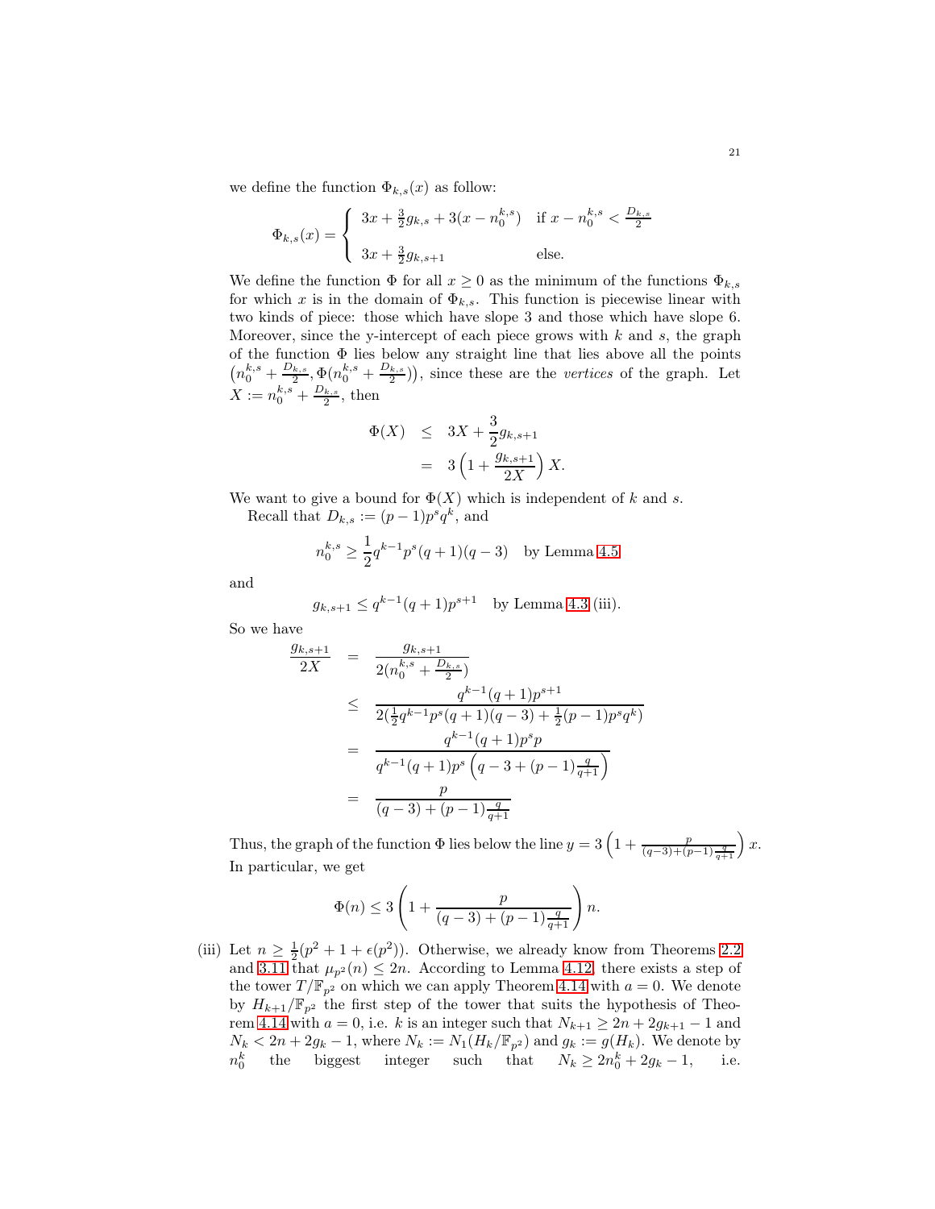we define the function $\Phi_{k,s}(x)$ as follow:

$$\Phi_{k,s}(x) = \begin{cases} 3x + \frac{3}{2}g_{k,s} + 3(x - n_0^{k,s}) & \text{if } x - n_0^{k,s} < \frac{D_{k,s}}{2} \\ 3x + \frac{3}{2}g_{k,s+1} & \text{else.} \end{cases}$$

We define the function $\Phi$ for all $x \geq 0$ as the minimum of the functions $\Phi_{k,s}$ for which $x$ is in the domain of $\Phi_{k,s}$. This function is piecewise linear with two kinds of piece: those which have slope 3 and those which have slope 6. Moreover, since the y-intercept of each piece grows with $k$ and $s$, the graph of the function $\Phi$ lies below any straight line that lies above all the points $\left(n_0^{k,s} + \frac{D_{k,s}}{2}, \Phi(n_0^{k,s} + \frac{D_{k,s}}{2})\right)$, since these are the *vertices* of the graph. Let $X := n_0^{k,s} + \frac{D_{k,s}}{2}$, then

$$\begin{aligned} \Phi(X) &\leq 3X + \frac{3}{2}g_{k,s+1} \\ &= 3\left(1 + \frac{g_{k,s+1}}{2X}\right)X. \end{aligned}$$

We want to give a bound for $\Phi(X)$ which is independent of $k$ and $s$.

Recall that $D_{k,s} := (p-1)p^s q^k$, and

$$n_0^{k,s} \geq \frac{1}{2}q^{k-1}p^s(q+1)(q-3) \quad \text{by Lemma 4.5}$$

and

$$g_{k,s+1} \leq q^{k-1}(q+1)p^{s+1} \quad \text{by Lemma 4.3 (iii).}$$

So we have

$$\begin{aligned} \frac{g_{k,s+1}}{2X} &= \frac{g_{k,s+1}}{2(n_0^{k,s} + \frac{D_{k,s}}{2})} \\ &\leq \frac{q^{k-1}(q+1)p^{s+1}}{2(\frac{1}{2}q^{k-1}p^s(q+1)(q-3) + \frac{1}{2}(p-1)p^s q^k)} \\ &= \frac{q^{k-1}(q+1)p^s p}{q^{k-1}(q+1)p^s\left(q - 3 + (p-1)\frac{q}{q+1}\right)} \\ &= \frac{p}{(q-3) + (p-1)\frac{q}{q+1}} \end{aligned}$$

Thus, the graph of the function $\Phi$ lies below the line $y = 3\left(1 + \frac{p}{(q-3)+(p-1)\frac{q}{q+1}}\right)x$. In particular, we get

$$\Phi(n) \leq 3\left(1 + \frac{p}{(q-3) + (p-1)\frac{q}{q+1}}\right)n.$$

(iii) Let $n \geq \frac{1}{2}(p^2 + 1 + \epsilon(p^2))$. Otherwise, we already know from Theorems 2.2 and 3.11 that $\mu_{p^2}(n) \leq 2n$. According to Lemma 4.12, there exists a step of the tower $T/\mathbb{F}_{p^2}$ on which we can apply Theorem 4.14 with $a = 0$. We denote by $H_{k+1}/\mathbb{F}_{p^2}$ the first step of the tower that suits the hypothesis of Theorem 4.14 with $a = 0$, i.e. $k$ is an integer such that $N_{k+1} \geq 2n + 2g_{k+1} - 1$ and $N_k < 2n + 2g_k - 1$, where $N_k := N_1(H_k/\mathbb{F}_{p^2})$ and $g_k := g(H_k)$. We denote by $n_0^k$ the biggest integer such that $N_k \geq 2n_0^k + 2g_k - 1$, i.e.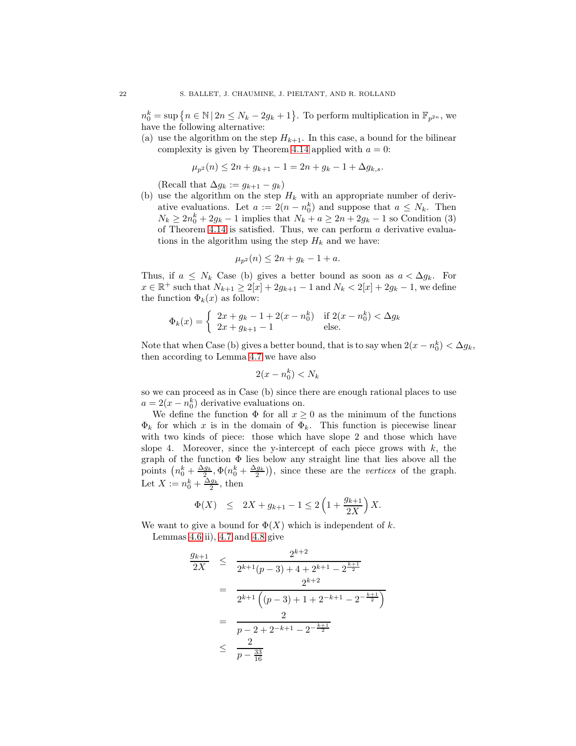$n_0^k = \sup\left\{n \in \mathbb{N} \,|\, 2n \leq N_k - 2g_k + 1\right\}$. To perform multiplication in $\mathbb{F}_{p^{2n}}$, we have the following alternative:

(a) use the algorithm on the step $H_{k+1}$. In this case, a bound for the bilinear complexity is given by Theorem 4.14 applied with $a = 0$:

$$\mu_{p^2}(n) \leq 2n + g_{k+1} - 1 = 2n + g_k - 1 + \Delta g_{k,s}.$$

(Recall that $\Delta g_k := g_{k+1} - g_k$)

(b) use the algorithm on the step $H_k$ with an appropriate number of derivative evaluations. Let $a := 2(n - n_0^k)$ and suppose that $a \leq N_k$. Then $N_k \geq 2n_0^k + 2g_k - 1$ implies that $N_k + a \geq 2n + 2g_k - 1$ so Condition (3) of Theorem 4.14 is satisfied. Thus, we can perform $a$ derivative evaluations in the algorithm using the step $H_k$ and we have:

$$\mu_{p^2}(n) \leq 2n + g_k - 1 + a.$$

Thus, if $a \leq N_k$ Case (b) gives a better bound as soon as $a < \Delta g_k$. For $x \in \mathbb{R}^+$ such that $N_{k+1} \geq 2[x] + 2g_{k+1} - 1$ and $N_k < 2[x] + 2g_k - 1$, we define the function $\Phi_k(x)$ as follow:

$$\Phi_k(x) = \begin{cases} 2x + g_k - 1 + 2(x - n_0^k) & \text{if } 2(x - n_0^k) < \Delta g_k \\ 2x + g_{k+1} - 1 & \text{else.} \end{cases}$$

Note that when Case (b) gives a better bound, that is to say when $2(x - n_0^k) < \Delta g_k$, then according to Lemma 4.7 we have also

$$2(x - n_0^k) < N_k$$

so we can proceed as in Case (b) since there are enough rational places to use $a = 2(x - n_0^k)$ derivative evaluations on.

We define the function $\Phi$ for all $x \geq 0$ as the minimum of the functions $\Phi_k$ for which $x$ is in the domain of $\Phi_k$. This function is piecewise linear with two kinds of piece: those which have slope 2 and those which have slope 4. Moreover, since the y-intercept of each piece grows with $k$, the graph of the function $\Phi$ lies below any straight line that lies above all the points $\left(n_0^k + \frac{\Delta g_k}{2}, \Phi(n_0^k + \frac{\Delta g_k}{2})\right)$, since these are the *vertices* of the graph. Let $X := n_0^k + \frac{\Delta g_k}{2}$, then

$$\Phi(X) \quad \leq \quad 2X + g_{k+1} - 1 \leq 2\left(1 + \frac{g_{k+1}}{2X}\right)X.$$

We want to give a bound for $\Phi(X)$ which is independent of $k$.

Lemmas 4.6 ii), 4.7 and 4.8 give

$$\begin{aligned}
\frac{g_{k+1}}{2X} &\leq \frac{2^{k+2}}{2^{k+1}(p-3) + 4 + 2^{k+1} - 2^{\frac{k+1}{2}}} \\
&= \frac{2^{k+2}}{2^{k+1}\left((p-3) + 1 + 2^{-k+1} - 2^{-\frac{k+1}{2}}\right)} \\
&= \frac{2}{p - 2 + 2^{-k+1} - 2^{-\frac{k+1}{2}}} \\
&\leq \frac{2}{p - \frac{33}{16}}
\end{aligned}$$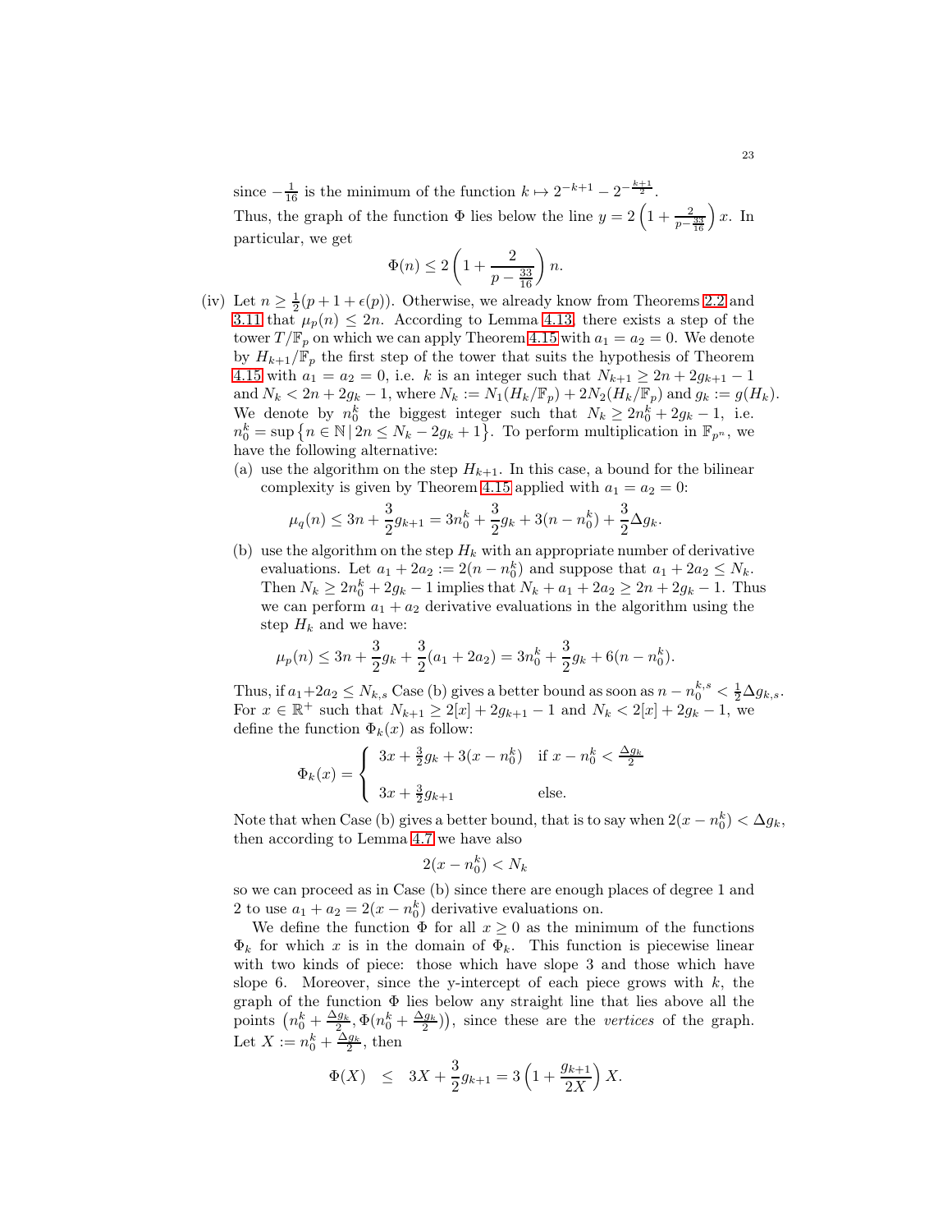since $-\frac{1}{16}$ is the minimum of the function $k \mapsto 2^{-k+1} - 2^{-\frac{k+1}{2}}$.

Thus, the graph of the function $\Phi$ lies below the line $y = 2\left(1 + \frac{2}{p - \frac{33}{16}}\right)x$. In particular, we get

$$\Phi(n) \leq 2\left(1 + \frac{2}{p - \frac{33}{16}}\right)n.$$

(iv) Let $n \geq \frac{1}{2}(p + 1 + \epsilon(p))$. Otherwise, we already know from Theorems 2.2 and 3.11 that $\mu_p(n) \leq 2n$. According to Lemma 4.13, there exists a step of the tower $T/\mathbb{F}_p$ on which we can apply Theorem 4.15 with $a_1 = a_2 = 0$. We denote by $H_{k+1}/\mathbb{F}_p$ the first step of the tower that suits the hypothesis of Theorem 4.15 with $a_1 = a_2 = 0$, i.e. $k$ is an integer such that $N_{k+1} \geq 2n + 2g_{k+1} - 1$ and $N_k < 2n + 2g_k - 1$, where $N_k := N_1(H_k/\mathbb{F}_p) + 2N_2(H_k/\mathbb{F}_p)$ and $g_k := g(H_k)$. We denote by $n_0^k$ the biggest integer such that $N_k \geq 2n_0^k + 2g_k - 1$, i.e. $n_0^k = \sup\left\{n \in \mathbb{N} \,|\, 2n \leq N_k - 2g_k + 1\right\}$. To perform multiplication in $\mathbb{F}_{p^n}$, we have the following alternative:

(a) use the algorithm on the step $H_{k+1}$. In this case, a bound for the bilinear complexity is given by Theorem 4.15 applied with $a_1 = a_2 = 0$:

$$\mu_q(n) \leq 3n + \frac{3}{2}g_{k+1} = 3n_0^k + \frac{3}{2}g_k + 3(n - n_0^k) + \frac{3}{2}\Delta g_k.$$

(b) use the algorithm on the step $H_k$ with an appropriate number of derivative evaluations. Let $a_1 + 2a_2 := 2(n - n_0^k)$ and suppose that $a_1 + 2a_2 \leq N_k$. Then $N_k \geq 2n_0^k + 2g_k - 1$ implies that $N_k + a_1 + 2a_2 \geq 2n + 2g_k - 1$. Thus we can perform $a_1 + a_2$ derivative evaluations in the algorithm using the step $H_k$ and we have:

$$\mu_p(n) \leq 3n + \frac{3}{2}g_k + \frac{3}{2}(a_1 + 2a_2) = 3n_0^k + \frac{3}{2}g_k + 6(n - n_0^k).$$

Thus, if $a_1 + 2a_2 \leq N_{k,s}$ Case (b) gives a better bound as soon as $n - n_0^{k,s} < \frac{1}{2}\Delta g_{k,s}$. For $x \in \mathbb{R}^+$ such that $N_{k+1} \geq 2[x] + 2g_{k+1} - 1$ and $N_k < 2[x] + 2g_k - 1$, we define the function $\Phi_k(x)$ as follow:

$$\Phi_k(x) = \begin{cases} 3x + \frac{3}{2}g_k + 3(x - n_0^k) & \text{if } x - n_0^k < \frac{\Delta g_k}{2} \\ 3x + \frac{3}{2}g_{k+1} & \text{else.} \end{cases}$$

Note that when Case (b) gives a better bound, that is to say when $2(x - n_0^k) < \Delta g_k$, then according to Lemma 4.7 we have also

$$2(x - n_0^k) < N_k$$

so we can proceed as in Case (b) since there are enough places of degree 1 and 2 to use $a_1 + a_2 = 2(x - n_0^k)$ derivative evaluations on.

We define the function $\Phi$ for all $x \geq 0$ as the minimum of the functions $\Phi_k$ for which $x$ is in the domain of $\Phi_k$. This function is piecewise linear with two kinds of piece: those which have slope 3 and those which have slope 6. Moreover, since the y-intercept of each piece grows with $k$, the graph of the function $\Phi$ lies below any straight line that lies above all the points $\left(n_0^k + \frac{\Delta g_k}{2}, \Phi(n_0^k + \frac{\Delta g_k}{2})\right)$, since these are the *vertices* of the graph. Let $X := n_0^k + \frac{\Delta g_k}{2}$, then

$$\Phi(X) \leq 3X + \frac{3}{2}g_{k+1} = 3\left(1 + \frac{g_{k+1}}{2X}\right)X.$$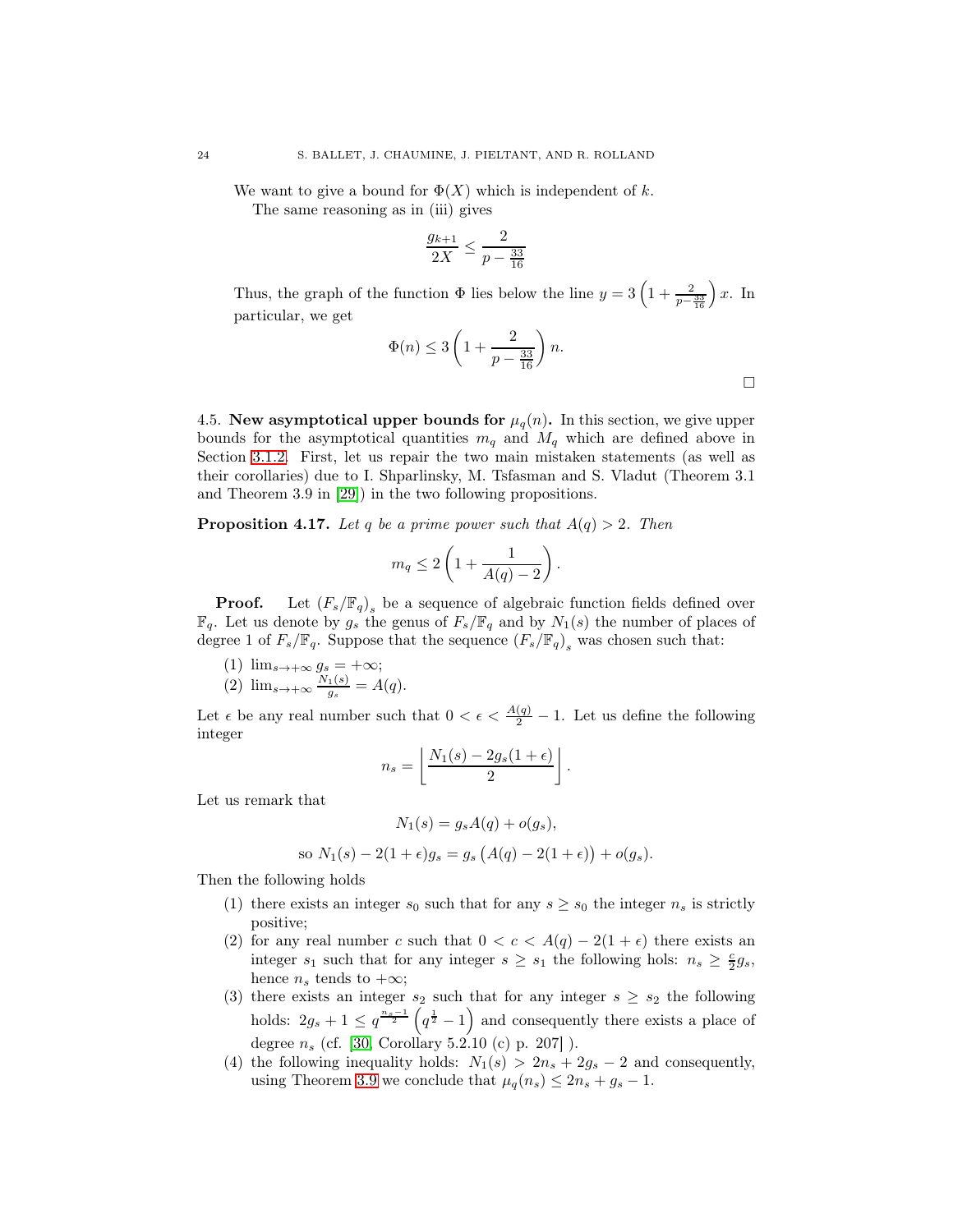We want to give a bound for $\Phi(X)$ which is independent of $k$.

The same reasoning as in (iii) gives

$$\frac{g_{k+1}}{2X} \leq \frac{2}{p - \frac{33}{16}}$$

Thus, the graph of the function $\Phi$ lies below the line $y = 3\left(1 + \frac{2}{p-\frac{33}{16}}\right)x$. In particular, we get

$$\Phi(n) \leq 3\left(1 + \frac{2}{p - \frac{33}{16}}\right)n.$$

□

4.5. **New asymptotical upper bounds for $\mu_q(n)$.** In this section, we give upper bounds for the asymptotical quantities $m_q$ and $M_q$ which are defined above in Section 3.1.2. First, let us repair the two main mistaken statements (as well as their corollaries) due to I. Shparlinsky, M. Tsfasman and S. Vladut (Theorem 3.1 and Theorem 3.9 in [29]) in the two following propositions.

**Proposition 4.17.** *Let $q$ be a prime power such that $A(q) > 2$. Then*

$$m_q \leq 2\left(1 + \frac{1}{A(q) - 2}\right).$$

**Proof.** Let $(F_s/\mathbb{F}_q)_s$ be a sequence of algebraic function fields defined over $\mathbb{F}_q$. Let us denote by $g_s$ the genus of $F_s/\mathbb{F}_q$ and by $N_1(s)$ the number of places of degree 1 of $F_s/\mathbb{F}_q$. Suppose that the sequence $(F_s/\mathbb{F}_q)_s$ was chosen such that:

(1) $\lim_{s\to+\infty} g_s = +\infty$;
(2) $\lim_{s\to+\infty} \frac{N_1(s)}{g_s} = A(q)$.

Let $\epsilon$ be any real number such that $0 < \epsilon < \frac{A(q)}{2} - 1$. Let us define the following integer

$$n_s = \left\lfloor \frac{N_1(s) - 2g_s(1+\epsilon)}{2} \right\rfloor.$$

Let us remark that

$$N_1(s) = g_sA(q) + o(g_s),$$

$$\text{so } N_1(s) - 2(1+\epsilon)g_s = g_s\left(A(q) - 2(1+\epsilon)\right) + o(g_s).$$

Then the following holds

(1) there exists an integer $s_0$ such that for any $s \geq s_0$ the integer $n_s$ is strictly positive;
(2) for any real number $c$ such that $0 < c < A(q) - 2(1+\epsilon)$ there exists an integer $s_1$ such that for any integer $s \geq s_1$ the following hols: $n_s \geq \frac{c}{2}g_s$, hence $n_s$ tends to $+\infty$;
(3) there exists an integer $s_2$ such that for any integer $s \geq s_2$ the following holds: $2g_s + 1 \leq q^{\frac{n_s-1}{2}}\left(q^{\frac{1}{2}} - 1\right)$ and consequently there exists a place of degree $n_s$ (cf. [30, Corollary 5.2.10 (c) p. 207] ).
(4) the following inequality holds: $N_1(s) > 2n_s + 2g_s - 2$ and consequently, using Theorem 3.9 we conclude that $\mu_q(n_s) \leq 2n_s + g_s - 1$.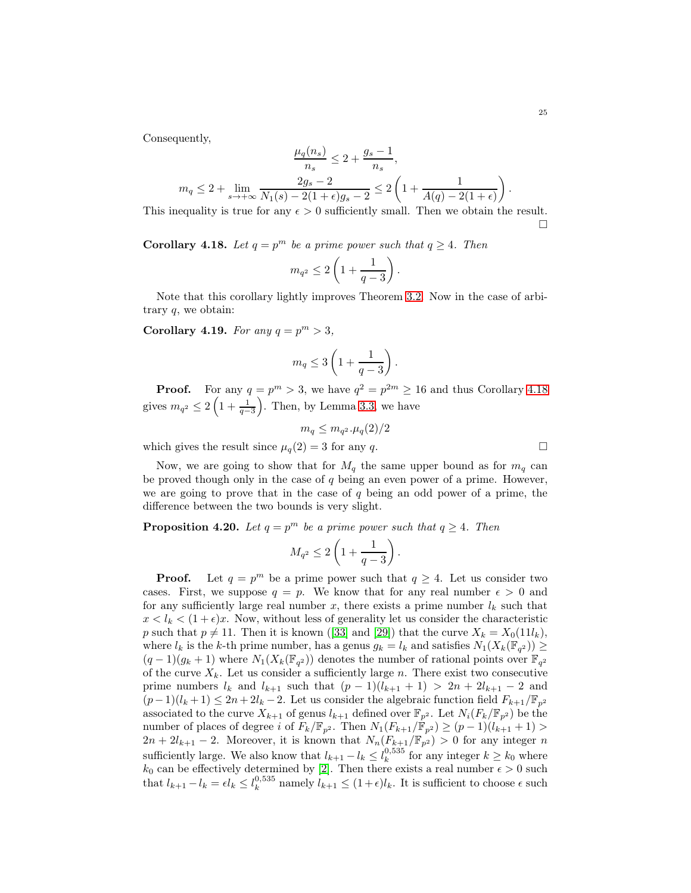Consequently,

$$\frac{\mu_q(n_s)}{n_s} \leq 2 + \frac{g_s - 1}{n_s},$$

$$m_q \leq 2 + \lim_{s \to +\infty} \frac{2g_s - 2}{N_1(s) - 2(1+\epsilon)g_s - 2} \leq 2\left(1 + \frac{1}{A(q) - 2(1+\epsilon)}\right).$$

This inequality is true for any $\epsilon > 0$ sufficiently small. Then we obtain the result. □

**Corollary 4.18.** *Let $q = p^m$ be a prime power such that $q \geq 4$. Then*

$$m_{q^2} \leq 2\left(1 + \frac{1}{q-3}\right).$$

Note that this corollary lightly improves Theorem 3.2. Now in the case of arbitrary $q$, we obtain:

**Corollary 4.19.** *For any $q = p^m > 3$,*

$$m_q \leq 3\left(1 + \frac{1}{q-3}\right).$$

**Proof.** For any $q = p^m > 3$, we have $q^2 = p^{2m} \geq 16$ and thus Corollary 4.18 gives $m_{q^2} \leq 2\left(1 + \frac{1}{q-3}\right)$. Then, by Lemma 3.3, we have

$$m_q \leq m_{q^2}.\mu_q(2)/2$$

which gives the result since $\mu_q(2) = 3$ for any $q$. □

Now, we are going to show that for $M_q$ the same upper bound as for $m_q$ can be proved though only in the case of $q$ being an even power of a prime. However, we are going to prove that in the case of $q$ being an odd power of a prime, the difference between the two bounds is very slight.

**Proposition 4.20.** *Let $q = p^m$ be a prime power such that $q \geq 4$. Then*

$$M_{q^2} \leq 2\left(1 + \frac{1}{q-3}\right).$$

**Proof.** Let $q = p^m$ be a prime power such that $q \geq 4$. Let us consider two cases. First, we suppose $q = p$. We know that for any real number $\epsilon > 0$ and for any sufficiently large real number $x$, there exists a prime number $l_k$ such that $x < l_k < (1+\epsilon)x$. Now, without less of generality let us consider the characteristic $p$ such that $p \neq 11$. Then it is known ([33] and [29]) that the curve $X_k = X_0(11l_k)$, where $l_k$ is the $k$-th prime number, has a genus $g_k = l_k$ and satisfies $N_1(X_k(\mathbb{F}_{q^2})) \geq (q-1)(g_k+1)$ where $N_1(X_k(\mathbb{F}_{q^2}))$ denotes the number of rational points over $\mathbb{F}_{q^2}$ of the curve $X_k$. Let us consider a sufficiently large $n$. There exist two consecutive prime numbers $l_k$ and $l_{k+1}$ such that $(p-1)(l_{k+1}+1) > 2n + 2l_{k+1} - 2$ and $(p-1)(l_k+1) \leq 2n + 2l_k - 2$. Let us consider the algebraic function field $F_{k+1}/\mathbb{F}_{p^2}$ associated to the curve $X_{k+1}$ of genus $l_{k+1}$ defined over $\mathbb{F}_{p^2}$. Let $N_i(F_k/\mathbb{F}_{p^2})$ be the number of places of degree $i$ of $F_k/\mathbb{F}_{p^2}$. Then $N_1(F_{k+1}/\mathbb{F}_{p^2}) \geq (p-1)(l_{k+1}+1) > 2n + 2l_{k+1} - 2$. Moreover, it is known that $N_n(F_{k+1}/\mathbb{F}_{p^2}) > 0$ for any integer $n$ sufficiently large. We also know that $l_{k+1} - l_k \leq l_k^{0,535}$ for any integer $k \geq k_0$ where $k_0$ can be effectively determined by [2]. Then there exists a real number $\epsilon > 0$ such that $l_{k+1} - l_k = \epsilon l_k \leq l_k^{0,535}$ namely $l_{k+1} \leq (1+\epsilon)l_k$. It is sufficient to choose $\epsilon$ such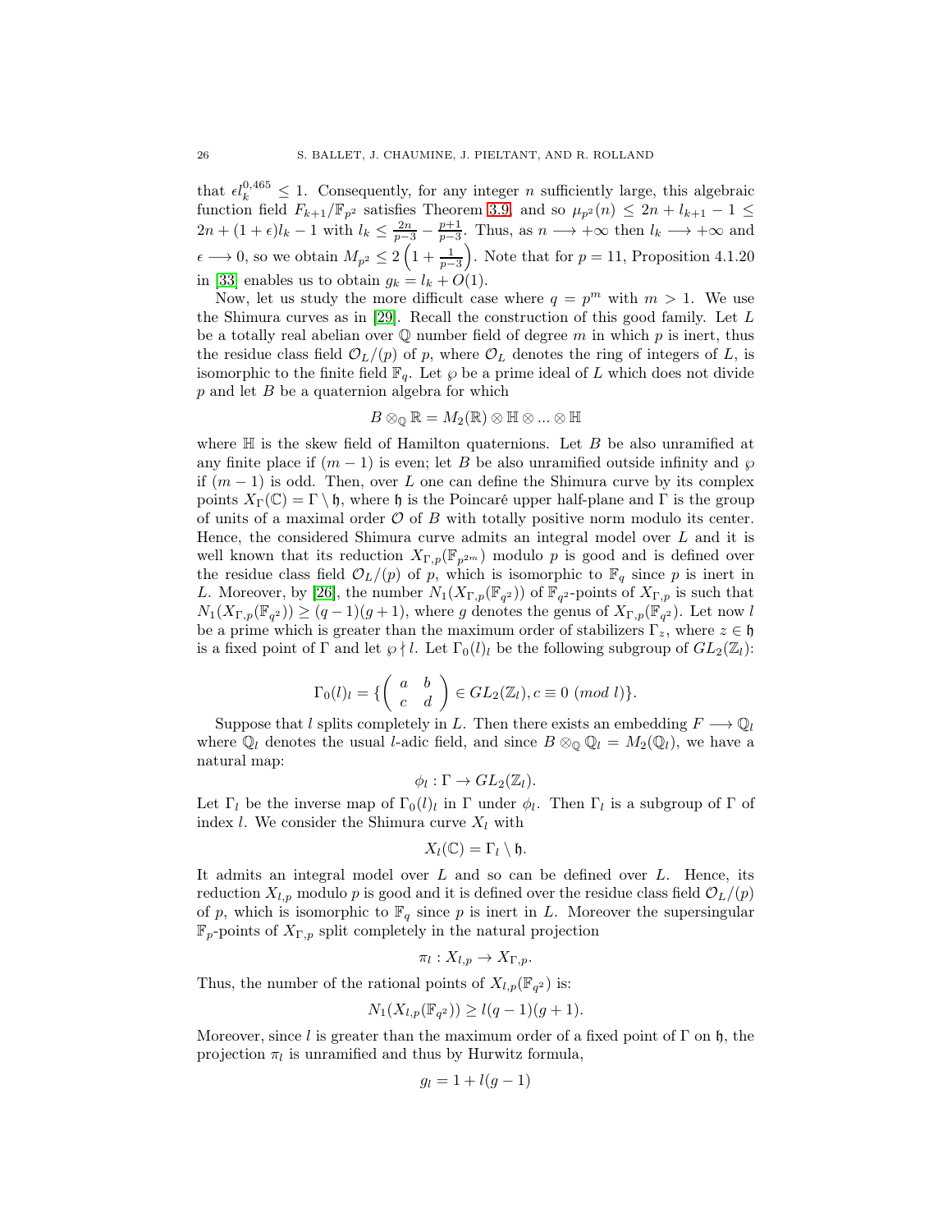that $\epsilon l_k^{0,465} \leq 1$. Consequently, for any integer $n$ sufficiently large, this algebraic function field $F_{k+1}/\mathbb{F}_{p^2}$ satisfies Theorem 3.9, and so $\mu_{p^2}(n) \leq 2n + l_{k+1} - 1 \leq 2n + (1+\epsilon)l_k - 1$ with $l_k \leq \frac{2n}{p-3} - \frac{p+1}{p-3}$. Thus, as $n \longrightarrow +\infty$ then $l_k \longrightarrow +\infty$ and $\epsilon \longrightarrow 0$, so we obtain $M_{p^2} \leq 2\left(1 + \frac{1}{p-3}\right)$. Note that for $p = 11$, Proposition 4.1.20 in [33] enables us to obtain $g_k = l_k + O(1)$.

Now, let us study the more difficult case where $q = p^m$ with $m > 1$. We use the Shimura curves as in [29]. Recall the construction of this good family. Let $L$ be a totally real abelian over $\mathbb{Q}$ number field of degree $m$ in which $p$ is inert, thus the residue class field $\mathcal{O}_L/(p)$ of $p$, where $\mathcal{O}_L$ denotes the ring of integers of $L$, is isomorphic to the finite field $\mathbb{F}_q$. Let $\wp$ be a prime ideal of $L$ which does not divide $p$ and let $B$ be a quaternion algebra for which

$$B \otimes_{\mathbb{Q}} \mathbb{R} = M_2(\mathbb{R}) \otimes \mathbb{H} \otimes ... \otimes \mathbb{H}$$

where $\mathbb{H}$ is the skew field of Hamilton quaternions. Let $B$ be also unramified at any finite place if $(m-1)$ is even; let $B$ be also unramified outside infinity and $\wp$ if $(m-1)$ is odd. Then, over $L$ one can define the Shimura curve by its complex points $X_\Gamma(\mathbb{C}) = \Gamma \setminus \mathfrak{h}$, where $\mathfrak{h}$ is the Poincaré upper half-plane and $\Gamma$ is the group of units of a maximal order $\mathcal{O}$ of $B$ with totally positive norm modulo its center. Hence, the considered Shimura curve admits an integral model over $L$ and it is well known that its reduction $X_{\Gamma,p}(\mathbb{F}_{p^{2m}})$ modulo $p$ is good and is defined over the residue class field $\mathcal{O}_L/(p)$ of $p$, which is isomorphic to $\mathbb{F}_q$ since $p$ is inert in $L$. Moreover, by [26], the number $N_1(X_{\Gamma,p}(\mathbb{F}_{q^2}))$ of $\mathbb{F}_{q^2}$-points of $X_{\Gamma,p}$ is such that $N_1(X_{\Gamma,p}(\mathbb{F}_{q^2})) \geq (q-1)(g+1)$, where $g$ denotes the genus of $X_{\Gamma,p}(\mathbb{F}_{q^2})$. Let now $l$ be a prime which is greater than the maximum order of stabilizers $\Gamma_z$, where $z \in \mathfrak{h}$ is a fixed point of $\Gamma$ and let $\wp \nmid l$. Let $\Gamma_0(l)_l$ be the following subgroup of $GL_2(\mathbb{Z}_l)$:

$$\Gamma_0(l)_l = \{\begin{pmatrix} a & b \\ c & d \end{pmatrix} \in GL_2(\mathbb{Z}_l), c \equiv 0 \ (mod\ l)\}.$$

Suppose that $l$ splits completely in $L$. Then there exists an embedding $F \longrightarrow \mathbb{Q}_l$ where $\mathbb{Q}_l$ denotes the usual $l$-adic field, and since $B \otimes_{\mathbb{Q}} \mathbb{Q}_l = M_2(\mathbb{Q}_l)$, we have a natural map:

$$\phi_l : \Gamma \to GL_2(\mathbb{Z}_l).$$

Let $\Gamma_l$ be the inverse map of $\Gamma_0(l)_l$ in $\Gamma$ under $\phi_l$. Then $\Gamma_l$ is a subgroup of $\Gamma$ of index $l$. We consider the Shimura curve $X_l$ with

$$X_l(\mathbb{C}) = \Gamma_l \setminus \mathfrak{h}.$$

It admits an integral model over $L$ and so can be defined over $L$. Hence, its reduction $X_{l,p}$ modulo $p$ is good and it is defined over the residue class field $\mathcal{O}_L/(p)$ of $p$, which is isomorphic to $\mathbb{F}_q$ since $p$ is inert in $L$. Moreover the supersingular $\mathbb{F}_p$-points of $X_{\Gamma,p}$ split completely in the natural projection

$$\pi_l : X_{l,p} \to X_{\Gamma,p}.$$

Thus, the number of the rational points of $X_{l,p}(\mathbb{F}_{q^2})$ is:

$$N_1(X_{l,p}(\mathbb{F}_{q^2})) \geq l(q-1)(g+1).$$

Moreover, since $l$ is greater than the maximum order of a fixed point of $\Gamma$ on $\mathfrak{h}$, the projection $\pi_l$ is unramified and thus by Hurwitz formula,

$$g_l = 1 + l(g-1)$$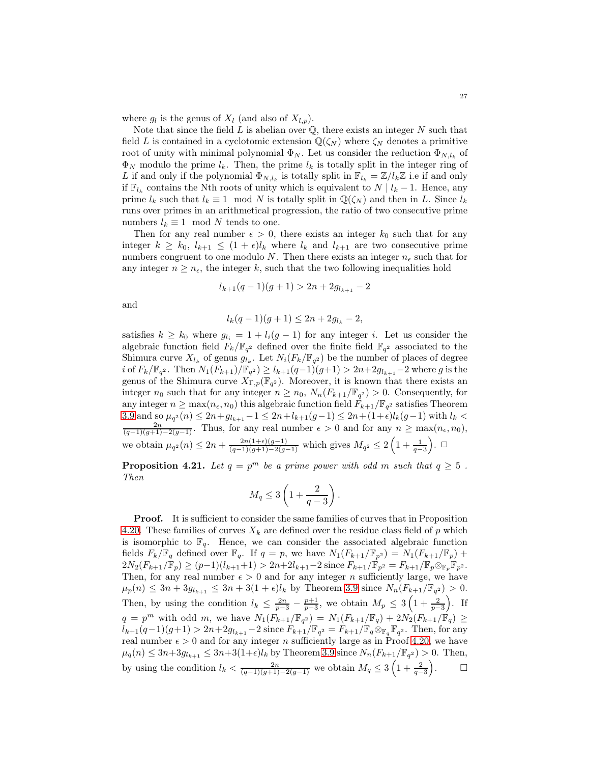where $g_l$ is the genus of $X_l$ (and also of $X_{l,p}$).

Note that since the field $L$ is abelian over $\mathbb{Q}$, there exists an integer $N$ such that field $L$ is contained in a cyclotomic extension $\mathbb{Q}(\zeta_N)$ where $\zeta_N$ denotes a primitive root of unity with minimal polynomial $\Phi_N$. Let us consider the reduction $\Phi_{N,l_k}$ of $\Phi_N$ modulo the prime $l_k$. Then, the prime $l_k$ is totally split in the integer ring of $L$ if and only if the polynomial $\Phi_{N,l_k}$ is totally split in $\mathbb{F}_{l_k} = \mathbb{Z}/l_k\mathbb{Z}$ i.e if and only if $\mathbb{F}_{l_k}$ contains the Nth roots of unity which is equivalent to $N \mid l_k - 1$. Hence, any prime $l_k$ such that $l_k \equiv 1 \mod N$ is totally split in $\mathbb{Q}(\zeta_N)$ and then in $L$. Since $l_k$ runs over primes in an arithmetical progression, the ratio of two consecutive prime numbers $l_k \equiv 1 \mod N$ tends to one.

Then for any real number $\epsilon > 0$, there exists an integer $k_0$ such that for any integer $k \geq k_0$, $l_{k+1} \leq (1+\epsilon)l_k$ where $l_k$ and $l_{k+1}$ are two consecutive prime numbers congruent to one modulo $N$. Then there exists an integer $n_\epsilon$ such that for any integer $n \geq n_\epsilon$, the integer $k$, such that the two following inequalities hold

$$l_{k+1}(q-1)(g+1) > 2n + 2g_{l_{k+1}} - 2$$

and

$$l_k(q-1)(g+1) \leq 2n + 2g_{l_k} - 2,$$

satisfies $k \geq k_0$ where $g_{l_i} = 1 + l_i(g-1)$ for any integer $i$. Let us consider the algebraic function field $F_k/\mathbb{F}_{q^2}$ defined over the finite field $\mathbb{F}_{q^2}$ associated to the Shimura curve $X_{l_k}$ of genus $g_{l_k}$. Let $N_i(F_k/\mathbb{F}_{q^2})$ be the number of places of degree $i$ of $F_k/\mathbb{F}_{q^2}$. Then $N_1(F_{k+1})/\mathbb{F}_{q^2}) \geq l_{k+1}(q-1)(g+1) > 2n+2g_{l_{k+1}}-2$ where $g$ is the genus of the Shimura curve $X_{\Gamma,p}(\mathbb{F}_{q^2})$. Moreover, it is known that there exists an integer $n_0$ such that for any integer $n \geq n_0$, $N_n(F_{k+1}/\mathbb{F}_{q^2}) > 0$. Consequently, for any integer $n \geq \max(n_\epsilon, n_0)$ this algebraic function field $F_{k+1}/\mathbb{F}_{q^2}$ satisfies Theorem 3.9 and so $\mu_{q^2}(n) \leq 2n + g_{l_{k+1}} - 1 \leq 2n + l_{k+1}(g-1) \leq 2n + (1+\epsilon)l_k(g-1)$ with $l_k < \frac{2n}{(q-1)(g+1)-2(g-1)}$. Thus, for any real number $\epsilon > 0$ and for any $n \geq \max(n_\epsilon, n_0)$, we obtain $\mu_{q^2}(n) \leq 2n + \frac{2n(1+\epsilon)(g-1)}{(q-1)(g+1)-2(g-1)}$ which gives $M_{q^2} \leq 2\left(1 + \frac{1}{q-3}\right)$. □

**Proposition 4.21.** *Let $q = p^m$ be a prime power with odd $m$ such that $q \geq 5$ . Then*

$$M_q \leq 3\left(1 + \frac{2}{q-3}\right).$$

**Proof.** It is sufficient to consider the same families of curves that in Proposition 4.20. These families of curves $X_k$ are defined over the residue class field of $p$ which is isomorphic to $\mathbb{F}_q$. Hence, we can consider the associated algebraic function fields $F_k/\mathbb{F}_q$ defined over $\mathbb{F}_q$. If $q = p$, we have $N_1(F_{k+1}/\mathbb{F}_{p^2}) = N_1(F_{k+1}/\mathbb{F}_p) + 2N_2(F_{k+1}/\mathbb{F}_p) \geq (p-1)(l_{k+1}+1) > 2n+2l_{k+1}-2$ since $F_{k+1}/\mathbb{F}_{p^2} = F_{k+1}/\mathbb{F}_p \otimes_{\mathbb{F}_p} \mathbb{F}_{p^2}$. Then, for any real number $\epsilon > 0$ and for any integer $n$ sufficiently large, we have $\mu_p(n) \leq 3n + 3g_{l_{k+1}} \leq 3n + 3(1+\epsilon)l_k$ by Theorem 3.9 since $N_n(F_{k+1}/\mathbb{F}_{q^2}) > 0$. Then, by using the condition $l_k \leq \frac{2n}{p-3} - \frac{p+1}{p-3}$, we obtain $M_p \leq 3\left(1 + \frac{2}{p-3}\right)$. If $q = p^m$ with odd $m$, we have $N_1(F_{k+1}/\mathbb{F}_{q^2}) = N_1(F_{k+1}/\mathbb{F}_q) + 2N_2(F_{k+1}/\mathbb{F}_q) \geq l_{k+1}(q-1)(g+1) > 2n+2g_{l_{k+1}}-2$ since $F_{k+1}/\mathbb{F}_{q^2} = F_{k+1}/\mathbb{F}_q \otimes_{\mathbb{F}_q} \mathbb{F}_{q^2}$. Then, for any real number $\epsilon > 0$ and for any integer $n$ sufficiently large as in Proof 4.20, we have $\mu_q(n) \leq 3n+3g_{l_{k+1}} \leq 3n+3(1+\epsilon)l_k$ by Theorem 3.9 since $N_n(F_{k+1}/\mathbb{F}_{q^2}) > 0$. Then, by using the condition $l_k < \frac{2n}{(q-1)(g+1)-2(g-1)}$ we obtain $M_q \leq 3\left(1 + \frac{2}{q-3}\right)$. □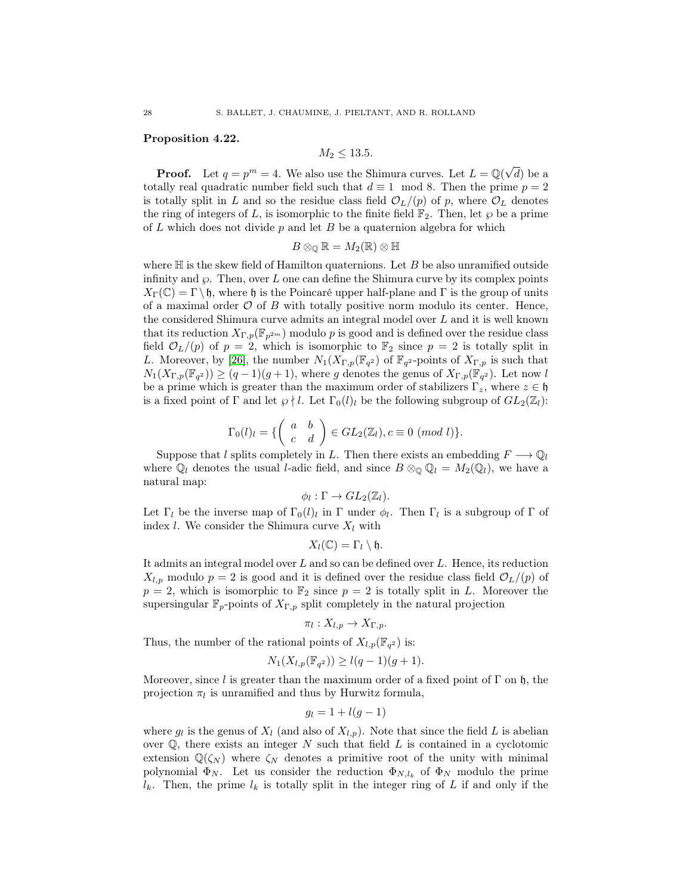**Proposition 4.22.**

$$M_2 \leq 13.5.$$

**Proof.** Let $q = p^m = 4$. We also use the Shimura curves. Let $L = \mathbb{Q}(\sqrt{d})$ be a totally real quadratic number field such that $d \equiv 1 \mod 8$. Then the prime $p = 2$ is totally split in $L$ and so the residue class field $\mathcal{O}_L/(p)$ of $p$, where $\mathcal{O}_L$ denotes the ring of integers of $L$, is isomorphic to the finite field $\mathbb{F}_2$. Then, let $\wp$ be a prime of $L$ which does not divide $p$ and let $B$ be a quaternion algebra for which

$$B \otimes_{\mathbb{Q}} \mathbb{R} = M_2(\mathbb{R}) \otimes \mathbb{H}$$

where $\mathbb{H}$ is the skew field of Hamilton quaternions. Let $B$ be also unramified outside infinity and $\wp$. Then, over $L$ one can define the Shimura curve by its complex points $X_\Gamma(\mathbb{C}) = \Gamma \setminus \mathfrak{h}$, where $\mathfrak{h}$ is the Poincaré upper half-plane and $\Gamma$ is the group of units of a maximal order $\mathcal{O}$ of $B$ with totally positive norm modulo its center. Hence, the considered Shimura curve admits an integral model over $L$ and it is well known that its reduction $X_{\Gamma,p}(\mathbb{F}_{p^{2m}})$ modulo $p$ is good and is defined over the residue class field $\mathcal{O}_L/(p)$ of $p = 2$, which is isomorphic to $\mathbb{F}_2$ since $p = 2$ is totally split in $L$. Moreover, by [26], the number $N_1(X_{\Gamma,p}(\mathbb{F}_{q^2})$ of $\mathbb{F}_{q^2}$-points of $X_{\Gamma,p}$ is such that $N_1(X_{\Gamma,p}(\mathbb{F}_{q^2})) \geq (q-1)(g+1)$, where $g$ denotes the genus of $X_{\Gamma,p}(\mathbb{F}_{q^2})$. Let now $l$ be a prime which is greater than the maximum order of stabilizers $\Gamma_z$, where $z \in \mathfrak{h}$ is a fixed point of $\Gamma$ and let $\wp \nmid l$. Let $\Gamma_0(l)_l$ be the following subgroup of $GL_2(\mathbb{Z}_l)$:

$$\Gamma_0(l)_l = \{ \begin{pmatrix} a & b \\ c & d \end{pmatrix} \in GL_2(\mathbb{Z}_l), c \equiv 0 \ (mod \ l) \}.$$

Suppose that $l$ splits completely in $L$. Then there exists an embedding $F \longrightarrow \mathbb{Q}_l$ where $\mathbb{Q}_l$ denotes the usual $l$-adic field, and since $B \otimes_{\mathbb{Q}} \mathbb{Q}_l = M_2(\mathbb{Q}_l)$, we have a natural map:

$$\phi_l : \Gamma \to GL_2(\mathbb{Z}_l).$$

Let $\Gamma_l$ be the inverse map of $\Gamma_0(l)_l$ in $\Gamma$ under $\phi_l$. Then $\Gamma_l$ is a subgroup of $\Gamma$ of index $l$. We consider the Shimura curve $X_l$ with

$$X_l(\mathbb{C}) = \Gamma_l \setminus \mathfrak{h}.$$

It admits an integral model over $L$ and so can be defined over $L$. Hence, its reduction $X_{l,p}$ modulo $p = 2$ is good and it is defined over the residue class field $\mathcal{O}_L/(p)$ of $p = 2$, which is isomorphic to $\mathbb{F}_2$ since $p = 2$ is totally split in $L$. Moreover the supersingular $\mathbb{F}_p$-points of $X_{\Gamma,p}$ split completely in the natural projection

$$\pi_l : X_{l,p} \to X_{\Gamma,p}.$$

Thus, the number of the rational points of $X_{l,p}(\mathbb{F}_{q^2})$ is:

$$N_1(X_{l,p}(\mathbb{F}_{q^2})) \geq l(q-1)(g+1).$$

Moreover, since $l$ is greater than the maximum order of a fixed point of $\Gamma$ on $\mathfrak{h}$, the projection $\pi_l$ is unramified and thus by Hurwitz formula,

$$g_l = 1 + l(g-1)$$

where $g_l$ is the genus of $X_l$ (and also of $X_{l,p}$). Note that since the field $L$ is abelian over $\mathbb{Q}$, there exists an integer $N$ such that field $L$ is contained in a cyclotomic extension $\mathbb{Q}(\zeta_N)$ where $\zeta_N$ denotes a primitive root of the unity with minimal polynomial $\Phi_N$. Let us consider the reduction $\Phi_{N,l_k}$ of $\Phi_N$ modulo the prime $l_k$. Then, the prime $l_k$ is totally split in the integer ring of $L$ if and only if the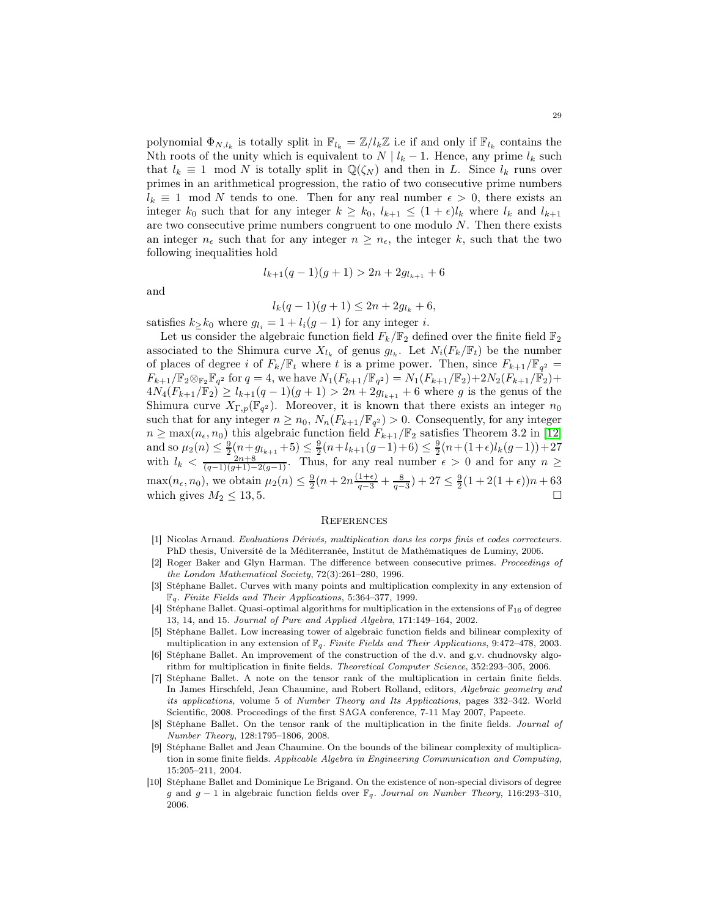polynomial $\Phi_{N,l_k}$ is totally split in $\mathbb{F}_{l_k} = \mathbb{Z}/l_k\mathbb{Z}$ i.e if and only if $\mathbb{F}_{l_k}$ contains the Nth roots of the unity which is equivalent to $N \mid l_k - 1$. Hence, any prime $l_k$ such that $l_k \equiv 1 \mod N$ is totally split in $\mathbb{Q}(\zeta_N)$ and then in $L$. Since $l_k$ runs over primes in an arithmetical progression, the ratio of two consecutive prime numbers $l_k \equiv 1 \mod N$ tends to one. Then for any real number $\epsilon > 0$, there exists an integer $k_0$ such that for any integer $k \geq k_0$, $l_{k+1} \leq (1+\epsilon)l_k$ where $l_k$ and $l_{k+1}$ are two consecutive prime numbers congruent to one modulo $N$. Then there exists an integer $n_\epsilon$ such that for any integer $n \geq n_\epsilon$, the integer $k$, such that the two following inequalities hold

$$l_{k+1}(q-1)(g+1) > 2n + 2g_{l_{k+1}} + 6$$

and

$$l_k(q-1)(g+1) \leq 2n + 2g_{l_k} + 6,$$

satisfies $k \geq k_0$ where $g_{l_i} = 1 + l_i(g-1)$ for any integer $i$.

Let us consider the algebraic function field $F_k/\mathbb{F}_2$ defined over the finite field $\mathbb{F}_2$ associated to the Shimura curve $X_{l_k}$ of genus $g_{l_k}$. Let $N_i(F_k/\mathbb{F}_t)$ be the number of places of degree $i$ of $F_k/\mathbb{F}_t$ where $t$ is a prime power. Then, since $F_{k+1}/\mathbb{F}_{q^2} = F_{k+1}/\mathbb{F}_2 \otimes_{\mathbb{F}_2} \mathbb{F}_{q^2}$ for $q = 4$, we have $N_1(F_{k+1}/\mathbb{F}_{q^2}) = N_1(F_{k+1}/\mathbb{F}_2) + 2N_2(F_{k+1}/\mathbb{F}_2) + 4N_4(F_{k+1}/\mathbb{F}_2) \geq l_{k+1}(q-1)(g+1) > 2n + 2g_{l_{k+1}} + 6$ where $g$ is the genus of the Shimura curve $X_{\Gamma,p}(\mathbb{F}_{q^2})$. Moreover, it is known that there exists an integer $n_0$ such that for any integer $n \geq n_0$, $N_n(F_{k+1}/\mathbb{F}_{q^2}) > 0$. Consequently, for any integer $n \geq \max(n_\epsilon, n_0)$ this algebraic function field $F_{k+1}/\mathbb{F}_2$ satisfies Theorem 3.2 in [12] and so $\mu_2(n) \leq \frac{9}{2}(n + g_{l_{k+1}} + 5) \leq \frac{9}{2}(n + l_{k+1}(g-1) + 6) \leq \frac{9}{2}(n + (1+\epsilon)l_k(g-1)) + 27$ with $l_k < \frac{2n+8}{(q-1)(g+1)-2(g-1)}$. Thus, for any real number $\epsilon > 0$ and for any $n \geq \max(n_\epsilon, n_0)$, we obtain $\mu_2(n) \leq \frac{9}{2}(n + 2n\frac{(1+\epsilon)}{q-3} + \frac{8}{q-3}) + 27 \leq \frac{9}{2}(1 + 2(1+\epsilon))n + 63$ which gives $M_2 \leq 13,5$. □

## References

[1] Nicolas Arnaud. *Evaluations Dérivés, multiplication dans les corps finis et codes correcteurs*. PhD thesis, Université de la Méditerranée, Institut de Mathématiques de Luminy, 2006.

[2] Roger Baker and Glyn Harman. The difference between consecutive primes. *Proceedings of the London Mathematical Society*, 72(3):261–280, 1996.

[3] Stéphane Ballet. Curves with many points and multiplication complexity in any extension of $\mathbb{F}_q$. *Finite Fields and Their Applications*, 5:364–377, 1999.

[4] Stéphane Ballet. Quasi-optimal algorithms for multiplication in the extensions of $\mathbb{F}_{16}$ of degree 13, 14, and 15. *Journal of Pure and Applied Algebra*, 171:149–164, 2002.

[5] Stéphane Ballet. Low increasing tower of algebraic function fields and bilinear complexity of multiplication in any extension of $\mathbb{F}_q$. *Finite Fields and Their Applications*, 9:472–478, 2003.

[6] Stéphane Ballet. An improvement of the construction of the d.v. and g.v. chudnovsky algorithm for multiplication in finite fields. *Theoretical Computer Science*, 352:293–305, 2006.

[7] Stéphane Ballet. A note on the tensor rank of the multiplication in certain finite fields. In James Hirschfeld, Jean Chaumine, and Robert Rolland, editors, *Algebraic geometry and its applications*, volume 5 of *Number Theory and Its Applications*, pages 332–342. World Scientific, 2008. Proceedings of the first SAGA conference, 7-11 May 2007, Papeete.

[8] Stéphane Ballet. On the tensor rank of the multiplication in the finite fields. *Journal of Number Theory*, 128:1795–1806, 2008.

[9] Stéphane Ballet and Jean Chaumine. On the bounds of the bilinear complexity of multiplication in some finite fields. *Applicable Algebra in Engineering Communication and Computing*, 15:205–211, 2004.

[10] Stéphane Ballet and Dominique Le Brigand. On the existence of non-special divisors of degree $g$ and $g-1$ in algebraic function fields over $\mathbb{F}_q$. *Journal on Number Theory*, 116:293–310, 2006.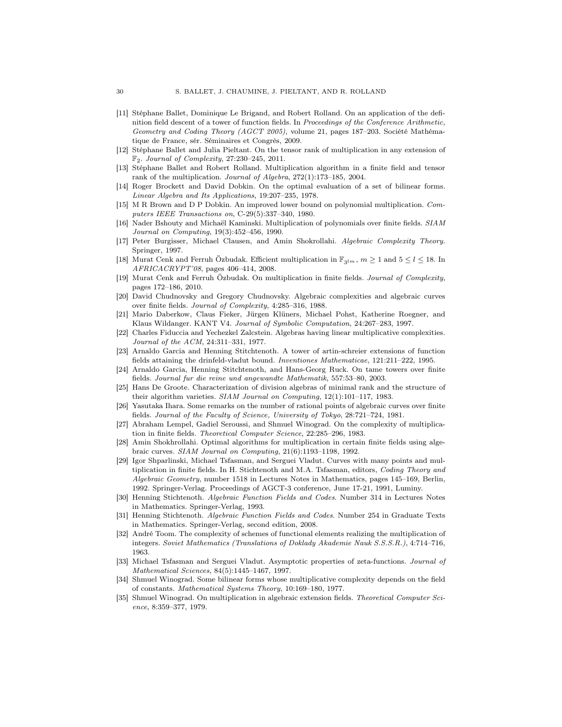[11] Stéphane Ballet, Dominique Le Brigand, and Robert Rolland. On an application of the definition field descent of a tower of function fields. In *Proceedings of the Conference Arithmetic, Geometry and Coding Theory (AGCT 2005)*, volume 21, pages 187–203. Société Mathématique de France, sér. Séminaires et Congrès, 2009.

[12] Stéphane Ballet and Julia Pieltant. On the tensor rank of multiplication in any extension of $\mathbb{F}_2$. *Journal of Complexity*, 27:230–245, 2011.

[13] Stéphane Ballet and Robert Rolland. Multiplication algorithm in a finite field and tensor rank of the multiplication. *Journal of Algebra*, 272(1):173–185, 2004.

[14] Roger Brockett and David Dobkin. On the optimal evaluation of a set of bilinear forms. *Linear Algebra and Its Applications*, 19:207–235, 1978.

[15] M R Brown and D P Dobkin. An improved lower bound on polynomial multiplication. *Computers IEEE Transactions on*, C-29(5):337–340, 1980.

[16] Nader Bshouty and Michaël Kaminski. Multiplication of polynomials over finite fields. *SIAM Journal on Computing*, 19(3):452–456, 1990.

[17] Peter Burgisser, Michael Clausen, and Amin Shokrollahi. *Algebraic Complexity Theory.* Springer, 1997.

[18] Murat Cenk and Ferruh Özbudak. Efficient multiplication in $\mathbb{F}_{3^{lm}}$, $m \geq 1$ and $5 \leq l \leq 18$. In *AFRICACRYPT'08*, pages 406–414, 2008.

[19] Murat Cenk and Ferruh Özbudak. On multiplication in finite fields. *Journal of Complexity*, pages 172–186, 2010.

[20] David Chudnovsky and Gregory Chudnovsky. Algebraic complexities and algebraic curves over finite fields. *Journal of Complexity*, 4:285–316, 1988.

[21] Mario Daberkow, Claus Fieker, Jürgen Klüners, Michael Pohst, Katherine Roegner, and Klaus Wildanger. KANT V4. *Journal of Symbolic Computation*, 24:267–283, 1997.

[22] Charles Fiduccia and Yechezkel Zalcstein. Algebras having linear multiplicative complexities. *Journal of the ACM*, 24:311–331, 1977.

[23] Arnaldo Garcia and Henning Stitchtenoth. A tower of artin-schreier extensions of function fields attaining the drinfeld-vladut bound. *Inventiones Mathematicae*, 121:211–222, 1995.

[24] Arnaldo Garcia, Henning Stitchtenoth, and Hans-Georg Ruck. On tame towers over finite fields. *Journal fur die reine und angewandte Mathematik*, 557:53–80, 2003.

[25] Hans De Groote. Characterization of division algebras of minimal rank and the structure of their algorithm varieties. *SIAM Journal on Computing*, 12(1):101–117, 1983.

[26] Yasutaka Ihara. Some remarks on the number of rational points of algebraic curves over finite fields. *Journal of the Faculty of Science, University of Tokyo*, 28:721–724, 1981.

[27] Abraham Lempel, Gadiel Seroussi, and Shmuel Winograd. On the complexity of multiplication in finite fields. *Theoretical Computer Science*, 22:285–296, 1983.

[28] Amin Shokhrollahi. Optimal algorithms for multiplication in certain finite fields using algebraic curves. *SIAM Journal on Computing*, 21(6):1193–1198, 1992.

[29] Igor Shparlinski, Michael Tsfasman, and Serguei Vladut. Curves with many points and multiplication in finite fields. In H. Stichtenoth and M.A. Tsfasman, editors, *Coding Theory and Algebraic Geometry*, number 1518 in Lectures Notes in Mathematics, pages 145–169, Berlin, 1992. Springer-Verlag. Proceedings of AGCT-3 conference, June 17-21, 1991, Luminy.

[30] Henning Stichtenoth. *Algebraic Function Fields and Codes*. Number 314 in Lectures Notes in Mathematics. Springer-Verlag, 1993.

[31] Henning Stichtenoth. *Algebraic Function Fields and Codes*. Number 254 in Graduate Texts in Mathematics. Springer-Verlag, second edition, 2008.

[32] André Toom. The complexity of schemes of functional elements realizing the multiplication of integers. *Soviet Mathematics (Translations of Doklady Akademie Nauk S.S.S.R.)*, 4:714–716, 1963.

[33] Michael Tsfasman and Serguei Vladut. Asymptotic properties of zeta-functions. *Journal of Mathematical Sciences*, 84(5):1445–1467, 1997.

[34] Shmuel Winograd. Some bilinear forms whose multiplicative complexity depends on the field of constants. *Mathematical Systems Theory*, 10:169–180, 1977.

[35] Shmuel Winograd. On multiplication in algebraic extension fields. *Theoretical Computer Science*, 8:359–377, 1979.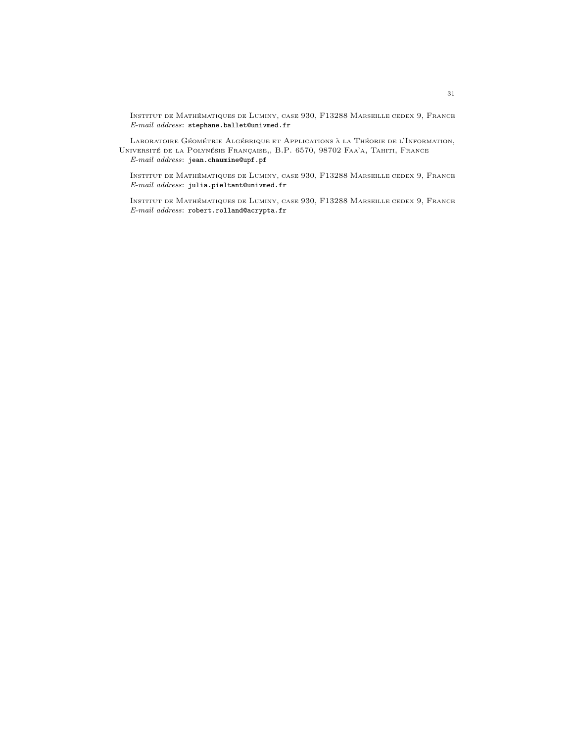Institut de Mathématiques de Luminy, case 930, F13288 Marseille cedex 9, France
*E-mail address*: stephane.ballet@univmed.fr

Laboratoire Géométrie Algébrique et Applications à la Théorie de l'Information, Université de la Polynésie Française,, B.P. 6570, 98702 Faa'a, Tahiti, France
*E-mail address*: jean.chaumine@upf.pf

Institut de Mathématiques de Luminy, case 930, F13288 Marseille cedex 9, France
*E-mail address*: julia.pieltant@univmed.fr

Institut de Mathématiques de Luminy, case 930, F13288 Marseille cedex 9, France
*E-mail address*: robert.rolland@acrypta.fr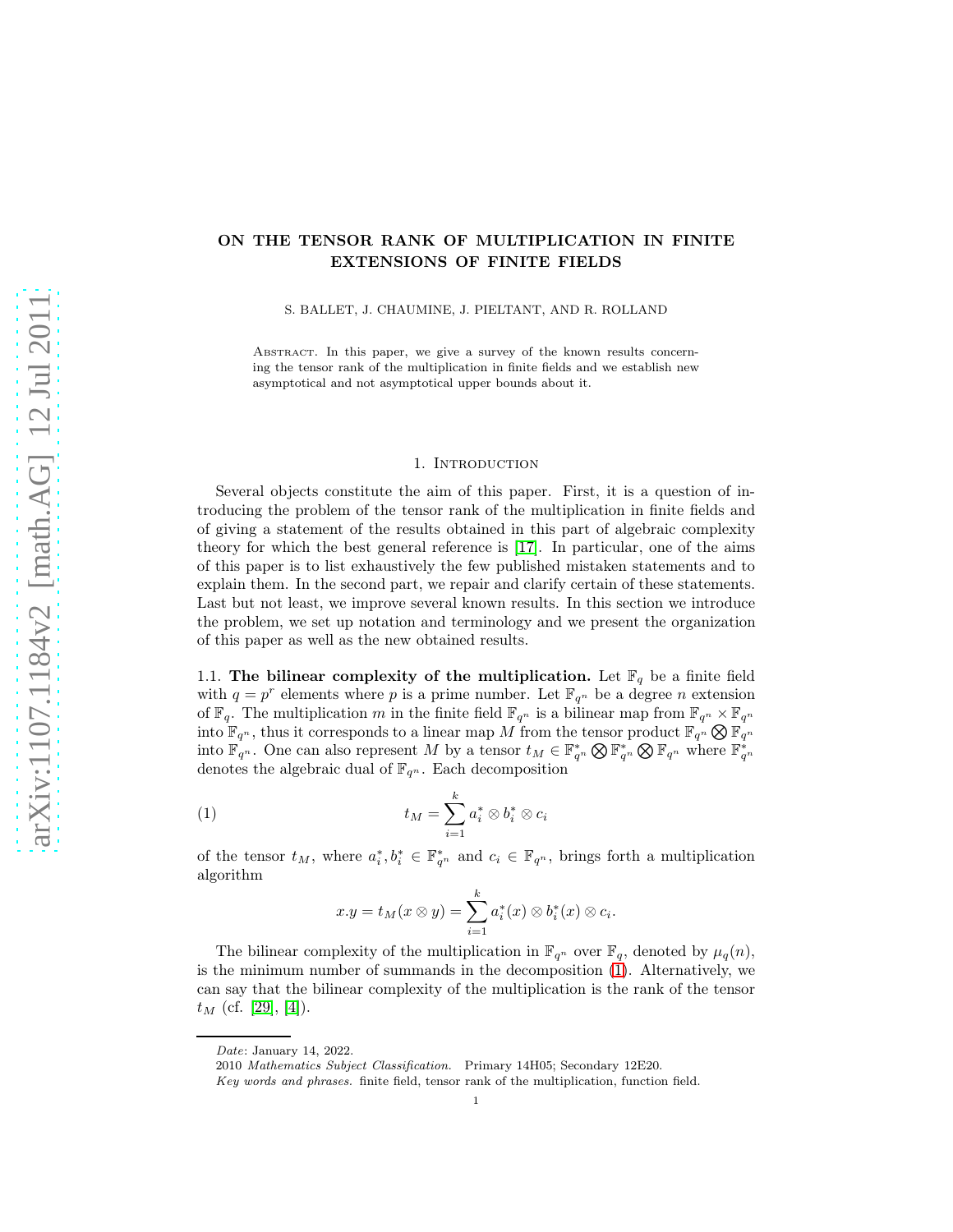# ON THE TENSOR RANK OF MULTIPLICATION IN FINITE EXTENSIONS OF FINITE FIELDS

S. BALLET, J. CHAUMINE, J. PIELTANT, AND R. ROLLAND

Abstract. In this paper, we give a survey of the known results concerning the tensor rank of the multiplication in finite fields and we establish new asymptotical and not asymptotical upper bounds about it.

## 1. Introduction

Several objects constitute the aim of this paper. First, it is a question of introducing the problem of the tensor rank of the multiplication in finite fields and of giving a statement of the results obtained in this part of algebraic complexity theory for which the best general reference is [17]. In particular, one of the aims of this paper is to list exhaustively the few published mistaken statements and to explain them. In the second part, we repair and clarify certain of these statements. Last but not least, we improve several known results. In this section we introduce the problem, we set up notation and terminology and we present the organization of this paper as well as the new obtained results.

### 1.1. The bilinear complexity of the multiplication.

Let $\mathbb{F}_q$ be a finite field with $q = p^r$ elements where $p$ is a prime number. Let $\mathbb{F}_{q^n}$ be a degree $n$ extension of $\mathbb{F}_q$. The multiplication $m$ in the finite field $\mathbb{F}_{q^n}$ is a bilinear map from $\mathbb{F}_{q^n} \times \mathbb{F}_{q^n}$ into $\mathbb{F}_{q^n}$, thus it corresponds to a linear map $M$ from the tensor product $\mathbb{F}_{q^n} \bigotimes \mathbb{F}_{q^n}$ into $\mathbb{F}_{q^n}$. One can also represent $M$ by a tensor $t_M \in \mathbb{F}^*_{q^n} \bigotimes \mathbb{F}^*_{q^n} \bigotimes \mathbb{F}_{q^n}$ where $\mathbb{F}^*_{q^n}$ denotes the algebraic dual of $\mathbb{F}_{q^n}$. Each decomposition

$$t_M = \sum_{i=1}^{k} a_i^* \otimes b_i^* \otimes c_i \tag{1}$$

of the tensor $t_M$, where $a_i^*, b_i^* \in \mathbb{F}^*_{q^n}$ and $c_i \in \mathbb{F}_{q^n}$, brings forth a multiplication algorithm

$$x.y = t_M(x \otimes y) = \sum_{i=1}^{k} a_i^*(x) \otimes b_i^*(x) \otimes c_i.$$

The bilinear complexity of the multiplication in $\mathbb{F}_{q^n}$ over $\mathbb{F}_q$, denoted by $\mu_q(n)$, is the minimum number of summands in the decomposition (1). Alternatively, we can say that the bilinear complexity of the multiplication is the rank of the tensor $t_M$ (cf. [29], [4]).

*Date*: January 14, 2022.

2010 *Mathematics Subject Classification.* Primary 14H05; Secondary 12E20.

*Key words and phrases.* finite field, tensor rank of the multiplication, function field.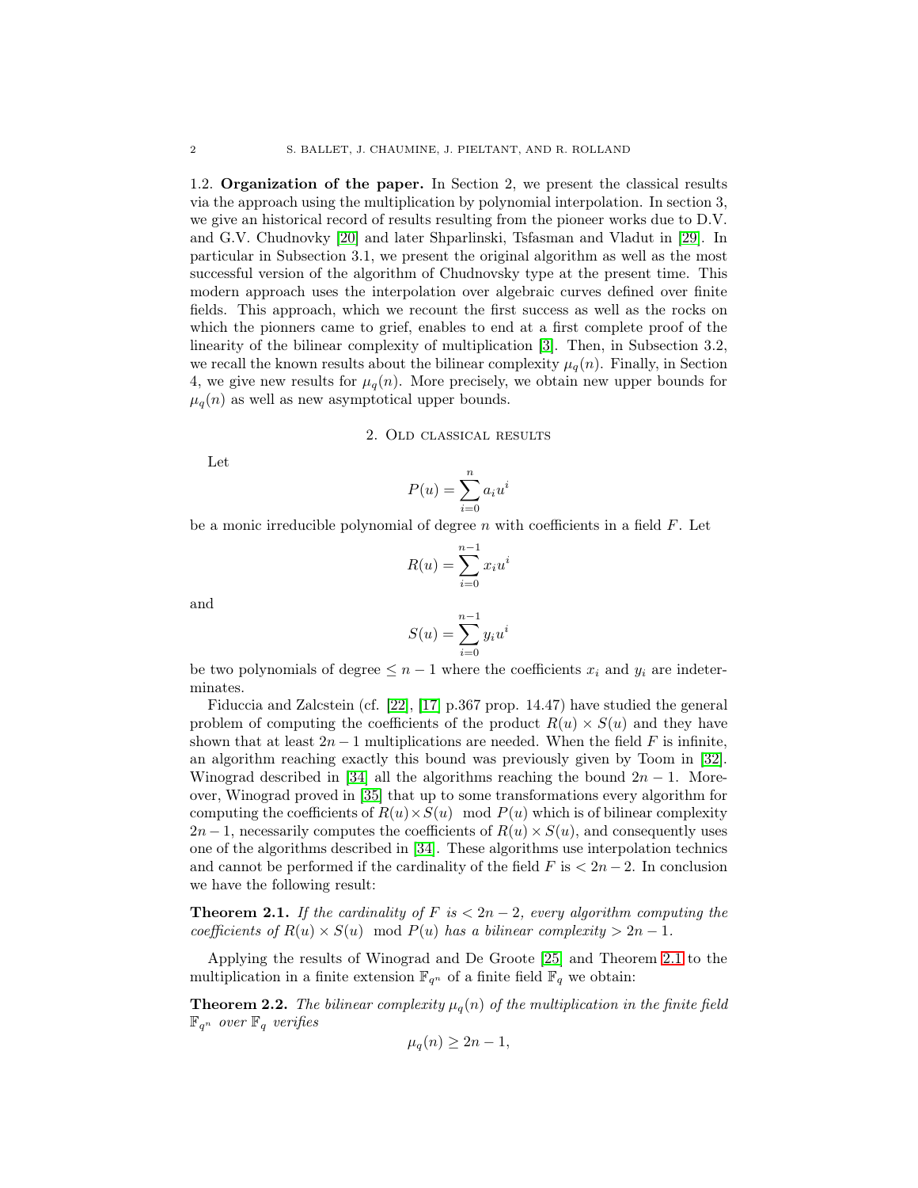1.2. **Organization of the paper.** In Section 2, we present the classical results via the approach using the multiplication by polynomial interpolation. In section 3, we give an historical record of results resulting from the pioneer works due to D.V. and G.V. Chudnovky [20] and later Shparlinski, Tsfasman and Vladut in [29]. In particular in Subsection 3.1, we present the original algorithm as well as the most successful version of the algorithm of Chudnovsky type at the present time. This modern approach uses the interpolation over algebraic curves defined over finite fields. This approach, which we recount the first success as well as the rocks on which the pionners came to grief, enables to end at a first complete proof of the linearity of the bilinear complexity of multiplication [3]. Then, in Subsection 3.2, we recall the known results about the bilinear complexity $\mu_q(n)$. Finally, in Section 4, we give new results for $\mu_q(n)$. More precisely, we obtain new upper bounds for $\mu_q(n)$ as well as new asymptotical upper bounds.

## 2. Old classical results

Let

$$P(u) = \sum_{i=0}^{n} a_i u^i$$

be a monic irreducible polynomial of degree $n$ with coefficients in a field $F$. Let

$$R(u) = \sum_{i=0}^{n-1} x_i u^i$$

and

$$S(u) = \sum_{i=0}^{n-1} y_i u^i$$

be two polynomials of degree $\leq n-1$ where the coefficients $x_i$ and $y_i$ are indeterminates.

Fiduccia and Zalcstein (cf. [22], [17] p.367 prop. 14.47) have studied the general problem of computing the coefficients of the product $R(u) \times S(u)$ and they have shown that at least $2n-1$ multiplications are needed. When the field $F$ is infinite, an algorithm reaching exactly this bound was previously given by Toom in [32]. Winograd described in [34] all the algorithms reaching the bound $2n-1$. Moreover, Winograd proved in [35] that up to some transformations every algorithm for computing the coefficients of $R(u) \times S(u) \mod P(u)$ which is of bilinear complexity $2n-1$, necessarily computes the coefficients of $R(u) \times S(u)$, and consequently uses one of the algorithms described in [34]. These algorithms use interpolation technics and cannot be performed if the cardinality of the field $F$ is $< 2n-2$. In conclusion we have the following result:

**Theorem 2.1.** *If the cardinality of $F$ is $< 2n-2$, every algorithm computing the coefficients of $R(u) \times S(u) \mod P(u)$ has a bilinear complexity $> 2n-1$.*

Applying the results of Winograd and De Groote [25] and Theorem 2.1 to the multiplication in a finite extension $\mathbb{F}_{q^n}$ of a finite field $\mathbb{F}_q$ we obtain:

**Theorem 2.2.** *The bilinear complexity $\mu_q(n)$ of the multiplication in the finite field $\mathbb{F}_{q^n}$ over $\mathbb{F}_q$ verifies*

$$\mu_q(n) \geq 2n-1,$$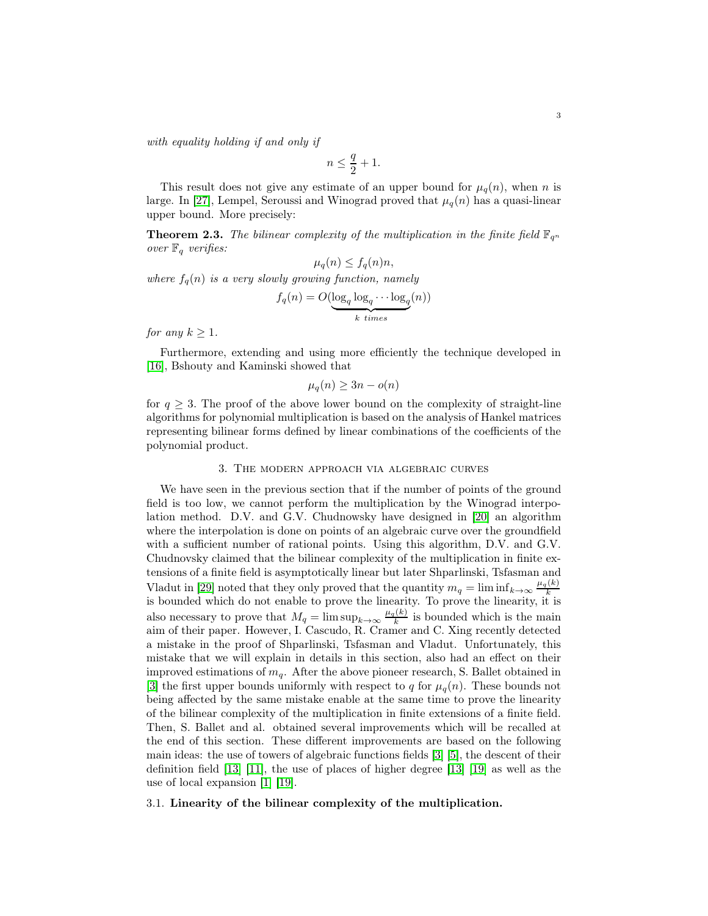*with equality holding if and only if*

$$n \leq \frac{q}{2} + 1.$$

This result does not give any estimate of an upper bound for $\mu_q(n)$, when $n$ is large. In [27], Lempel, Seroussi and Winograd proved that $\mu_q(n)$ has a quasi-linear upper bound. More precisely:

**Theorem 2.3.** *The bilinear complexity of the multiplication in the finite field $\mathbb{F}_{q^n}$ over $\mathbb{F}_q$ verifies:*

$$\mu_q(n) \leq f_q(n)n,$$

*where $f_q(n)$ is a very slowly growing function, namely*

$$f_q(n) = O(\underbrace{\log_q \log_q \cdots \log_q}_{k \ times}(n))$$

*for any $k \geq 1$.*

Furthermore, extending and using more efficiently the technique developed in [16], Bshouty and Kaminski showed that

$$\mu_q(n) \geq 3n - o(n)$$

for $q \geq 3$. The proof of the above lower bound on the complexity of straight-line algorithms for polynomial multiplication is based on the analysis of Hankel matrices representing bilinear forms defined by linear combinations of the coefficients of the polynomial product.

## 3. The modern approach via algebraic curves

We have seen in the previous section that if the number of points of the ground field is too low, we cannot perform the multiplication by the Winograd interpolation method. D.V. and G.V. Chudnowsky have designed in [20] an algorithm where the interpolation is done on points of an algebraic curve over the groundfield with a sufficient number of rational points. Using this algorithm, D.V. and G.V. Chudnovsky claimed that the bilinear complexity of the multiplication in finite extensions of a finite field is asymptotically linear but later Shparlinski, Tsfasman and Vladut in [29] noted that they only proved that the quantity $m_q = \liminf_{k\rightarrow\infty} \frac{\mu_q(k)}{k}$ is bounded which do not enable to prove the linearity. To prove the linearity, it is also necessary to prove that $M_q = \limsup_{k\rightarrow\infty} \frac{\mu_q(k)}{k}$ is bounded which is the main aim of their paper. However, I. Cascudo, R. Cramer and C. Xing recently detected a mistake in the proof of Shparlinski, Tsfasman and Vladut. Unfortunately, this mistake that we will explain in details in this section, also had an effect on their improved estimations of $m_q$. After the above pioneer research, S. Ballet obtained in [3] the first upper bounds uniformly with respect to $q$ for $\mu_q(n)$. These bounds not being affected by the same mistake enable at the same time to prove the linearity of the bilinear complexity of the multiplication in finite extensions of a finite field. Then, S. Ballet and al. obtained several improvements which will be recalled at the end of this section. These different improvements are based on the following main ideas: the use of towers of algebraic functions fields [3] [5], the descent of their definition field [13] [11], the use of places of higher degree [13] [19] as well as the use of local expansion [1] [19].

### 3.1. Linearity of the bilinear complexity of the multiplication.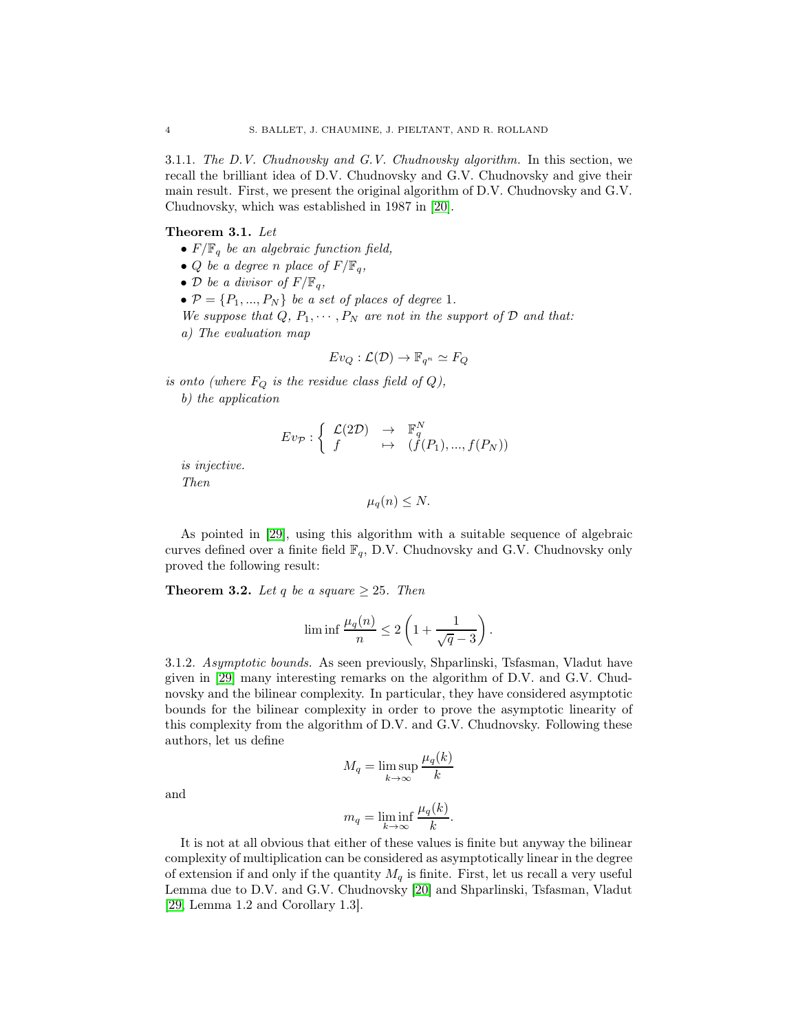3.1.1. *The D.V. Chudnovsky and G.V. Chudnovsky algorithm.* In this section, we recall the brilliant idea of D.V. Chudnovsky and G.V. Chudnovsky and give their main result. First, we present the original algorithm of D.V. Chudnovsky and G.V. Chudnovsky, which was established in 1987 in [20].

**Theorem 3.1.** *Let*

- $F/\mathbb{F}_q$ *be an algebraic function field,*
- $Q$ *be a degree* $n$ *place of* $F/\mathbb{F}_q$*,*
- $\mathcal{D}$ *be a divisor of* $F/\mathbb{F}_q$*,*
- $\mathcal{P} = \{P_1, ..., P_N\}$ *be a set of places of degree* 1*.*

*We suppose that* $Q$*,* $P_1, \cdots, P_N$ *are not in the support of* $\mathcal{D}$ *and that:*

*a) The evaluation map*

$$Ev_Q : \mathcal{L}(\mathcal{D}) \rightarrow \mathbb{F}_{q^n} \simeq F_Q$$

*is onto (where* $F_Q$ *is the residue class field of* $Q$*),*

*b) the application*

$$Ev_{\mathcal{P}} : \left\{ \begin{array}{lll} \mathcal{L}(2\mathcal{D}) & \rightarrow & \mathbb{F}_q^N \\ f & \mapsto & (f(P_1), ..., f(P_N)) \end{array} \right.$$

*is injective.*

*Then*

$$\mu_q(n) \leq N.$$

As pointed in [29], using this algorithm with a suitable sequence of algebraic curves defined over a finite field $\mathbb{F}_q$, D.V. Chudnovsky and G.V. Chudnovsky only proved the following result:

**Theorem 3.2.** *Let* $q$ *be a square* $\geq 25$*. Then*

$$\liminf \frac{\mu_q(n)}{n} \leq 2\left(1 + \frac{1}{\sqrt{q} - 3}\right).$$

3.1.2. *Asymptotic bounds.* As seen previously, Shparlinski, Tsfasman, Vladut have given in [29] many interesting remarks on the algorithm of D.V. and G.V. Chudnovsky and the bilinear complexity. In particular, they have considered asymptotic bounds for the bilinear complexity in order to prove the asymptotic linearity of this complexity from the algorithm of D.V. and G.V. Chudnovsky. Following these authors, let us define

$$M_q = \limsup_{k \to \infty} \frac{\mu_q(k)}{k}$$

and

$$m_q = \liminf_{k \to \infty} \frac{\mu_q(k)}{k}.$$

It is not at all obvious that either of these values is finite but anyway the bilinear complexity of multiplication can be considered as asymptotically linear in the degree of extension if and only if the quantity $M_q$ is finite. First, let us recall a very useful Lemma due to D.V. and G.V. Chudnovsky [20] and Shparlinski, Tsfasman, Vladut [29, Lemma 1.2 and Corollary 1.3].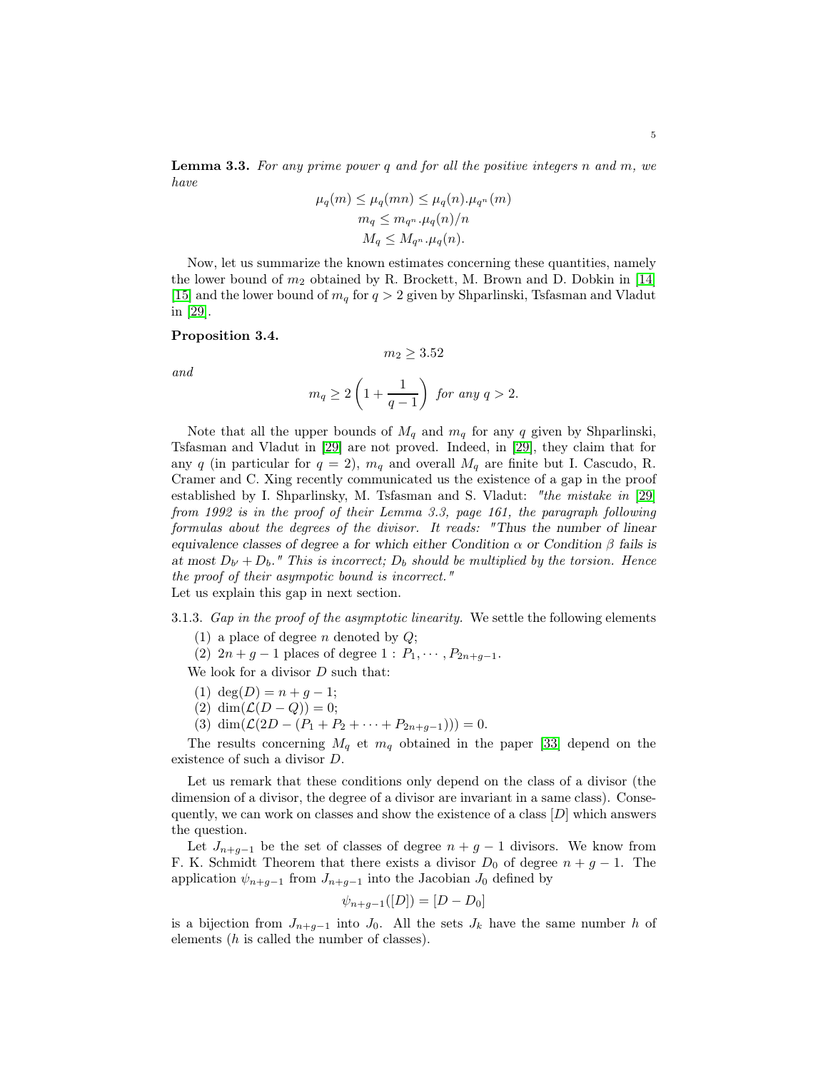**Lemma 3.3.** *For any prime power $q$ and for all the positive integers $n$ and $m$, we have*

$$\mu_q(m) \leq \mu_q(mn) \leq \mu_q(n).\mu_{q^n}(m)$$
$$m_q \leq m_{q^n}.\mu_q(n)/n$$
$$M_q \leq M_{q^n}.\mu_q(n).$$

Now, let us summarize the known estimates concerning these quantities, namely the lower bound of $m_2$ obtained by R. Brockett, M. Brown and D. Dobkin in [14] [15] and the lower bound of $m_q$ for $q > 2$ given by Shparlinski, Tsfasman and Vladut in [29].

**Proposition 3.4.**

$$m_2 \geq 3.52$$

*and*

$$m_q \geq 2\left(1 + \frac{1}{q-1}\right) \text{ for any } q > 2.$$

Note that all the upper bounds of $M_q$ and $m_q$ for any $q$ given by Shparlinski, Tsfasman and Vladut in [29] are not proved. Indeed, in [29], they claim that for any $q$ (in particular for $q = 2$), $m_q$ and overall $M_q$ are finite but I. Cascudo, R. Cramer and C. Xing recently communicated us the existence of a gap in the proof established by I. Shparlinsky, M. Tsfasman and S. Vladut: *"the mistake in [29] from 1992 is in the proof of their Lemma 3.3, page 161, the paragraph following formulas about the degrees of the divisor. It reads: "Thus the number of linear equivalence classes of degree a for which either Condition α or Condition β fails is at most $D_{b'} + D_b$." This is incorrect; $D_b$ should be multiplied by the torsion. Hence the proof of their asymptotic bound is incorrect."*
Let us explain this gap in next section.

3.1.3. *Gap in the proof of the asymptotic linearity.* We settle the following elements

1. a place of degree $n$ denoted by $Q$;
2. $2n + g - 1$ places of degree $1$ : $P_1, \cdots, P_{2n+g-1}$.

We look for a divisor $D$ such that:

1. $\deg(D) = n + g - 1$;
2. $\dim(\mathcal{L}(D - Q)) = 0$;
3. $\dim(\mathcal{L}(2D - (P_1 + P_2 + \cdots + P_{2n+g-1}))) = 0$.

The results concerning $M_q$ et $m_q$ obtained in the paper [33] depend on the existence of such a divisor $D$.

Let us remark that these conditions only depend on the class of a divisor (the dimension of a divisor, the degree of a divisor are invariant in a same class). Consequently, we can work on classes and show the existence of a class $[D]$ which answers the question.

Let $J_{n+g-1}$ be the set of classes of degree $n + g - 1$ divisors. We know from F. K. Schmidt Theorem that there exists a divisor $D_0$ of degree $n + g - 1$. The application $\psi_{n+g-1}$ from $J_{n+g-1}$ into the Jacobian $J_0$ defined by

$$\psi_{n+g-1}([D]) = [D - D_0]$$

is a bijection from $J_{n+g-1}$ into $J_0$. All the sets $J_k$ have the same number $h$ of elements ($h$ is called the number of classes).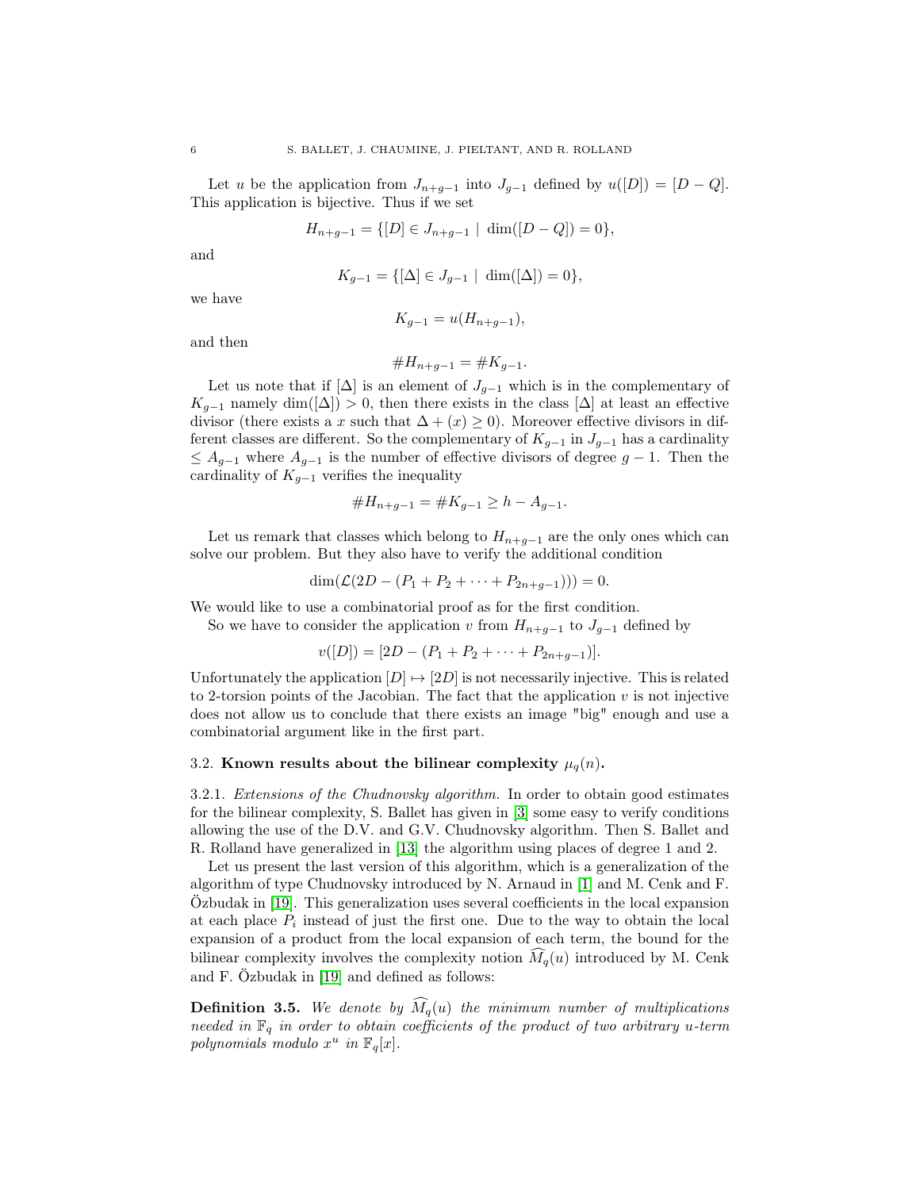Let $u$ be the application from $J_{n+g-1}$ into $J_{g-1}$ defined by $u([D]) = [D - Q]$. This application is bijective. Thus if we set

$$H_{n+g-1} = \{[D] \in J_{n+g-1} \mid \dim([D - Q]) = 0\},$$

and

$$K_{g-1} = \{[\Delta] \in J_{g-1} \mid \dim([\Delta]) = 0\},$$

we have

$$K_{g-1} = u(H_{n+g-1}),$$

and then

$$\#H_{n+g-1} = \#K_{g-1}.$$

Let us note that if $[\Delta]$ is an element of $J_{g-1}$ which is in the complementary of $K_{g-1}$ namely $\dim([\Delta]) > 0$, then there exists in the class $[\Delta]$ at least an effective divisor (there exists a $x$ such that $\Delta + (x) \geq 0$). Moreover effective divisors in different classes are different. So the complementary of $K_{g-1}$ in $J_{g-1}$ has a cardinality $\leq A_{g-1}$ where $A_{g-1}$ is the number of effective divisors of degree $g-1$. Then the cardinality of $K_{g-1}$ verifies the inequality

$$\#H_{n+g-1} = \#K_{g-1} \geq h - A_{g-1}.$$

Let us remark that classes which belong to $H_{n+g-1}$ are the only ones which can solve our problem. But they also have to verify the additional condition

$$\dim(\mathcal{L}(2D - (P_1 + P_2 + \cdots + P_{2n+g-1}))) = 0.$$

We would like to use a combinatorial proof as for the first condition.

So we have to consider the application $v$ from $H_{n+g-1}$ to $J_{g-1}$ defined by

$$v([D]) = [2D - (P_1 + P_2 + \cdots + P_{2n+g-1})].$$

Unfortunately the application $[D] \mapsto [2D]$ is not necessarily injective. This is related to 2-torsion points of the Jacobian. The fact that the application $v$ is not injective does not allow us to conclude that there exists an image "big" enough and use a combinatorial argument like in the first part.

### 3.2. Known results about the bilinear complexity $\mu_q(n)$.

3.2.1. *Extensions of the Chudnovsky algorithm.* In order to obtain good estimates for the bilinear complexity, S. Ballet has given in [3] some easy to verify conditions allowing the use of the D.V. and G.V. Chudnovsky algorithm. Then S. Ballet and R. Rolland have generalized in [13] the algorithm using places of degree 1 and 2.

Let us present the last version of this algorithm, which is a generalization of the algorithm of type Chudnovsky introduced by N. Arnaud in [1] and M. Cenk and F. Özbudak in [19]. This generalization uses several coefficients in the local expansion at each place $P_i$ instead of just the first one. Due to the way to obtain the local expansion of a product from the local expansion of each term, the bound for the bilinear complexity involves the complexity notion $\widehat{M_q}(u)$ introduced by M. Cenk and F. Özbudak in [19] and defined as follows:

**Definition 3.5.** *We denote by $\widehat{M_q}(u)$ the minimum number of multiplications needed in $\mathbb{F}_q$ in order to obtain coefficients of the product of two arbitrary $u$-term polynomials modulo $x^u$ in $\mathbb{F}_q[x]$.*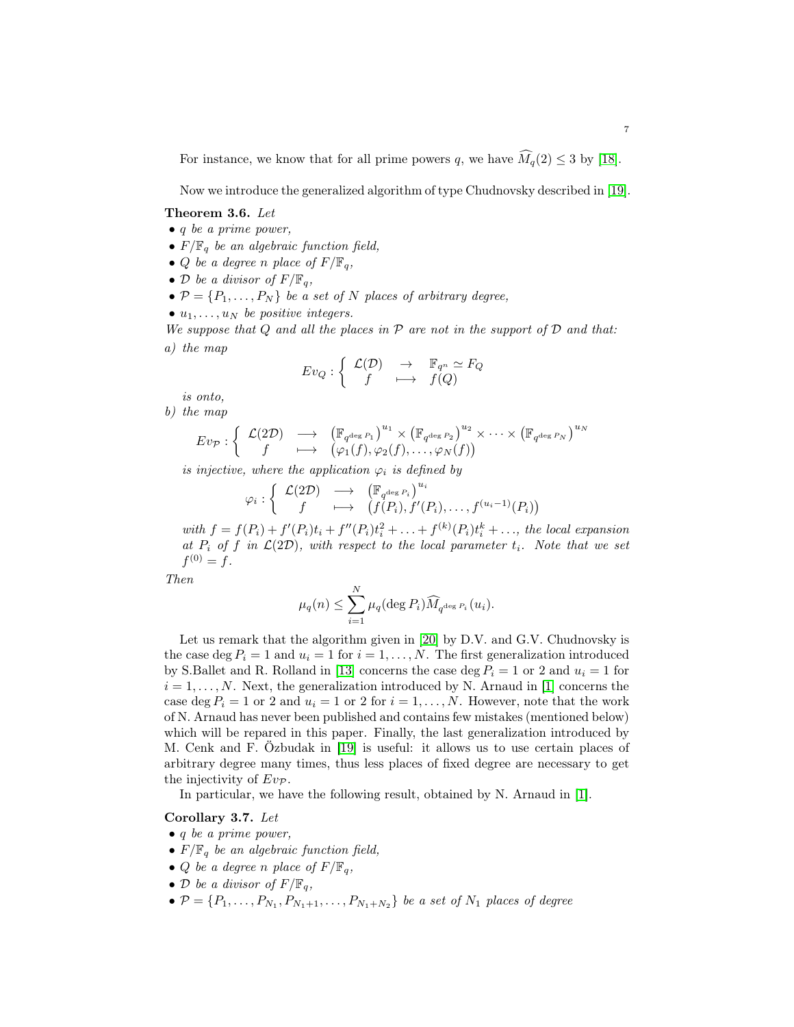For instance, we know that for all prime powers $q$, we have $\widehat{M}_q(2) \leq 3$ by [18].

Now we introduce the generalized algorithm of type Chudnovsky described in [19].

**Theorem 3.6.** *Let*

- *$q$ be a prime power,*
- *$F/\mathbb{F}_q$ be an algebraic function field,*
- *$Q$ be a degree $n$ place of $F/\mathbb{F}_q$,*
- *$\mathcal{D}$ be a divisor of $F/\mathbb{F}_q$,*
- *$\mathcal{P} = \{P_1, \ldots, P_N\}$ be a set of $N$ places of arbitrary degree,*
- *$u_1, \ldots, u_N$ be positive integers.*

*We suppose that $Q$ and all the places in $\mathcal{P}$ are not in the support of $\mathcal{D}$ and that:*

*a) the map*

$$Ev_Q : \left\{ \begin{array}{ccc} \mathcal{L}(\mathcal{D}) & \rightarrow & \mathbb{F}_{q^n} \simeq F_Q \\ f & \longmapsto & f(Q) \end{array} \right.$$

*is onto,*

*b) the map*

$$Ev_{\mathcal{P}} : \left\{ \begin{array}{ccc} \mathcal{L}(2\mathcal{D}) & \longrightarrow & \left(\mathbb{F}_{q^{\deg P_1}}\right)^{u_1} \times \left(\mathbb{F}_{q^{\deg P_2}}\right)^{u_2} \times \cdots \times \left(\mathbb{F}_{q^{\deg P_N}}\right)^{u_N} \\ f & \longmapsto & \big(\varphi_1(f), \varphi_2(f), \ldots, \varphi_N(f)\big) \end{array} \right.$$

*is injective, where the application $\varphi_i$ is defined by*

$$\varphi_i : \left\{ \begin{array}{ccc} \mathcal{L}(2\mathcal{D}) & \longrightarrow & \left(\mathbb{F}_{q^{\deg P_i}}\right)^{u_i} \\ f & \longmapsto & \big(f(P_i), f'(P_i), \ldots, f^{(u_i-1)}(P_i)\big) \end{array} \right.$$

*with $f = f(P_i) + f'(P_i)t_i + f''(P_i)t_i^2 + \ldots + f^{(k)}(P_i)t_i^k + \ldots$, the local expansion at $P_i$ of $f$ in $\mathcal{L}(2\mathcal{D})$, with respect to the local parameter $t_i$. Note that we set $f^{(0)} = f$.*

*Then*

$$\mu_q(n) \leq \sum_{i=1}^{N} \mu_q(\deg P_i)\widehat{M}_{q^{\deg P_i}}(u_i).$$

Let us remark that the algorithm given in [20] by D.V. and G.V. Chudnovsky is the case $\deg P_i = 1$ and $u_i = 1$ for $i = 1, \ldots, N$. The first generalization introduced by S.Ballet and R. Rolland in [13] concerns the case $\deg P_i = 1$ or $2$ and $u_i = 1$ for $i = 1, \ldots, N$. Next, the generalization introduced by N. Arnaud in [1] concerns the case $\deg P_i = 1$ or $2$ and $u_i = 1$ or $2$ for $i = 1, \ldots, N$. However, note that the work of N. Arnaud has never been published and contains few mistakes (mentioned below) which will be repared in this paper. Finally, the last generalization introduced by M. Cenk and F. Özbudak in [19] is useful: it allows us to use certain places of arbitrary degree many times, thus less places of fixed degree are necessary to get the injectivity of $Ev_{\mathcal{P}}$.

In particular, we have the following result, obtained by N. Arnaud in [1].

**Corollary 3.7.** *Let*

- *$q$ be a prime power,*
- *$F/\mathbb{F}_q$ be an algebraic function field,*
- *$Q$ be a degree $n$ place of $F/\mathbb{F}_q$,*
- *$\mathcal{D}$ be a divisor of $F/\mathbb{F}_q$,*
- *$\mathcal{P} = \{P_1, \ldots, P_{N_1}, P_{N_1+1}, \ldots, P_{N_1+N_2}\}$ be a set of $N_1$ places of degree*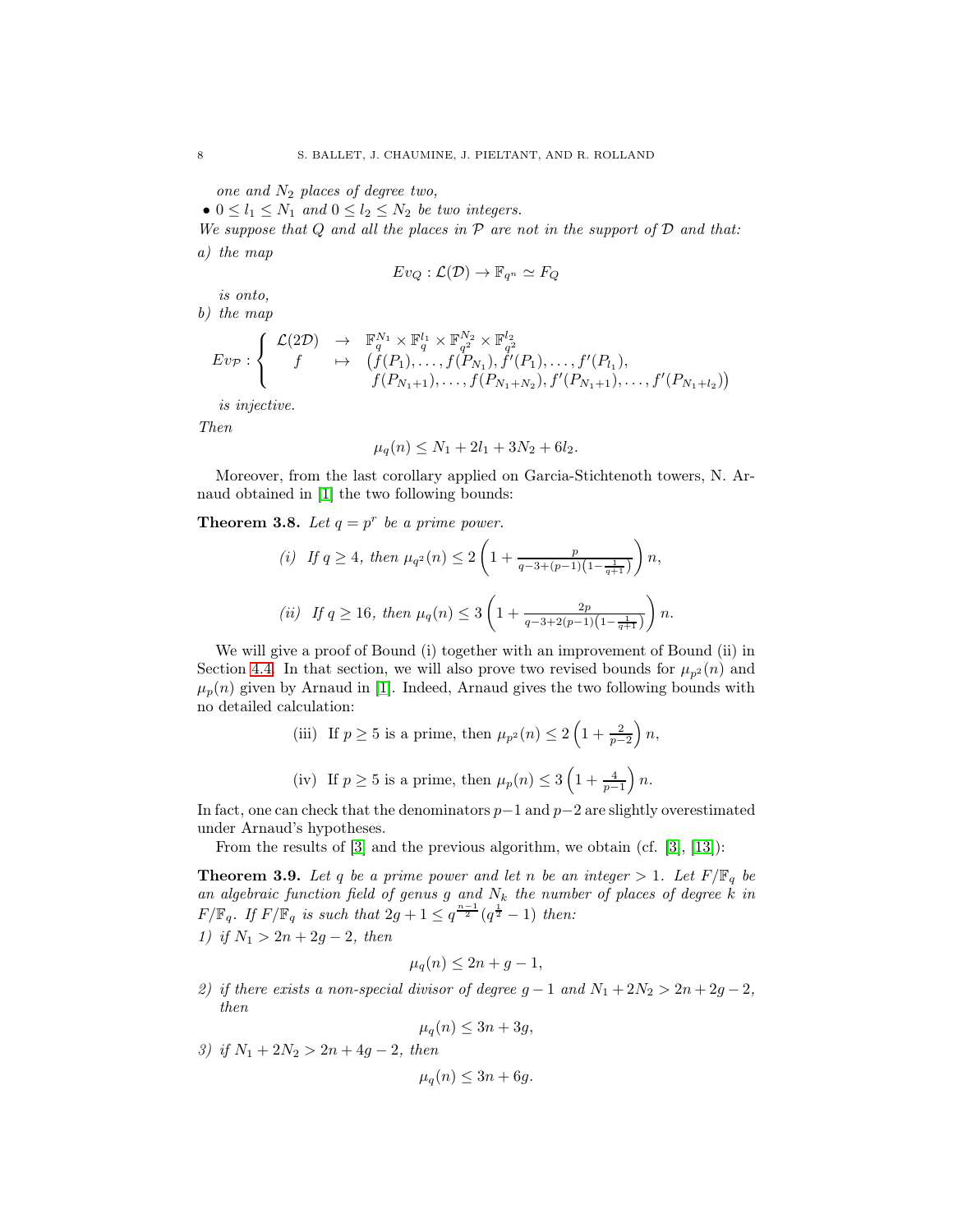*one and $N_2$ places of degree two,*

• $0 \leq l_1 \leq N_1$ *and* $0 \leq l_2 \leq N_2$ *be two integers.*

*We suppose that $Q$ and all the places in $\mathcal{P}$ are not in the support of $\mathcal{D}$ and that:*

*a) the map*

$$Ev_Q : \mathcal{L}(\mathcal{D}) \rightarrow \mathbb{F}_{q^n} \simeq F_Q$$

*is onto,*

*b) the map*

$$Ev_{\mathcal{P}} : \left\{ \begin{array}{ccl} \mathcal{L}(2\mathcal{D}) & \rightarrow & \mathbb{F}_q^{N_1} \times \mathbb{F}_q^{l_1} \times \mathbb{F}_{q^2}^{N_2} \times \mathbb{F}_{q^2}^{l_2} \\ f & \mapsto & \big(f(P_1), \ldots, f(P_{N_1}), f'(P_1), \ldots, f'(P_{l_1}), \\ & & f(P_{N_1+1}), \ldots, f(P_{N_1+N_2}), f'(P_{N_1+1}), \ldots, f'(P_{N_1+l_2})\big) \end{array} \right.$$

*is injective.*

*Then*

$$\mu_q(n) \leq N_1 + 2l_1 + 3N_2 + 6l_2.$$

Moreover, from the last corollary applied on Garcia-Stichtenoth towers, N. Arnaud obtained in [1] the two following bounds:

**Theorem 3.8.** *Let $q = p^r$ be a prime power.*

*(i) If $q \geq 4$, then* $\mu_{q^2}(n) \leq 2\left(1 + \frac{p}{q-3+(p-1)\left(1-\frac{1}{q+1}\right)}\right) n,$

*(ii) If $q \geq 16$, then* $\mu_q(n) \leq 3\left(1 + \frac{2p}{q-3+2(p-1)\left(1-\frac{1}{q+1}\right)}\right) n.$

We will give a proof of Bound (i) together with an improvement of Bound (ii) in Section 4.4. In that section, we will also prove two revised bounds for $\mu_{p^2}(n)$ and $\mu_p(n)$ given by Arnaud in [1]. Indeed, Arnaud gives the two following bounds with no detailed calculation:

(iii) If $p \geq 5$ is a prime, then $\mu_{p^2}(n) \leq 2\left(1 + \frac{2}{p-2}\right) n,$

(iv) If $p \geq 5$ is a prime, then $\mu_p(n) \leq 3\left(1 + \frac{4}{p-1}\right) n.$

In fact, one can check that the denominators $p-1$ and $p-2$ are slightly overestimated under Arnaud's hypotheses.

From the results of [3] and the previous algorithm, we obtain (cf. [3], [13]):

**Theorem 3.9.** *Let $q$ be a prime power and let $n$ be an integer $> 1$. Let $F/\mathbb{F}_q$ be an algebraic function field of genus $g$ and $N_k$ the number of places of degree $k$ in $F/\mathbb{F}_q$. If $F/\mathbb{F}_q$ is such that $2g + 1 \leq q^{\frac{n-1}{2}}(q^{\frac{1}{2}} - 1)$ then:*

*1) if $N_1 > 2n + 2g - 2$, then*

$$\mu_q(n) \leq 2n + g - 1,$$

*2) if there exists a non-special divisor of degree $g-1$ and $N_1 + 2N_2 > 2n + 2g - 2$, then*

$$\mu_q(n) \leq 3n + 3g,$$

*3) if $N_1 + 2N_2 > 2n + 4g - 2$, then*

$$\mu_q(n) \leq 3n + 6g.$$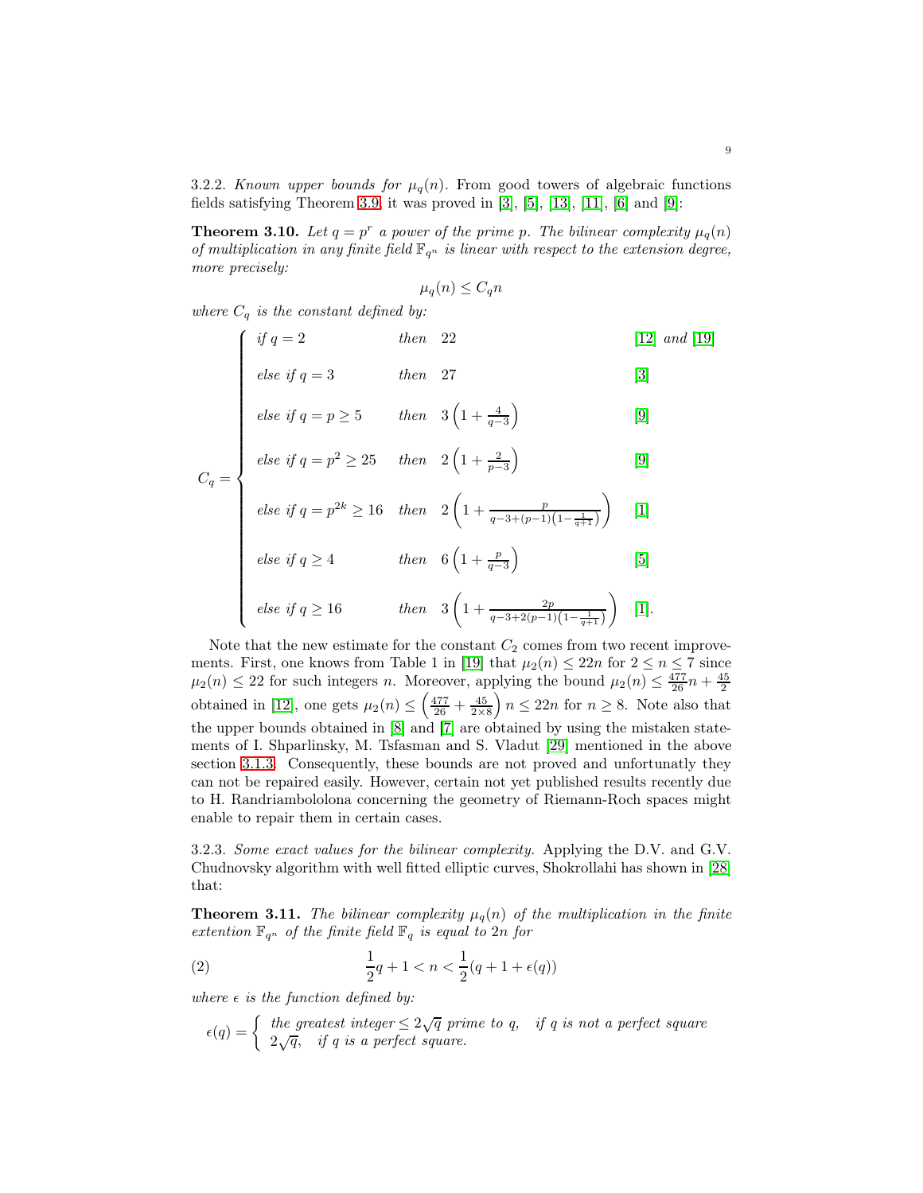3.2.2. *Known upper bounds for $\mu_q(n)$.* From good towers of algebraic functions fields satisfying Theorem 3.9, it was proved in [3], [5], [13], [11], [6] and [9]:

**Theorem 3.10.** *Let $q = p^r$ a power of the prime $p$. The bilinear complexity $\mu_q(n)$ of multiplication in any finite field $\mathbb{F}_{q^n}$ is linear with respect to the extension degree, more precisely:*

$$\mu_q(n) \leq C_q n$$

*where $C_q$ is the constant defined by:*

$$C_q = \begin{cases} \text{if } q = 2 & \text{then} \quad 22 & \text{[12] and [19]} \\ \text{else if } q = 3 & \text{then} \quad 27 & \text{[3]} \\ \text{else if } q = p \geq 5 & \text{then} \quad 3\left(1 + \frac{4}{q-3}\right) & \text{[9]} \\ \text{else if } q = p^2 \geq 25 & \text{then} \quad 2\left(1 + \frac{2}{p-3}\right) & \text{[9]} \\ \text{else if } q = p^{2k} \geq 16 & \text{then} \quad 2\left(1 + \frac{p}{q-3+(p-1)\left(1-\frac{1}{q+1}\right)}\right) & \text{[1]} \\ \text{else if } q \geq 4 & \text{then} \quad 6\left(1 + \frac{p}{q-3}\right) & \text{[5]} \\ \text{else if } q \geq 16 & \text{then} \quad 3\left(1 + \frac{2p}{q-3+2(p-1)\left(1-\frac{1}{q+1}\right)}\right) & \text{[1].} \end{cases}$$

Note that the new estimate for the constant $C_2$ comes from two recent improvements. First, one knows from Table 1 in [19] that $\mu_2(n) \leq 22n$ for $2 \leq n \leq 7$ since $\mu_2(n) \leq 22$ for such integers $n$. Moreover, applying the bound $\mu_2(n) \leq \frac{477}{26}n + \frac{45}{2}$ obtained in [12], one gets $\mu_2(n) \leq \left(\frac{477}{26} + \frac{45}{2\times 8}\right) n \leq 22n$ for $n \geq 8$. Note also that the upper bounds obtained in [8] and [7] are obtained by using the mistaken statements of I. Shparlinsky, M. Tsfasman and S. Vladut [29] mentioned in the above section 3.1.3. Consequently, these bounds are not proved and unfortunatly they can not be repaired easily. However, certain not yet published results recently due to H. Randriambololona concerning the geometry of Riemann-Roch spaces might enable to repair them in certain cases.

3.2.3. *Some exact values for the bilinear complexity.* Applying the D.V. and G.V. Chudnovsky algorithm with well fitted elliptic curves, Shokrollahi has shown in [28] that:

**Theorem 3.11.** *The bilinear complexity $\mu_q(n)$ of the multiplication in the finite extention $\mathbb{F}_{q^n}$ of the finite field $\mathbb{F}_q$ is equal to $2n$ for*

$$\frac{1}{2}q + 1 < n < \frac{1}{2}(q + 1 + \epsilon(q)) \tag{2}$$

*where $\epsilon$ is the function defined by:*

$$\epsilon(q) = \begin{cases} \text{the greatest integer} \leq 2\sqrt{q} \text{ prime to } q, & \text{if } q \text{ is not a perfect square} \\ 2\sqrt{q}, & \text{if } q \text{ is a perfect square.} \end{cases}$$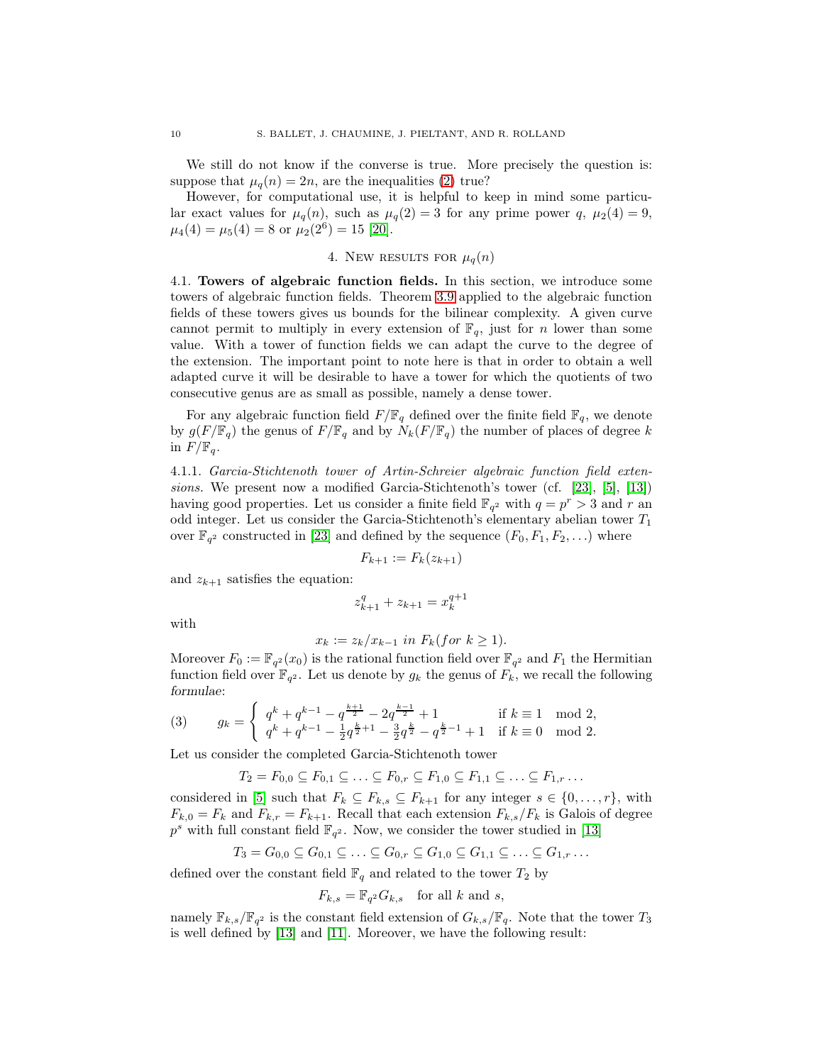We still do not know if the converse is true. More precisely the question is: suppose that $\mu_q(n) = 2n$, are the inequalities (2) true?

However, for computational use, it is helpful to keep in mind some particular exact values for $\mu_q(n)$, such as $\mu_q(2) = 3$ for any prime power $q$, $\mu_2(4) = 9$, $\mu_4(4) = \mu_5(4) = 8$ or $\mu_2(2^6) = 15$ [20].

## 4. New results for $\mu_q(n)$

### 4.1. Towers of algebraic function fields.

In this section, we introduce some towers of algebraic function fields. Theorem 3.9 applied to the algebraic function fields of these towers gives us bounds for the bilinear complexity. A given curve cannot permit to multiply in every extension of $\mathbb{F}_q$, just for $n$ lower than some value. With a tower of function fields we can adapt the curve to the degree of the extension. The important point to note here is that in order to obtain a well adapted curve it will be desirable to have a tower for which the quotients of two consecutive genus are as small as possible, namely a dense tower.

For any algebraic function field $F/\mathbb{F}_q$ defined over the finite field $\mathbb{F}_q$, we denote by $g(F/\mathbb{F}_q)$ the genus of $F/\mathbb{F}_q$ and by $N_k(F/\mathbb{F}_q)$ the number of places of degree $k$ in $F/\mathbb{F}_q$.

4.1.1. *Garcia-Stichtenoth tower of Artin-Schreier algebraic function field extensions.* We present now a modified Garcia-Stichtenoth's tower (cf. [23], [5], [13]) having good properties. Let us consider a finite field $\mathbb{F}_{q^2}$ with $q = p^r > 3$ and $r$ an odd integer. Let us consider the Garcia-Stichtenoth's elementary abelian tower $T_1$ over $\mathbb{F}_{q^2}$ constructed in [23] and defined by the sequence $(F_0, F_1, F_2, \ldots)$ where

$$F_{k+1} := F_k(z_{k+1})$$

and $z_{k+1}$ satisfies the equation:

$$z_{k+1}^q + z_{k+1} = x_k^{q+1}$$

with

$$x_k := z_k / x_{k-1} \textit{ in } F_k (\textit{for } k \geq 1).$$

Moreover $F_0 := \mathbb{F}_{q^2}(x_0)$ is the rational function field over $\mathbb{F}_{q^2}$ and $F_1$ the Hermitian function field over $\mathbb{F}_{q^2}$. Let us denote by $g_k$ the genus of $F_k$, we recall the following *formulae*:

$$(3) \qquad g_k = \begin{cases} q^k + q^{k-1} - q^{\frac{k+1}{2}} - 2q^{\frac{k-1}{2}} + 1 & \text{if } k \equiv 1 \mod 2, \\ q^k + q^{k-1} - \frac{1}{2}q^{\frac{k}{2}+1} - \frac{3}{2}q^{\frac{k}{2}} - q^{\frac{k}{2}-1} + 1 & \text{if } k \equiv 0 \mod 2. \end{cases}$$

Let us consider the completed Garcia-Stichtenoth tower

$$T_2 = F_{0,0} \subseteq F_{0,1} \subseteq \ldots \subseteq F_{0,r} \subseteq F_{1,0} \subseteq F_{1,1} \subseteq \ldots \subseteq F_{1,r} \ldots$$

considered in [5] such that $F_k \subseteq F_{k,s} \subseteq F_{k+1}$ for any integer $s \in \{0, \ldots, r\}$, with $F_{k,0} = F_k$ and $F_{k,r} = F_{k+1}$. Recall that each extension $F_{k,s}/F_k$ is Galois of degree $p^s$ with full constant field $\mathbb{F}_{q^2}$. Now, we consider the tower studied in [13]

$$T_3 = G_{0,0} \subseteq G_{0,1} \subseteq \ldots \subseteq G_{0,r} \subseteq G_{1,0} \subseteq G_{1,1} \subseteq \ldots \subseteq G_{1,r} \ldots$$

defined over the constant field $\mathbb{F}_q$ and related to the tower $T_2$ by

$$F_{k,s} = \mathbb{F}_{q^2} G_{k,s} \quad \text{for all } k \text{ and } s,$$

namely $F_{k,s}/\mathbb{F}_{q^2}$ is the constant field extension of $G_{k,s}/\mathbb{F}_q$. Note that the tower $T_3$ is well defined by [13] and [11]. Moreover, we have the following result: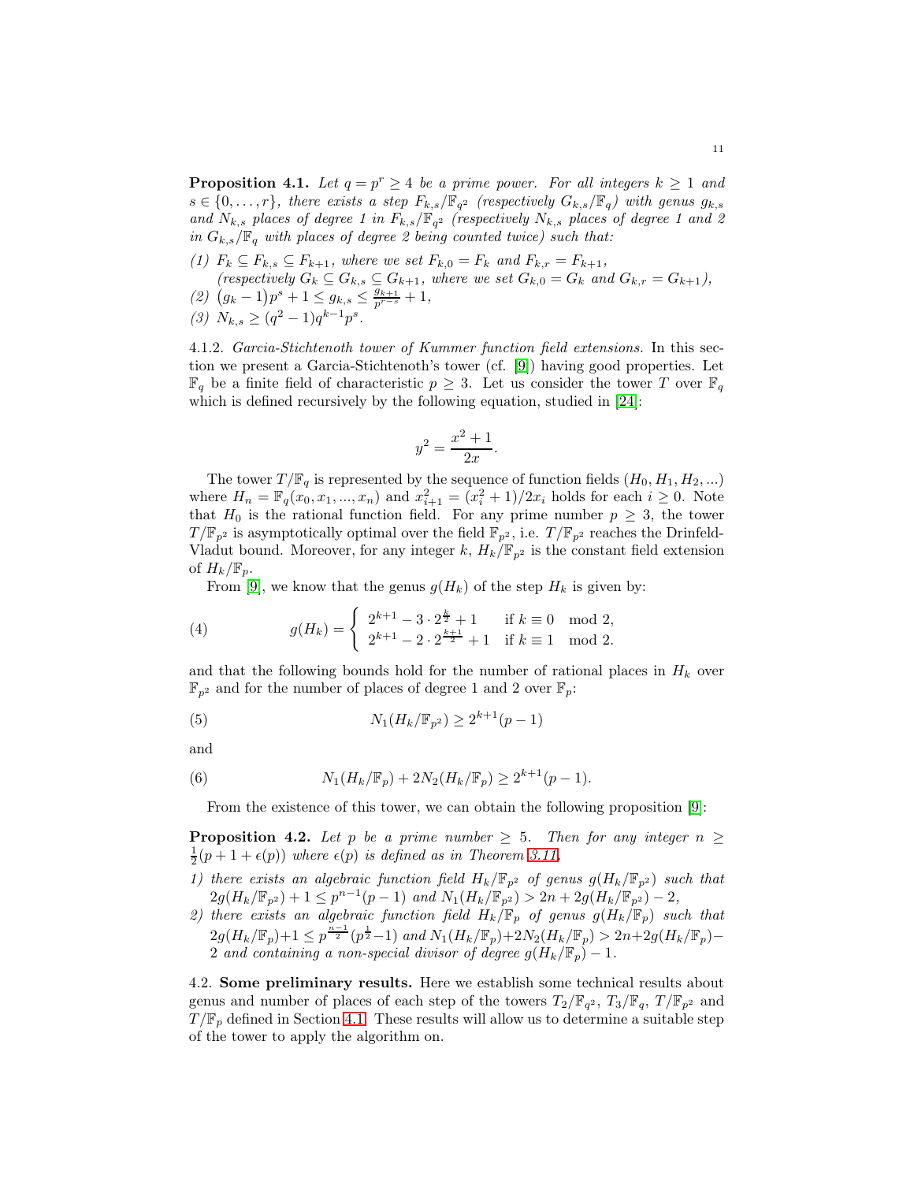**Proposition 4.1.** *Let $q = p^r \geq 4$ be a prime power. For all integers $k \geq 1$ and $s \in \{0, \ldots, r\}$, there exists a step $F_{k,s}/\mathbb{F}_{q^2}$ (respectively $G_{k,s}/\mathbb{F}_q$) with genus $g_{k,s}$ and $N_{k,s}$ places of degree 1 in $F_{k,s}/\mathbb{F}_{q^2}$ (respectively $N_{k,s}$ places of degree 1 and 2 in $G_{k,s}/\mathbb{F}_q$ with places of degree 2 being counted twice) such that:*

*(1) $F_k \subseteq F_{k,s} \subseteq F_{k+1}$, where we set $F_{k,0} = F_k$ and $F_{k,r} = F_{k+1}$,*
*(respectively $G_k \subseteq G_{k,s} \subseteq G_{k+1}$, where we set $G_{k,0} = G_k$ and $G_{k,r} = G_{k+1}$),*

*(2) $\big(g_k - 1\big)p^s + 1 \leq g_{k,s} \leq \frac{g_{k+1}}{p^{r-s}} + 1$,*

*(3) $N_{k,s} \geq (q^2 - 1)q^{k-1}p^s$.*

4.1.2. *Garcia-Stichtenoth tower of Kummer function field extensions.* In this section we present a Garcia-Stichtenoth's tower (cf. [9]) having good properties. Let $\mathbb{F}_q$ be a finite field of characteristic $p \geq 3$. Let us consider the tower $T$ over $\mathbb{F}_q$ which is defined recursively by the following equation, studied in [24]:

$$y^2 = \frac{x^2+1}{2x}.$$

The tower $T/\mathbb{F}_q$ is represented by the sequence of function fields $(H_0, H_1, H_2, ...)$ where $H_n = \mathbb{F}_q(x_0, x_1, ..., x_n)$ and $x_{i+1}^2 = (x_i^2+1)/2x_i$ holds for each $i \geq 0$. Note that $H_0$ is the rational function field. For any prime number $p \geq 3$, the tower $T/\mathbb{F}_{p^2}$ is asymptotically optimal over the field $\mathbb{F}_{p^2}$, i.e. $T/\mathbb{F}_{p^2}$ reaches the Drinfeld-Vladut bound. Moreover, for any integer $k$, $H_k/\mathbb{F}_{p^2}$ is the constant field extension of $H_k/\mathbb{F}_p$.

From [9], we know that the genus $g(H_k)$ of the step $H_k$ is given by:

$$g(H_k) = \begin{cases} 2^{k+1} - 3 \cdot 2^{\frac{k}{2}} + 1 & \text{if } k \equiv 0 \mod 2, \\ 2^{k+1} - 2 \cdot 2^{\frac{k+1}{2}} + 1 & \text{if } k \equiv 1 \mod 2. \end{cases} \tag{4}$$

and that the following bounds hold for the number of rational places in $H_k$ over $\mathbb{F}_{p^2}$ and for the number of places of degree 1 and 2 over $\mathbb{F}_p$:

$$N_1(H_k/\mathbb{F}_{p^2}) \geq 2^{k+1}(p-1) \tag{5}$$

and

$$N_1(H_k/\mathbb{F}_p) + 2N_2(H_k/\mathbb{F}_p) \geq 2^{k+1}(p-1). \tag{6}$$

From the existence of this tower, we can obtain the following proposition [9]:

**Proposition 4.2.** *Let $p$ be a prime number $\geq 5$. Then for any integer $n \geq \frac{1}{2}(p + 1 + \epsilon(p))$ where $\epsilon(p)$ is defined as in Theorem 3.11,*

*1) there exists an algebraic function field $H_k/\mathbb{F}_{p^2}$ of genus $g(H_k/\mathbb{F}_{p^2})$ such that $2g(H_k/\mathbb{F}_{p^2}) + 1 \leq p^{n-1}(p-1)$ and $N_1(H_k/\mathbb{F}_{p^2}) > 2n + 2g(H_k/\mathbb{F}_{p^2}) - 2$,*

*2) there exists an algebraic function field $H_k/\mathbb{F}_p$ of genus $g(H_k/\mathbb{F}_p)$ such that $2g(H_k/\mathbb{F}_p)+1 \leq p^{\frac{n-1}{2}}(p^{\frac{1}{2}}-1)$ and $N_1(H_k/\mathbb{F}_p)+2N_2(H_k/\mathbb{F}_p) > 2n+2g(H_k/\mathbb{F}_p)-2$ and containing a non-special divisor of degree $g(H_k/\mathbb{F}_p) - 1$.*

4.2. **Some preliminary results.** Here we establish some technical results about genus and number of places of each step of the towers $T_2/\mathbb{F}_{q^2}$, $T_3/\mathbb{F}_q$, $T/\mathbb{F}_{p^2}$ and $T/\mathbb{F}_p$ defined in Section 4.1. These results will allow us to determine a suitable step of the tower to apply the algorithm on.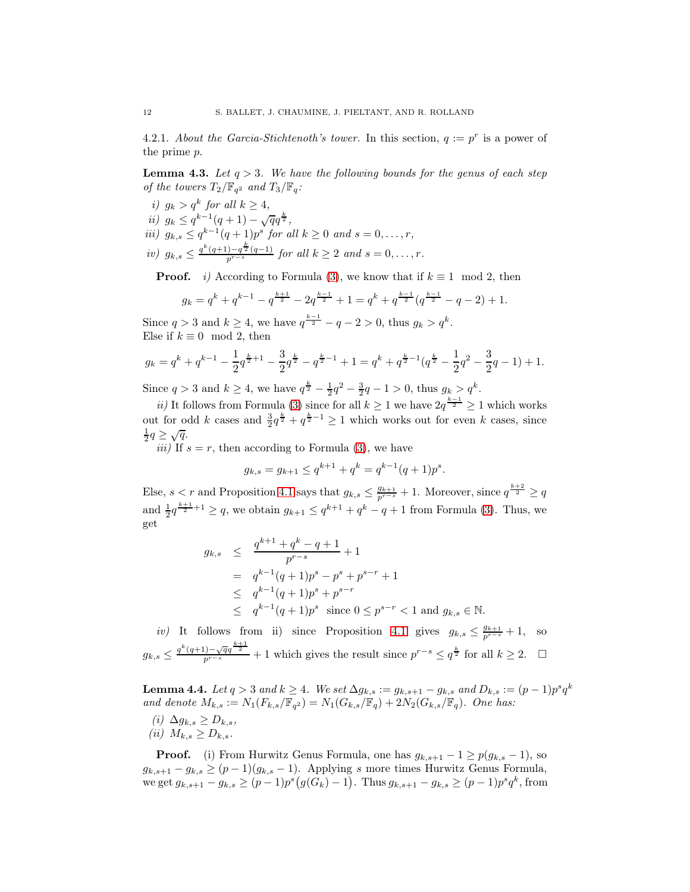4.2.1. *About the Garcia-Stichtenoth's tower.* In this section, $q := p^r$ is a power of the prime $p$.

**Lemma 4.3.** *Let $q > 3$. We have the following bounds for the genus of each step of the towers $T_2/\mathbb{F}_{q^2}$ and $T_3/\mathbb{F}_q$:*

*i)* $g_k > q^k$ *for all* $k \geq 4$,

*ii)* $g_k \leq q^{k-1}(q+1) - \sqrt{q}q^{\frac{k}{2}}$,

*iii)* $g_{k,s} \leq q^{k-1}(q+1)p^s$ *for all* $k \geq 0$ *and* $s = 0, \ldots, r$,

*iv)* $g_{k,s} \leq \frac{q^k(q+1) - q^{\frac{k}{2}}(q-1)}{p^{r-s}}$ *for all* $k \geq 2$ *and* $s = 0, \ldots, r$.

**Proof.** *i)* According to Formula (3), we know that if $k \equiv 1 \mod 2$, then

$$g_k = q^k + q^{k-1} - q^{\frac{k+1}{2}} - 2q^{\frac{k-1}{2}} + 1 = q^k + q^{\frac{k-1}{2}}(q^{\frac{k-1}{2}} - q - 2) + 1.$$

Since $q > 3$ and $k \geq 4$, we have $q^{\frac{k-1}{2}} - q - 2 > 0$, thus $g_k > q^k$.
Else if $k \equiv 0 \mod 2$, then

$$g_k = q^k + q^{k-1} - \frac{1}{2}q^{\frac{k}{2}+1} - \frac{3}{2}q^{\frac{k}{2}} - q^{\frac{k}{2}-1} + 1 = q^k + q^{\frac{k}{2}-1}(q^{\frac{k}{2}} - \frac{1}{2}q^2 - \frac{3}{2}q - 1) + 1.$$

Since $q > 3$ and $k \geq 4$, we have $q^{\frac{k}{2}} - \frac{1}{2}q^2 - \frac{3}{2}q - 1 > 0$, thus $g_k > q^k$.

*ii)* It follows from Formula (3) since for all $k \geq 1$ we have $2q^{\frac{k-1}{2}} \geq 1$ which works out for odd $k$ cases and $\frac{3}{2}q^{\frac{k}{2}} + q^{\frac{k}{2}-1} \geq 1$ which works out for even $k$ cases, since $\frac{1}{2}q \geq \sqrt{q}$.

*iii)* If $s = r$, then according to Formula (3), we have

$$g_{k,s} = g_{k+1} \leq q^{k+1} + q^k = q^{k-1}(q+1)p^s.$$

Else, $s < r$ and Proposition 4.1 says that $g_{k,s} \leq \frac{g_{k+1}}{p^{r-s}} + 1$. Moreover, since $q^{\frac{k+2}{2}} \geq q$ and $\frac{1}{2}q^{\frac{k+1}{2}+1} \geq q$, we obtain $g_{k+1} \leq q^{k+1} + q^k - q + 1$ from Formula (3). Thus, we get

$$\begin{aligned}
g_{k,s} &\leq \frac{q^{k+1} + q^k - q + 1}{p^{r-s}} + 1 \\
&= q^{k-1}(q+1)p^s - p^s + p^{s-r} + 1 \\
&\leq q^{k-1}(q+1)p^s + p^{s-r} \\
&\leq q^{k-1}(q+1)p^s \quad \text{since } 0 \leq p^{s-r} < 1 \text{ and } g_{k,s} \in \mathbb{N}.
\end{aligned}$$

*iv)* It follows from ii) since Proposition 4.1 gives $g_{k,s} \leq \frac{g_{k+1}}{p^{r-s}} + 1$, so $g_{k,s} \leq \frac{q^k(q+1) - \sqrt{q}q^{\frac{k+1}{2}}}{p^{r-s}} + 1$ which gives the result since $p^{r-s} \leq q^{\frac{k}{2}}$ for all $k \geq 2$. $\square$

**Lemma 4.4.** *Let $q > 3$ and $k \geq 4$. We set $\Delta g_{k,s} := g_{k,s+1} - g_{k,s}$ and $D_{k,s} := (p-1)p^s q^k$ and denote $M_{k,s} := N_1(F_{k,s}/\mathbb{F}_{q^2}) = N_1(G_{k,s}/\mathbb{F}_q) + 2N_2(G_{k,s}/\mathbb{F}_q)$. One has:*

*(i)* $\Delta g_{k,s} \geq D_{k,s}$,

*(ii)* $M_{k,s} \geq D_{k,s}$.

**Proof.** (i) From Hurwitz Genus Formula, one has $g_{k,s+1} - 1 \geq p(g_{k,s} - 1)$, so $g_{k,s+1} - g_{k,s} \geq (p-1)(g_{k,s} - 1)$. Applying $s$ more times Hurwitz Genus Formula, we get $g_{k,s+1} - g_{k,s} \geq (p-1)p^s\big(g(G_k) - 1\big)$. Thus $g_{k,s+1} - g_{k,s} \geq (p-1)p^s q^k$, from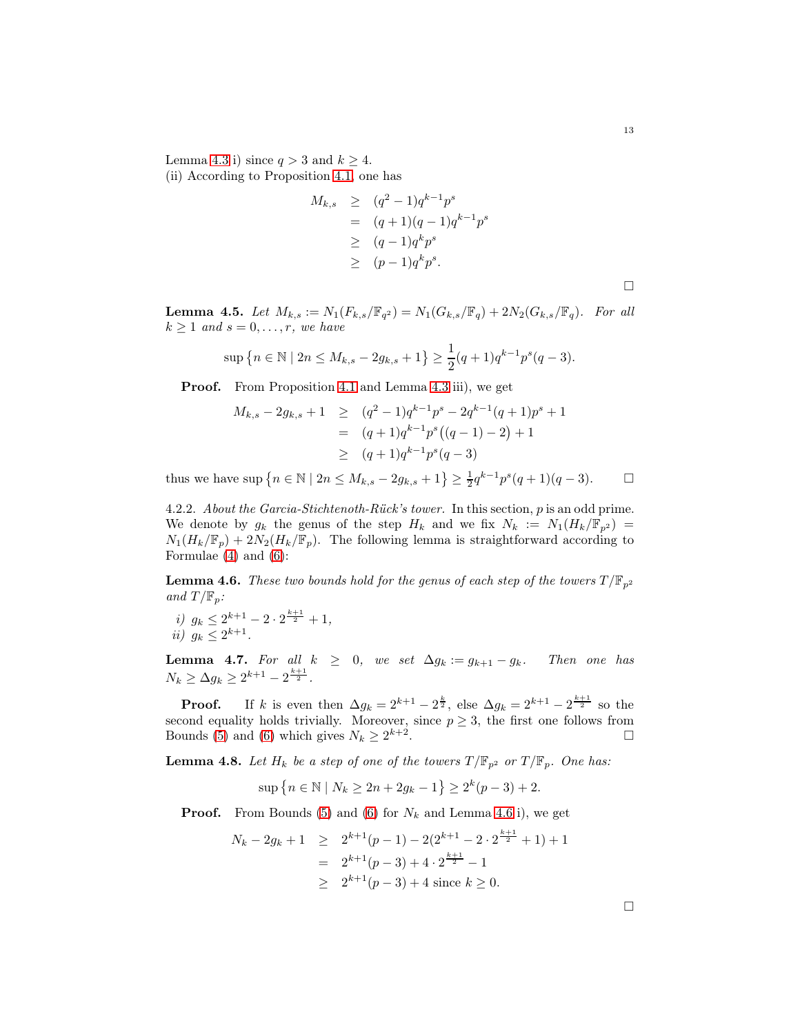Lemma 4.3 i) since $q > 3$ and $k \geq 4$.
(ii) According to Proposition 4.1, one has

$$\begin{aligned}
M_{k,s} &\geq (q^2-1)q^{k-1}p^s \\
&= (q+1)(q-1)q^{k-1}p^s \\
&\geq (q-1)q^k p^s \\
&\geq (p-1)q^k p^s.
\end{aligned}$$

□

**Lemma 4.5.** *Let $M_{k,s} := N_1(F_{k,s}/\mathbb{F}_{q^2}) = N_1(G_{k,s}/\mathbb{F}_q) + 2N_2(G_{k,s}/\mathbb{F}_q)$. For all $k \geq 1$ and $s = 0, \ldots, r$, we have*

$$\sup\left\{n \in \mathbb{N} \mid 2n \leq M_{k,s} - 2g_{k,s} + 1\right\} \geq \frac{1}{2}(q+1)q^{k-1}p^s(q-3).$$

**Proof.** From Proposition 4.1 and Lemma 4.3 iii), we get

$$\begin{aligned}
M_{k,s} - 2g_{k,s} + 1 &\geq (q^2-1)q^{k-1}p^s - 2q^{k-1}(q+1)p^s + 1 \\
&= (q+1)q^{k-1}p^s\big((q-1)-2\big) + 1 \\
&\geq (q+1)q^{k-1}p^s(q-3)
\end{aligned}$$

thus we have $\sup\left\{n \in \mathbb{N} \mid 2n \leq M_{k,s} - 2g_{k,s} + 1\right\} \geq \frac{1}{2}q^{k-1}p^s(q+1)(q-3)$. □

4.2.2. *About the Garcia-Stichtenoth-Rück's tower.* In this section, $p$ is an odd prime. We denote by $g_k$ the genus of the step $H_k$ and we fix $N_k := N_1(H_k/\mathbb{F}_{p^2}) = N_1(H_k/\mathbb{F}_p) + 2N_2(H_k/\mathbb{F}_p)$. The following lemma is straightforward according to Formulae (4) and (6):

**Lemma 4.6.** *These two bounds hold for the genus of each step of the towers $T/\mathbb{F}_{p^2}$ and $T/\mathbb{F}_p$:*

*i)* $g_k \leq 2^{k+1} - 2 \cdot 2^{\frac{k+1}{2}} + 1$,
*ii)* $g_k \leq 2^{k+1}$.

**Lemma 4.7.** *For all $k \geq 0$, we set $\Delta g_k := g_{k+1} - g_k$. Then one has $N_k \geq \Delta g_k \geq 2^{k+1} - 2^{\frac{k+1}{2}}$.*

**Proof.** If $k$ is even then $\Delta g_k = 2^{k+1} - 2^{\frac{k}{2}}$, else $\Delta g_k = 2^{k+1} - 2^{\frac{k+1}{2}}$ so the second equality holds trivially. Moreover, since $p \geq 3$, the first one follows from Bounds (5) and (6) which gives $N_k \geq 2^{k+2}$. □

**Lemma 4.8.** *Let $H_k$ be a step of one of the towers $T/\mathbb{F}_{p^2}$ or $T/\mathbb{F}_p$. One has:*

$$\sup\left\{n \in \mathbb{N} \mid N_k \geq 2n + 2g_k - 1\right\} \geq 2^k(p-3) + 2.$$

**Proof.** From Bounds (5) and (6) for $N_k$ and Lemma 4.6 i), we get

$$\begin{aligned}
N_k - 2g_k + 1 &\geq 2^{k+1}(p-1) - 2(2^{k+1} - 2 \cdot 2^{\frac{k+1}{2}} + 1) + 1 \\
&= 2^{k+1}(p-3) + 4 \cdot 2^{\frac{k+1}{2}} - 1 \\
&\geq 2^{k+1}(p-3) + 4 \text{ since } k \geq 0.
\end{aligned}$$

□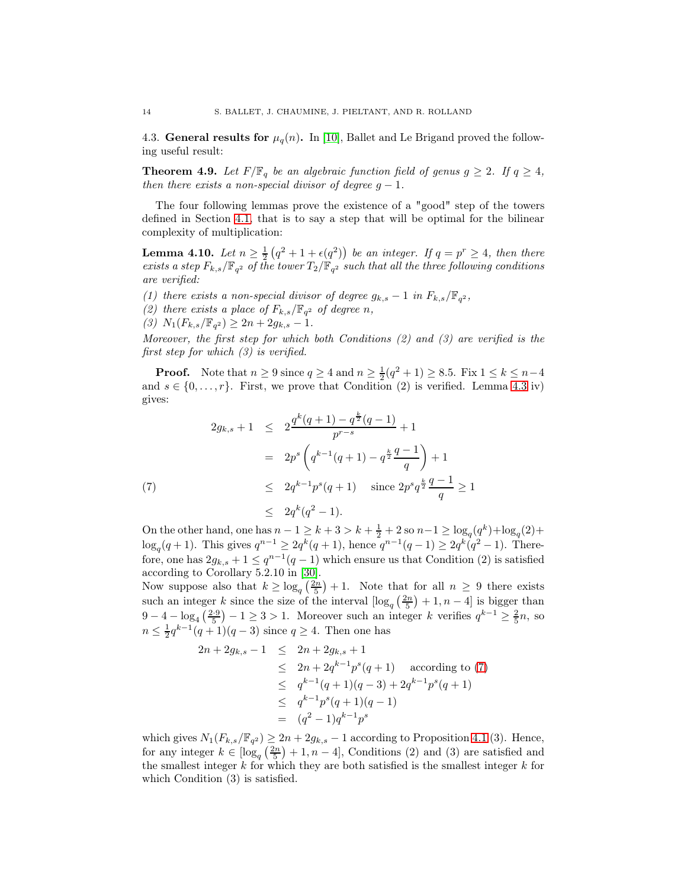4.3. **General results for $\mu_q(n)$.** In [10], Ballet and Le Brigand proved the following useful result:

**Theorem 4.9.** *Let $F/\mathbb{F}_q$ be an algebraic function field of genus $g \geq 2$. If $q \geq 4$, then there exists a non-special divisor of degree $g-1$.*

The four following lemmas prove the existence of a "good" step of the towers defined in Section 4.1, that is to say a step that will be optimal for the bilinear complexity of multiplication:

**Lemma 4.10.** *Let $n \geq \frac{1}{2}\left(q^2+1+\epsilon(q^2)\right)$ be an integer. If $q = p^r \geq 4$, then there exists a step $F_{k,s}/\mathbb{F}_{q^2}$ of the tower $T_2/\mathbb{F}_{q^2}$ such that all the three following conditions are verified:*

*(1) there exists a non-special divisor of degree $g_{k,s}-1$ in $F_{k,s}/\mathbb{F}_{q^2}$,*
*(2) there exists a place of $F_{k,s}/\mathbb{F}_{q^2}$ of degree $n$,*
*(3) $N_1(F_{k,s}/\mathbb{F}_{q^2}) \geq 2n + 2g_{k,s} - 1$.*

*Moreover, the first step for which both Conditions (2) and (3) are verified is the first step for which (3) is verified.*

**Proof.** Note that $n \geq 9$ since $q \geq 4$ and $n \geq \frac{1}{2}(q^2+1) \geq 8.5$. Fix $1 \leq k \leq n-4$ and $s \in \{0, \ldots, r\}$. First, we prove that Condition (2) is verified. Lemma 4.3 iv) gives:

$$
\begin{aligned}
2g_{k,s}+1 &\leq 2\frac{q^k(q+1) - q^{\frac{k}{2}}(q-1)}{p^{r-s}} + 1 \\
&= 2p^s\left(q^{k-1}(q+1) - q^{\frac{k}{2}}\frac{q-1}{q}\right) + 1 \\
&\leq 2q^{k-1}p^s(q+1) \quad \text{since } 2p^s q^{\frac{k}{2}}\frac{q-1}{q} \geq 1 \qquad (7)\\
&\leq 2q^k(q^2-1).
\end{aligned}
$$

On the other hand, one has $n-1 \geq k+3 > k+\frac{1}{2}+2$ so $n-1 \geq \log_q(q^k) + \log_q(2) + \log_q(q+1)$. This gives $q^{n-1} \geq 2q^k(q+1)$, hence $q^{n-1}(q-1) \geq 2q^k(q^2-1)$. Therefore, one has $2g_{k,s}+1 \leq q^{n-1}(q-1)$ which ensure us that Condition (2) is satisfied according to Corollary 5.2.10 in [30].

Now suppose also that $k \geq \log_q\left(\frac{2n}{5}\right)+1$. Note that for all $n \geq 9$ there exists such an integer $k$ since the size of the interval $[\log_q\left(\frac{2n}{5}\right)+1, n-4]$ is bigger than $9 - 4 - \log_4\left(\frac{2 \cdot 9}{5}\right) - 1 \geq 3 > 1$. Moreover such an integer $k$ verifies $q^{k-1} \geq \frac{2}{5}n$, so $n \leq \frac{1}{2}q^{k-1}(q+1)(q-3)$ since $q \geq 4$. Then one has

$$
\begin{aligned}
2n + 2g_{k,s} - 1 &\leq 2n + 2g_{k,s} + 1 \\
&\leq 2n + 2q^{k-1}p^s(q+1) \quad \text{according to (7)} \\
&\leq q^{k-1}(q+1)(q-3) + 2q^{k-1}p^s(q+1) \\
&\leq q^{k-1}p^s(q+1)(q-1) \\
&= (q^2-1)q^{k-1}p^s
\end{aligned}
$$

which gives $N_1(F_{k,s}/\mathbb{F}_{q^2}) \geq 2n + 2g_{k,s} - 1$ according to Proposition 4.1 (3). Hence, for any integer $k \in [\log_q\left(\frac{2n}{5}\right)+1, n-4]$, Conditions (2) and (3) are satisfied and the smallest integer $k$ for which they are both satisfied is the smallest integer $k$ for which Condition (3) is satisfied.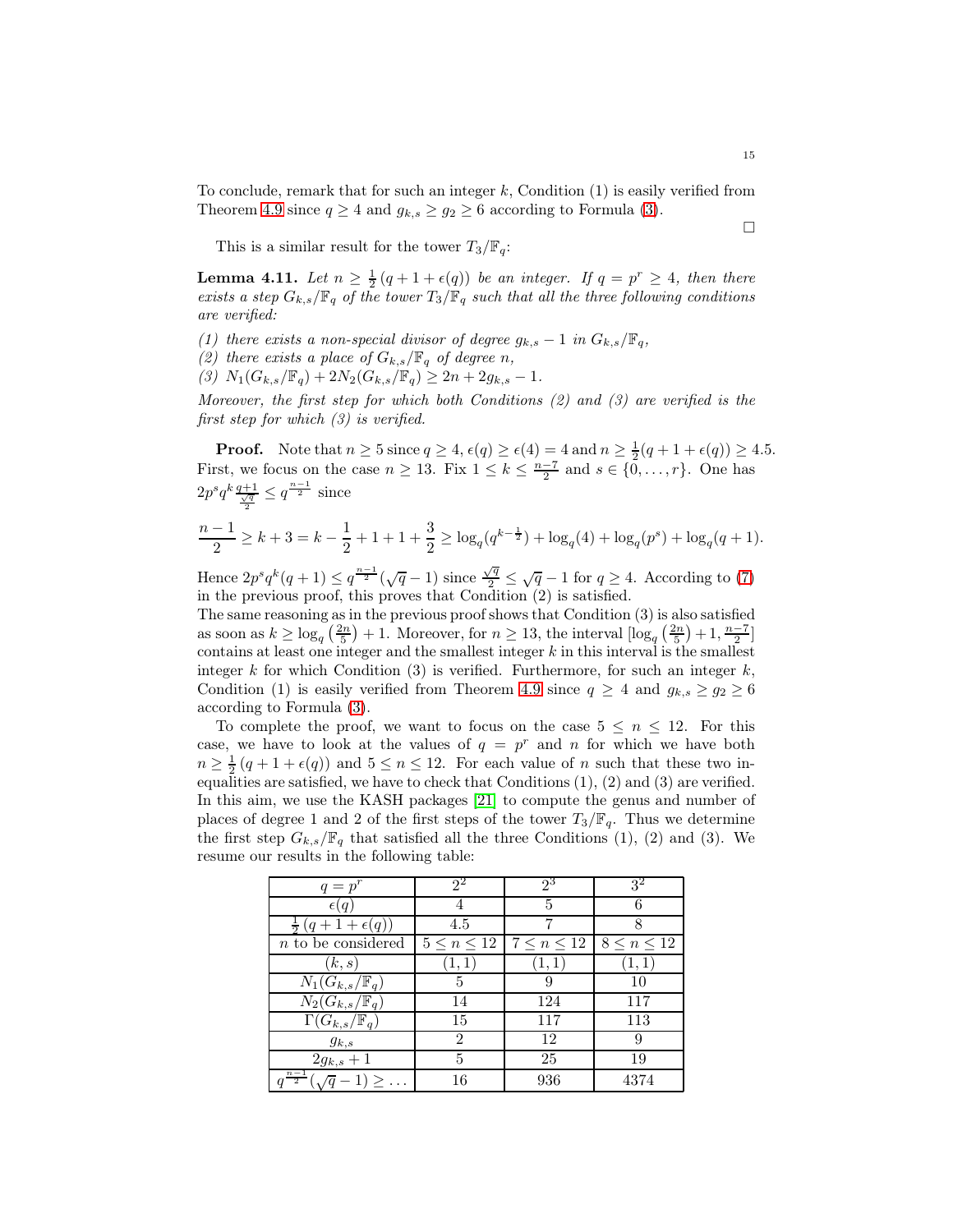To conclude, remark that for such an integer $k$, Condition (1) is easily verified from Theorem 4.9 since $q \geq 4$ and $g_{k,s} \geq g_2 \geq 6$ according to Formula (3).

$\square$

This is a similar result for the tower $T_3/\mathbb{F}_q$:

**Lemma 4.11.** *Let $n \geq \frac{1}{2}(q+1+\epsilon(q))$ be an integer. If $q = p^r \geq 4$, then there exists a step $G_{k,s}/\mathbb{F}_q$ of the tower $T_3/\mathbb{F}_q$ such that all the three following conditions are verified:*

*(1) there exists a non-special divisor of degree $g_{k,s} - 1$ in $G_{k,s}/\mathbb{F}_q$,*
*(2) there exists a place of $G_{k,s}/\mathbb{F}_q$ of degree $n$,*
*(3) $N_1(G_{k,s}/\mathbb{F}_q) + 2N_2(G_{k,s}/\mathbb{F}_q) \geq 2n + 2g_{k,s} - 1$.*

*Moreover, the first step for which both Conditions (2) and (3) are verified is the first step for which (3) is verified.*

**Proof.** Note that $n \geq 5$ since $q \geq 4$, $\epsilon(q) \geq \epsilon(4) = 4$ and $n \geq \frac{1}{2}(q+1+\epsilon(q)) \geq 4.5$. First, we focus on the case $n \geq 13$. Fix $1 \leq k \leq \frac{n-7}{2}$ and $s \in \{0, \ldots, r\}$. One has $2p^s q^k \frac{q+1}{\frac{\sqrt{q}}{2}} \leq q^{\frac{n-1}{2}}$ since

$$\frac{n-1}{2} \geq k+3 = k - \frac{1}{2} + 1 + 1 + \frac{3}{2} \geq \log_q(q^{k-\frac{1}{2}}) + \log_q(4) + \log_q(p^s) + \log_q(q+1).$$

Hence $2p^s q^k(q+1) \leq q^{\frac{n-1}{2}}(\sqrt{q}-1)$ since $\frac{\sqrt{q}}{2} \leq \sqrt{q} - 1$ for $q \geq 4$. According to (7) in the previous proof, this proves that Condition (2) is satisfied.
The same reasoning as in the previous proof shows that Condition (3) is also satisfied as soon as $k \geq \log_q\left(\frac{2n}{5}\right) + 1$. Moreover, for $n \geq 13$, the interval $[\log_q\left(\frac{2n}{5}\right) + 1, \frac{n-7}{2}]$ contains at least one integer and the smallest integer $k$ in this interval is the smallest integer $k$ for which Condition (3) is verified. Furthermore, for such an integer $k$, Condition (1) is easily verified from Theorem 4.9 since $q \geq 4$ and $g_{k,s} \geq g_2 \geq 6$ according to Formula (3).

To complete the proof, we want to focus on the case $5 \leq n \leq 12$. For this case, we have to look at the values of $q = p^r$ and $n$ for which we have both $n \geq \frac{1}{2}(q+1+\epsilon(q))$ and $5 \leq n \leq 12$. For each value of $n$ such that these two inequalities are satisfied, we have to check that Conditions (1), (2) and (3) are verified. In this aim, we use the KASH packages [21] to compute the genus and number of places of degree 1 and 2 of the first steps of the tower $T_3/\mathbb{F}_q$. Thus we determine the first step $G_{k,s}/\mathbb{F}_q$ that satisfied all the three Conditions (1), (2) and (3). We resume our results in the following table:

| $q = p^r$ | $2^2$ | $2^3$ | $3^2$ |
|---|---|---|---|
| $\epsilon(q)$ | 4 | 5 | 6 |
| $\frac{1}{2}(q+1+\epsilon(q))$ | 4.5 | 7 | 8 |
| $n$ to be considered | $5 \leq n \leq 12$ | $7 \leq n \leq 12$ | $8 \leq n \leq 12$ |
| $(k,s)$ | $(1,1)$ | $(1,1)$ | $(1,1)$ |
| $N_1(G_{k,s}/\mathbb{F}_q)$ | 5 | 9 | 10 |
| $N_2(G_{k,s}/\mathbb{F}_q)$ | 14 | 124 | 117 |
| $\Gamma(G_{k,s}/\mathbb{F}_q)$ | 15 | 117 | 113 |
| $g_{k,s}$ | 2 | 12 | 9 |
| $2g_{k,s}+1$ | 5 | 25 | 19 |
| $q^{\frac{n-1}{2}}(\sqrt{q}-1) \geq \ldots$ | 16 | 936 | 4374 |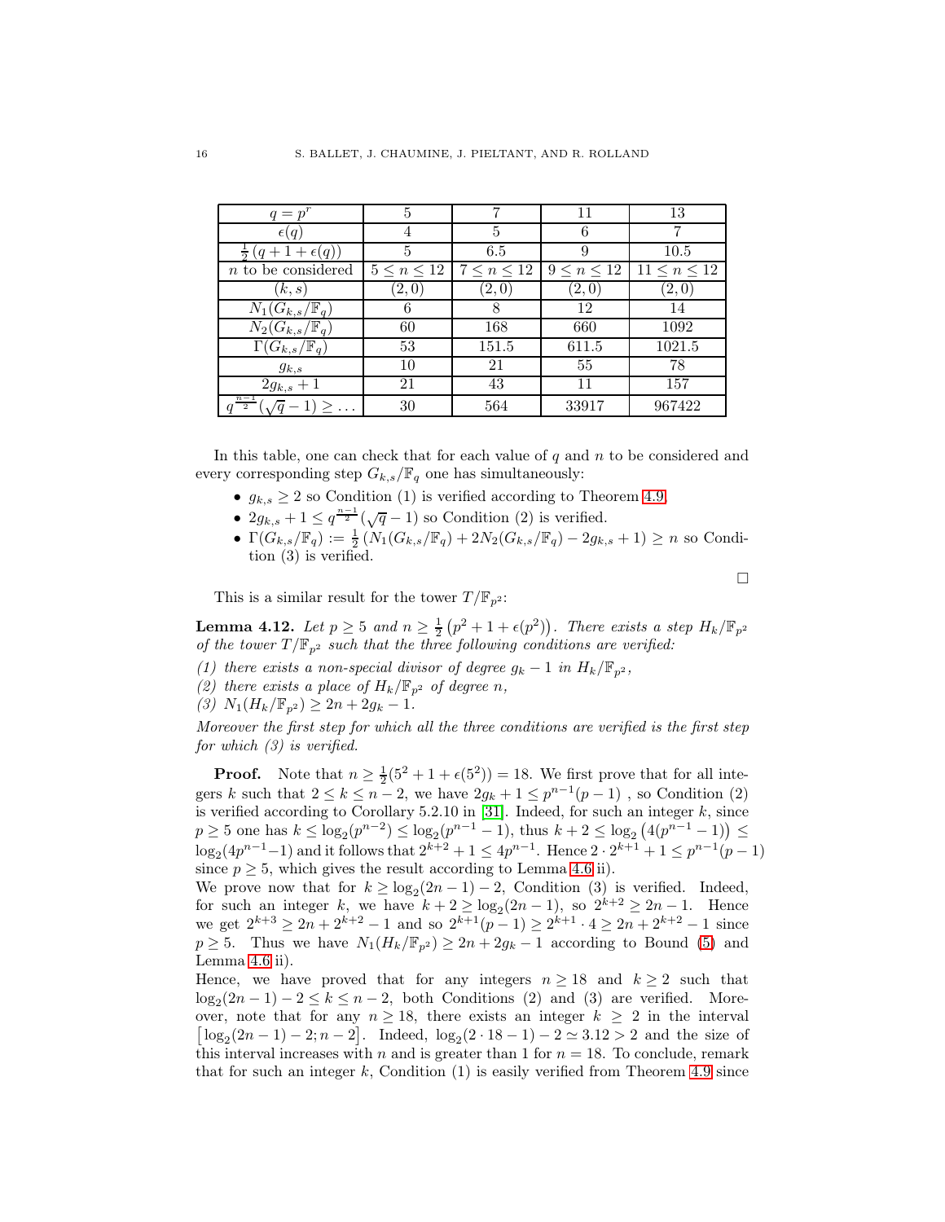| $q = p^r$ | 5 | 7 | 11 | 13 |
|---|---|---|---|---|
| $\epsilon(q)$ | 4 | 5 | 6 | 7 |
| $\frac{1}{2}\left(q+1+\epsilon(q)\right)$ | 5 | 6.5 | 9 | 10.5 |
| $n$ to be considered | $5 \leq n \leq 12$ | $7 \leq n \leq 12$ | $9 \leq n \leq 12$ | $11 \leq n \leq 12$ |
| $(k, s)$ | $(2, 0)$ | $(2, 0)$ | $(2, 0)$ | $(2, 0)$ |
| $N_1(G_{k,s}/\mathbb{F}_q)$ | 6 | 8 | 12 | 14 |
| $N_2(G_{k,s}/\mathbb{F}_q)$ | 60 | 168 | 660 | 1092 |
| $\Gamma(G_{k,s}/\mathbb{F}_q)$ | 53 | 151.5 | 611.5 | 1021.5 |
| $g_{k,s}$ | 10 | 21 | 55 | 78 |
| $2g_{k,s}+1$ | 21 | 43 | 11 | 157 |
| $q^{\frac{n-1}{2}}(\sqrt{q}-1) \geq \ldots$ | 30 | 564 | 33917 | 967422 |

In this table, one can check that for each value of $q$ and $n$ to be considered and every corresponding step $G_{k,s}/\mathbb{F}_q$ one has simultaneously:

- $g_{k,s} \geq 2$ so Condition (1) is verified according to Theorem 4.9.
- $2g_{k,s}+1 \leq q^{\frac{n-1}{2}}(\sqrt{q}-1)$ so Condition (2) is verified.
- $\Gamma(G_{k,s}/\mathbb{F}_q) := \frac{1}{2}\left(N_1(G_{k,s}/\mathbb{F}_q) + 2N_2(G_{k,s}/\mathbb{F}_q) - 2g_{k,s} + 1\right) \geq n$ so Condition (3) is verified.

□

This is a similar result for the tower $T/\mathbb{F}_{p^2}$:

**Lemma 4.12.** *Let $p \geq 5$ and $n \geq \frac{1}{2}\left(p^2+1+\epsilon(p^2)\right)$. There exists a step $H_k/\mathbb{F}_{p^2}$ of the tower $T/\mathbb{F}_{p^2}$ such that the three following conditions are verified:*

*(1) there exists a non-special divisor of degree $g_k - 1$ in $H_k/\mathbb{F}_{p^2}$,*

*(2) there exists a place of $H_k/\mathbb{F}_{p^2}$ of degree $n$,*

*(3) $N_1(H_k/\mathbb{F}_{p^2}) \geq 2n + 2g_k - 1$.*

*Moreover the first step for which all the three conditions are verified is the first step for which (3) is verified.*

**Proof.** Note that $n \geq \frac{1}{2}(5^2+1+\epsilon(5^2)) = 18$. We first prove that for all integers $k$ such that $2 \leq k \leq n-2$, we have $2g_k + 1 \leq p^{n-1}(p-1)$ , so Condition (2) is verified according to Corollary 5.2.10 in [31]. Indeed, for such an integer $k$, since $p \geq 5$ one has $k \leq \log_2(p^{n-2}) \leq \log_2(p^{n-1}-1)$, thus $k+2 \leq \log_2\left(4(p^{n-1}-1)\right) \leq \log_2(4p^{n-1}-1)$ and it follows that $2^{k+2}+1 \leq 4p^{n-1}$. Hence $2 \cdot 2^{k+1} + 1 \leq p^{n-1}(p-1)$ since $p \geq 5$, which gives the result according to Lemma 4.6 ii).

We prove now that for $k \geq \log_2(2n-1) - 2$, Condition (3) is verified. Indeed, for such an integer $k$, we have $k+2 \geq \log_2(2n-1)$, so $2^{k+2} \geq 2n-1$. Hence we get $2^{k+3} \geq 2n + 2^{k+2} - 1$ and so $2^{k+1}(p-1) \geq 2^{k+1} \cdot 4 \geq 2n + 2^{k+2} - 1$ since $p \geq 5$. Thus we have $N_1(H_k/\mathbb{F}_{p^2}) \geq 2n + 2g_k - 1$ according to Bound (5) and Lemma 4.6 ii).

Hence, we have proved that for any integers $n \geq 18$ and $k \geq 2$ such that $\log_2(2n-1) - 2 \leq k \leq n-2$, both Conditions (2) and (3) are verified. Moreover, note that for any $n \geq 18$, there exists an integer $k \geq 2$ in the interval $\left[\log_2(2n-1) - 2; n-2\right]$. Indeed, $\log_2(2 \cdot 18 - 1) - 2 \simeq 3.12 > 2$ and the size of this interval increases with $n$ and is greater than 1 for $n = 18$. To conclude, remark that for such an integer $k$, Condition (1) is easily verified from Theorem 4.9 since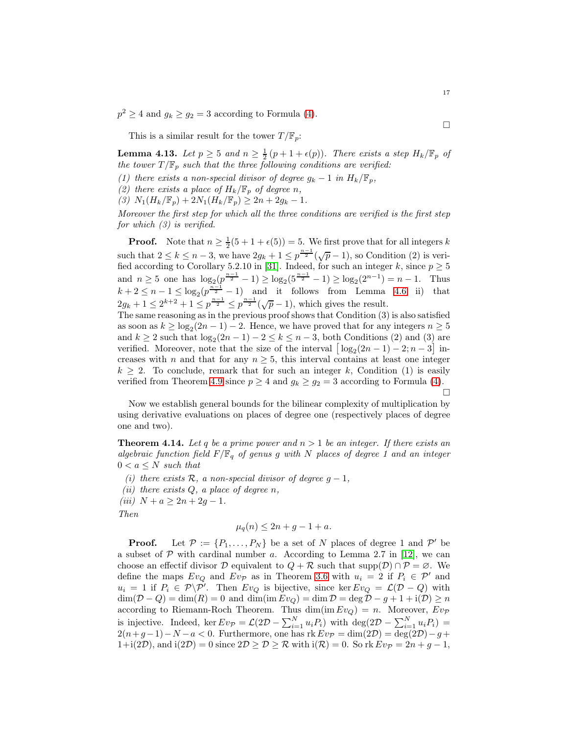$p^2 \geq 4$ and $g_k \geq g_2 = 3$ according to Formula (4).

∎

This is a similar result for the tower $T/\mathbb{F}_p$:

**Lemma 4.13.** *Let $p \geq 5$ and $n \geq \frac{1}{2}(p+1+\epsilon(p))$. There exists a step $H_k/\mathbb{F}_p$ of the tower $T/\mathbb{F}_p$ such that the three following conditions are verified:*

*(1) there exists a non-special divisor of degree $g_k - 1$ in $H_k/\mathbb{F}_p$,*

*(2) there exists a place of $H_k/\mathbb{F}_p$ of degree $n$,*

*(3) $N_1(H_k/\mathbb{F}_p) + 2N_1(H_k/\mathbb{F}_p) \geq 2n + 2g_k - 1$.*

*Moreover the first step for which all the three conditions are verified is the first step for which (3) is verified.*

**Proof.** Note that $n \geq \frac{1}{2}(5+1+\epsilon(5)) = 5$. We first prove that for all integers $k$ such that $2 \leq k \leq n-3$, we have $2g_k + 1 \leq p^{\frac{n-1}{2}}(\sqrt{p}-1)$, so Condition (2) is verified according to Corollary 5.2.10 in [31]. Indeed, for such an integer $k$, since $p \geq 5$ and $n \geq 5$ one has $\log_2(p^{\frac{n-1}{2}} - 1) \geq \log_2(5^{\frac{n-1}{2}} - 1) \geq \log_2(2^{n-1}) = n-1$. Thus $k+2 \leq n-1 \leq \log_2(p^{\frac{n-1}{2}} - 1)$ and it follows from Lemma 4.6 ii) that $2g_k + 1 \leq 2^{k+2} + 1 \leq p^{\frac{n-1}{2}} \leq p^{\frac{n-1}{2}}(\sqrt{p}-1)$, which gives the result.
The same reasoning as in the previous proof shows that Condition (3) is also satisfied as soon as $k \geq \log_2(2n-1) - 2$. Hence, we have proved that for any integers $n \geq 5$ and $k \geq 2$ such that $\log_2(2n-1) - 2 \leq k \leq n-3$, both Conditions (2) and (3) are verified. Moreover, note that the size of the interval $\left[\log_2(2n-1) - 2; n-3\right]$ increases with $n$ and that for any $n \geq 5$, this interval contains at least one integer $k \geq 2$. To conclude, remark that for such an integer $k$, Condition (1) is easily verified from Theorem 4.9 since $p \geq 4$ and $g_k \geq g_2 = 3$ according to Formula (4).

∎

Now we establish general bounds for the bilinear complexity of multiplication by using derivative evaluations on places of degree one (respectively places of degree one and two).

**Theorem 4.14.** *Let $q$ be a prime power and $n > 1$ be an integer. If there exists an algebraic function field $F/\mathbb{F}_q$ of genus $g$ with $N$ places of degree 1 and an integer $0 < a \leq N$ such that*

*(i) there exists $\mathcal{R}$, a non-special divisor of degree $g-1$,*

*(ii) there exists $Q$, a place of degree $n$,*

*(iii) $N + a \geq 2n + 2g - 1$.*

*Then*

$$\mu_q(n) \leq 2n + g - 1 + a.$$

**Proof.** Let $\mathcal{P} := \{P_1, \ldots, P_N\}$ be a set of $N$ places of degree 1 and $\mathcal{P}'$ be a subset of $\mathcal{P}$ with cardinal number $a$. According to Lemma 2.7 in [12], we can choose an effectif divisor $\mathcal{D}$ equivalent to $Q + \mathcal{R}$ such that $\mathrm{supp}(\mathcal{D}) \cap \mathcal{P} = \varnothing$. We define the maps $Ev_Q$ and $Ev_{\mathcal{P}}$ as in Theorem 3.6 with $u_i = 2$ if $P_i \in \mathcal{P}'$ and $u_i = 1$ if $P_i \in \mathcal{P} \backslash \mathcal{P}'$. Then $Ev_Q$ is bijective, since $\ker Ev_Q = \mathcal{L}(\mathcal{D} - Q)$ with $\dim(\mathcal{D} - Q) = \dim(R) = 0$ and $\dim(\mathrm{im}\, Ev_Q) = \dim \mathcal{D} = \deg \mathcal{D} - g + 1 + \mathrm{i}(\mathcal{D}) \geq n$ according to Riemann-Roch Theorem. Thus $\dim(\mathrm{im}\, Ev_Q) = n$. Moreover, $Ev_{\mathcal{P}}$ is injective. Indeed, $\ker Ev_{\mathcal{P}} = \mathcal{L}(2\mathcal{D} - \sum_{i=1}^N u_i P_i)$ with $\deg(2\mathcal{D} - \sum_{i=1}^N u_i P_i) = 2(n+g-1) - N - a < 0$. Furthermore, one has $\mathrm{rk}\, Ev_{\mathcal{P}} = \dim(2\mathcal{D}) = \deg(2\mathcal{D}) - g + 1 + \mathrm{i}(2\mathcal{D})$, and $\mathrm{i}(2\mathcal{D}) = 0$ since $2\mathcal{D} \geq \mathcal{D} \geq \mathcal{R}$ with $\mathrm{i}(\mathcal{R}) = 0$. So $\mathrm{rk}\, Ev_{\mathcal{P}} = 2n + g - 1$,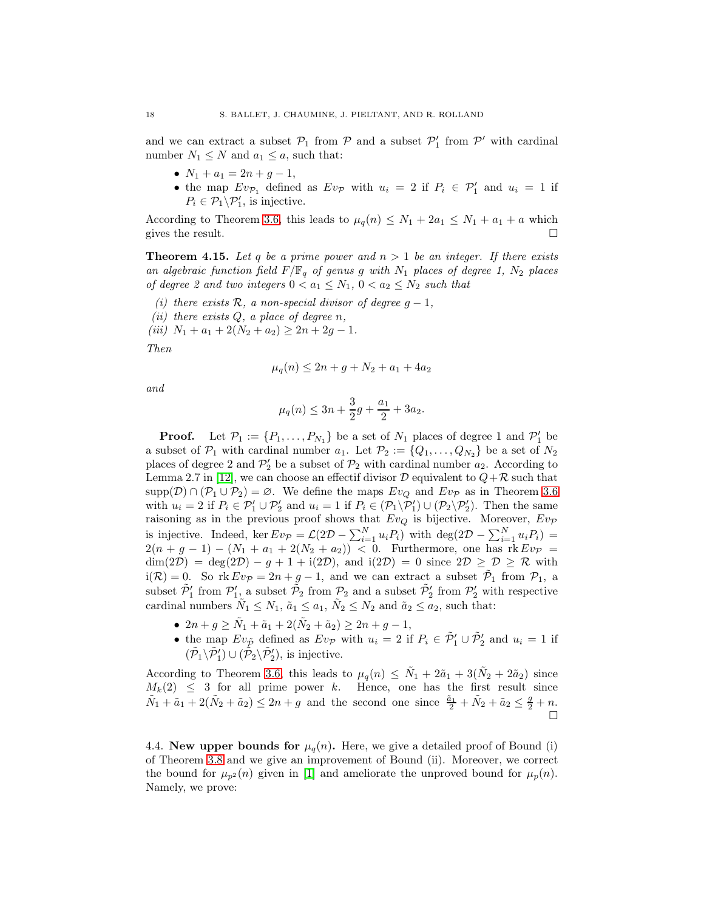and we can extract a subset $\mathcal{P}_1$ from $\mathcal{P}$ and a subset $\mathcal{P}'_1$ from $\mathcal{P}'$ with cardinal number $N_1 \leq N$ and $a_1 \leq a$, such that:

- $N_1 + a_1 = 2n + g - 1$,
- the map $Ev_{\mathcal{P}_1}$ defined as $Ev_{\mathcal{P}}$ with $u_i = 2$ if $P_i \in \mathcal{P}'_1$ and $u_i = 1$ if $P_i \in \mathcal{P}_1 \backslash \mathcal{P}'_1$, is injective.

According to Theorem 3.6, this leads to $\mu_q(n) \leq N_1 + 2a_1 \leq N_1 + a_1 + a$ which gives the result. □

**Theorem 4.15.** *Let $q$ be a prime power and $n > 1$ be an integer. If there exists an algebraic function field $F/\mathbb{F}_q$ of genus $g$ with $N_1$ places of degree 1, $N_2$ places of degree 2 and two integers $0 < a_1 \leq N_1$, $0 < a_2 \leq N_2$ such that*

*(i) there exists $\mathcal{R}$, a non-special divisor of degree $g - 1$,*
*(ii) there exists $Q$, a place of degree $n$,*
*(iii) $N_1 + a_1 + 2(N_2 + a_2) \geq 2n + 2g - 1$.*

*Then*

$$\mu_q(n) \leq 2n + g + N_2 + a_1 + 4a_2$$

*and*

$$\mu_q(n) \leq 3n + \frac{3}{2}g + \frac{a_1}{2} + 3a_2.$$

**Proof.** Let $\mathcal{P}_1 := \{P_1, \ldots, P_{N_1}\}$ be a set of $N_1$ places of degree 1 and $\mathcal{P}'_1$ be a subset of $\mathcal{P}_1$ with cardinal number $a_1$. Let $\mathcal{P}_2 := \{Q_1, \ldots, Q_{N_2}\}$ be a set of $N_2$ places of degree 2 and $\mathcal{P}'_2$ be a subset of $\mathcal{P}_2$ with cardinal number $a_2$. According to Lemma 2.7 in [12], we can choose an effectif divisor $\mathcal{D}$ equivalent to $Q + \mathcal{R}$ such that $\mathrm{supp}(\mathcal{D}) \cap (\mathcal{P}_1 \cup \mathcal{P}_2) = \varnothing$. We define the maps $Ev_Q$ and $Ev_{\mathcal{P}}$ as in Theorem 3.6 with $u_i = 2$ if $P_i \in \mathcal{P}'_1 \cup \mathcal{P}'_2$ and $u_i = 1$ if $P_i \in (\mathcal{P}_1 \backslash \mathcal{P}'_1) \cup (\mathcal{P}_2 \backslash \mathcal{P}'_2)$. Then the same raisoning as in the previous proof shows that $Ev_Q$ is bijective. Moreover, $Ev_{\mathcal{P}}$ is injective. Indeed, $\ker Ev_{\mathcal{P}} = \mathcal{L}(2\mathcal{D} - \sum_{i=1}^{N} u_i P_i)$ with $\deg(2\mathcal{D} - \sum_{i=1}^{N} u_i P_i) = 2(n + g - 1) - (N_1 + a_1 + 2(N_2 + a_2)) < 0$. Furthermore, one has $\mathrm{rk}\, Ev_{\mathcal{P}} = \dim(2\mathcal{D}) = \deg(2\mathcal{D}) - g + 1 + \mathrm{i}(2\mathcal{D})$, and $\mathrm{i}(2\mathcal{D}) = 0$ since $2\mathcal{D} \geq \mathcal{D} \geq \mathcal{R}$ with $\mathrm{i}(\mathcal{R}) = 0$. So $\mathrm{rk}\, Ev_{\mathcal{P}} = 2n + g - 1$, and we can extract a subset $\tilde{\mathcal{P}}_1$ from $\mathcal{P}_1$, a subset $\tilde{\mathcal{P}}'_1$ from $\mathcal{P}'_1$, a subset $\tilde{\mathcal{P}}_2$ from $\mathcal{P}_2$ and a subset $\tilde{\mathcal{P}}'_2$ from $\mathcal{P}'_2$ with respective cardinal numbers $\tilde{N}_1 \leq N_1$, $\tilde{a}_1 \leq a_1$, $\tilde{N}_2 \leq N_2$ and $\tilde{a}_2 \leq a_2$, such that:

- $2n + g \geq \tilde{N}_1 + \tilde{a}_1 + 2(\tilde{N}_2 + \tilde{a}_2) \geq 2n + g - 1$,
- the map $Ev_{\tilde{\mathcal{P}}}$ defined as $Ev_{\mathcal{P}}$ with $u_i = 2$ if $P_i \in \tilde{\mathcal{P}}'_1 \cup \tilde{\mathcal{P}}'_2$ and $u_i = 1$ if $(\tilde{\mathcal{P}}_1 \backslash \tilde{\mathcal{P}}'_1) \cup (\tilde{\mathcal{P}}_2 \backslash \tilde{\mathcal{P}}'_2)$, is injective.

According to Theorem 3.6, this leads to $\mu_q(n) \leq \tilde{N}_1 + 2\tilde{a}_1 + 3(\tilde{N}_2 + 2\tilde{a}_2)$ since $M_k(2) \leq 3$ for all prime power $k$. Hence, one has the first result since $\tilde{N}_1 + \tilde{a}_1 + 2(\tilde{N}_2 + \tilde{a}_2) \leq 2n + g$ and the second one since $\frac{\tilde{a}_1}{2} + \tilde{N}_2 + \tilde{a}_2 \leq \frac{g}{2} + n$. □

4.4. **New upper bounds for $\mu_q(n)$.** Here, we give a detailed proof of Bound (i) of Theorem 3.8 and we give an improvement of Bound (ii). Moreover, we correct the bound for $\mu_{p^2}(n)$ given in [1] and ameliorate the unproved bound for $\mu_p(n)$. Namely, we prove: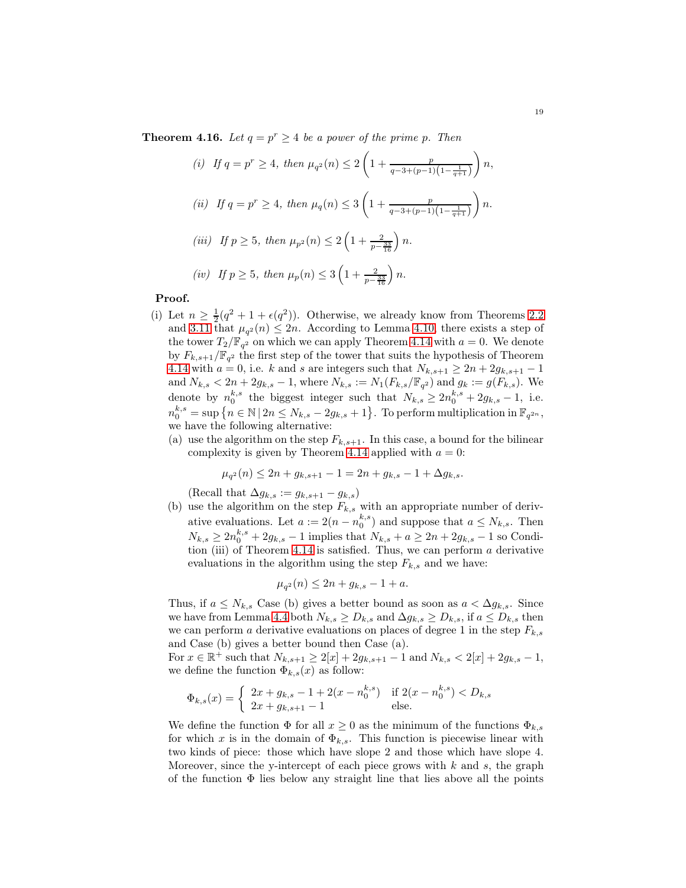**Theorem 4.16.** *Let $q = p^r \geq 4$ be a power of the prime $p$. Then*

*(i) If $q = p^r \geq 4$, then $\mu_{q^2}(n) \leq 2\left(1 + \frac{p}{q-3+(p-1)\left(1-\frac{1}{q+1}\right)}\right)n$,*

*(ii) If $q = p^r \geq 4$, then $\mu_q(n) \leq 3\left(1 + \frac{p}{q-3+(p-1)\left(1-\frac{1}{q+1}\right)}\right)n$.*

*(iii) If $p \geq 5$, then $\mu_{p^2}(n) \leq 2\left(1 + \frac{2}{p-\frac{33}{16}}\right)n$.*

*(iv) If $p \geq 5$, then $\mu_p(n) \leq 3\left(1 + \frac{2}{p-\frac{33}{16}}\right)n$.*

**Proof.**

(i) Let $n \geq \frac{1}{2}(q^2 + 1 + \epsilon(q^2))$. Otherwise, we already know from Theorems 2.2 and 3.11 that $\mu_{q^2}(n) \leq 2n$. According to Lemma 4.10, there exists a step of the tower $T_2/\mathbb{F}_{q^2}$ on which we can apply Theorem 4.14 with $a = 0$. We denote by $F_{k,s+1}/\mathbb{F}_{q^2}$ the first step of the tower that suits the hypothesis of Theorem 4.14 with $a = 0$, i.e. $k$ and $s$ are integers such that $N_{k,s+1} \geq 2n + 2g_{k,s+1} - 1$ and $N_{k,s} < 2n + 2g_{k,s} - 1$, where $N_{k,s} := N_1(F_{k,s}/\mathbb{F}_{q^2})$ and $g_k := g(F_{k,s})$. We denote by $n_0^{k,s}$ the biggest integer such that $N_{k,s} \geq 2n_0^{k,s} + 2g_{k,s} - 1$, i.e. $n_0^{k,s} = \sup\left\{n \in \mathbb{N} \,|\, 2n \leq N_{k,s} - 2g_{k,s} + 1\right\}$. To perform multiplication in $\mathbb{F}_{q^{2n}}$, we have the following alternative:

(a) use the algorithm on the step $F_{k,s+1}$. In this case, a bound for the bilinear complexity is given by Theorem 4.14 applied with $a = 0$:

$$\mu_{q^2}(n) \leq 2n + g_{k,s+1} - 1 = 2n + g_{k,s} - 1 + \Delta g_{k,s}.$$

(Recall that $\Delta g_{k,s} := g_{k,s+1} - g_{k,s}$)

(b) use the algorithm on the step $F_{k,s}$ with an appropriate number of derivative evaluations. Let $a := 2(n - n_0^{k,s})$ and suppose that $a \leq N_{k,s}$. Then $N_{k,s} \geq 2n_0^{k,s} + 2g_{k,s} - 1$ implies that $N_{k,s} + a \geq 2n + 2g_{k,s} - 1$ so Condition (iii) of Theorem 4.14 is satisfied. Thus, we can perform $a$ derivative evaluations in the algorithm using the step $F_{k,s}$ and we have:

$$\mu_{q^2}(n) \leq 2n + g_{k,s} - 1 + a.$$

Thus, if $a \leq N_{k,s}$ Case (b) gives a better bound as soon as $a < \Delta g_{k,s}$. Since we have from Lemma 4.4 both $N_{k,s} \geq D_{k,s}$ and $\Delta g_{k,s} \geq D_{k,s}$, if $a \leq D_{k,s}$ then we can perform $a$ derivative evaluations on places of degree 1 in the step $F_{k,s}$ and Case (b) gives a better bound then Case (a).

For $x \in \mathbb{R}^+$ such that $N_{k,s+1} \geq 2[x] + 2g_{k,s+1} - 1$ and $N_{k,s} < 2[x] + 2g_{k,s} - 1$, we define the function $\Phi_{k,s}(x)$ as follow:

$$\Phi_{k,s}(x) = \begin{cases} 2x + g_{k,s} - 1 + 2(x - n_0^{k,s}) & \text{if } 2(x - n_0^{k,s}) < D_{k,s} \\ 2x + g_{k,s+1} - 1 & \text{else.} \end{cases}$$

We define the function $\Phi$ for all $x \geq 0$ as the minimum of the functions $\Phi_{k,s}$ for which $x$ is in the domain of $\Phi_{k,s}$. This function is piecewise linear with two kinds of piece: those which have slope 2 and those which have slope 4. Moreover, since the y-intercept of each piece grows with $k$ and $s$, the graph of the function $\Phi$ lies below any straight line that lies above all the points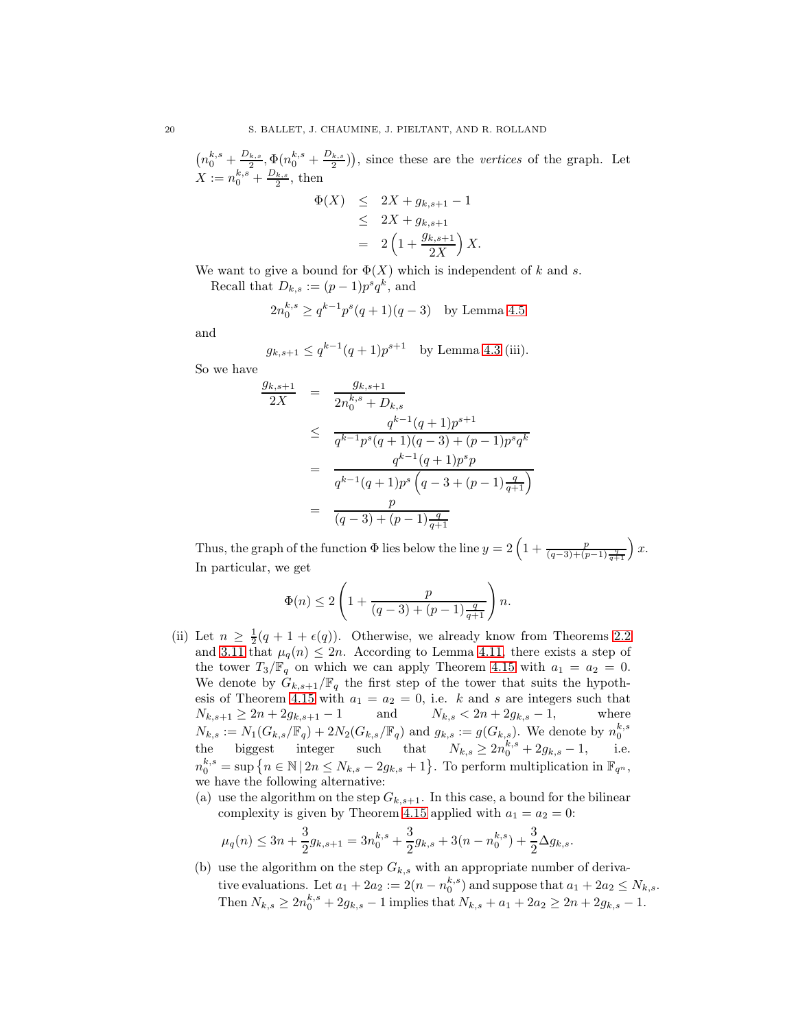$\left(n_0^{k,s} + \frac{D_{k,s}}{2}, \Phi(n_0^{k,s} + \frac{D_{k,s}}{2})\right)$, since these are the *vertices* of the graph. Let $X := n_0^{k,s} + \frac{D_{k,s}}{2}$, then

$$\begin{aligned}
\Phi(X) &\leq 2X + g_{k,s+1} - 1 \\
&\leq 2X + g_{k,s+1} \\
&= 2\left(1 + \frac{g_{k,s+1}}{2X}\right)X.
\end{aligned}$$

We want to give a bound for $\Phi(X)$ which is independent of $k$ and $s$.

Recall that $D_{k,s} := (p-1)p^s q^k$, and

$$2n_0^{k,s} \geq q^{k-1}p^s(q+1)(q-3) \quad \text{by Lemma 4.5}$$

and

$$g_{k,s+1} \leq q^{k-1}(q+1)p^{s+1} \quad \text{by Lemma 4.3 (iii).}$$

So we have

$$\begin{aligned}
\frac{g_{k,s+1}}{2X} &= \frac{g_{k,s+1}}{2n_0^{k,s} + D_{k,s}} \\
&\leq \frac{q^{k-1}(q+1)p^{s+1}}{q^{k-1}p^s(q+1)(q-3) + (p-1)p^s q^k} \\
&= \frac{q^{k-1}(q+1)p^s p}{q^{k-1}(q+1)p^s\left(q - 3 + (p-1)\frac{q}{q+1}\right)} \\
&= \frac{p}{(q-3) + (p-1)\frac{q}{q+1}}
\end{aligned}$$

Thus, the graph of the function $\Phi$ lies below the line $y = 2\left(1 + \frac{p}{(q-3)+(p-1)\frac{q}{q+1}}\right)x$. In particular, we get

$$\Phi(n) \leq 2\left(1 + \frac{p}{(q-3) + (p-1)\frac{q}{q+1}}\right)n.$$

(ii) Let $n \geq \frac{1}{2}(q + 1 + \epsilon(q))$. Otherwise, we already know from Theorems 2.2 and 3.11 that $\mu_q(n) \leq 2n$. According to Lemma 4.11, there exists a step of the tower $T_3/\mathbb{F}_q$ on which we can apply Theorem 4.15 with $a_1 = a_2 = 0$. We denote by $G_{k,s+1}/\mathbb{F}_q$ the first step of the tower that suits the hypothesis of Theorem 4.15 with $a_1 = a_2 = 0$, i.e. $k$ and $s$ are integers such that $N_{k,s+1} \geq 2n + 2g_{k,s+1} - 1$ and $N_{k,s} < 2n + 2g_{k,s} - 1$, where $N_{k,s} := N_1(G_{k,s}/\mathbb{F}_q) + 2N_2(G_{k,s}/\mathbb{F}_q)$ and $g_{k,s} := g(G_{k,s})$. We denote by $n_0^{k,s}$ the biggest integer such that $N_{k,s} \geq 2n_0^{k,s} + 2g_{k,s} - 1$, i.e. $n_0^{k,s} = \sup\left\{n \in \mathbb{N} \,|\, 2n \leq N_{k,s} - 2g_{k,s} + 1\right\}$. To perform multiplication in $\mathbb{F}_{q^n}$, we have the following alternative:

(a) use the algorithm on the step $G_{k,s+1}$. In this case, a bound for the bilinear complexity is given by Theorem 4.15 applied with $a_1 = a_2 = 0$:

$$\mu_q(n) \leq 3n + \frac{3}{2}g_{k,s+1} = 3n_0^{k,s} + \frac{3}{2}g_{k,s} + 3(n - n_0^{k,s}) + \frac{3}{2}\Delta g_{k,s}.$$

(b) use the algorithm on the step $G_{k,s}$ with an appropriate number of derivative evaluations. Let $a_1 + 2a_2 := 2(n - n_0^{k,s})$ and suppose that $a_1 + 2a_2 \leq N_{k,s}$. Then $N_{k,s} \geq 2n_0^{k,s} + 2g_{k,s} - 1$ implies that $N_{k,s} + a_1 + 2a_2 \geq 2n + 2g_{k,s} - 1$.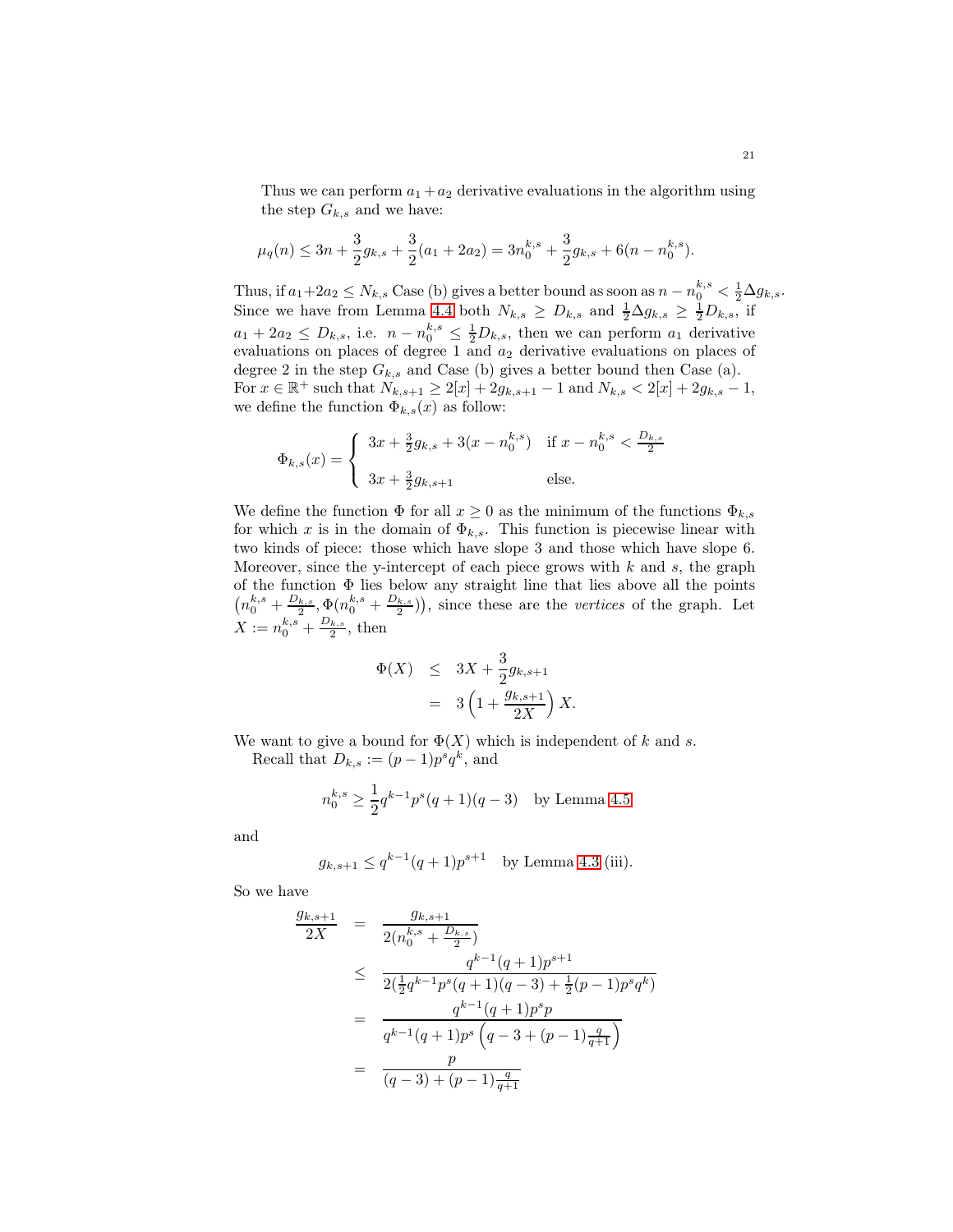Thus we can perform $a_1 + a_2$ derivative evaluations in the algorithm using the step $G_{k,s}$ and we have:

$$\mu_q(n) \leq 3n + \frac{3}{2}g_{k,s} + \frac{3}{2}(a_1 + 2a_2) = 3n_0^{k,s} + \frac{3}{2}g_{k,s} + 6(n - n_0^{k,s}).$$

Thus, if $a_1+2a_2 \leq N_{k,s}$ Case (b) gives a better bound as soon as $n - n_0^{k,s} < \frac{1}{2}\Delta g_{k,s}$. Since we have from Lemma 4.4 both $N_{k,s} \geq D_{k,s}$ and $\frac{1}{2}\Delta g_{k,s} \geq \frac{1}{2}D_{k,s}$, if $a_1 + 2a_2 \leq D_{k,s}$, i.e. $n - n_0^{k,s} \leq \frac{1}{2}D_{k,s}$, then we can perform $a_1$ derivative evaluations on places of degree 1 and $a_2$ derivative evaluations on places of degree 2 in the step $G_{k,s}$ and Case (b) gives a better bound then Case (a).
For $x \in \mathbb{R}^+$ such that $N_{k,s+1} \geq 2[x] + 2g_{k,s+1} - 1$ and $N_{k,s} < 2[x] + 2g_{k,s} - 1$, we define the function $\Phi_{k,s}(x)$ as follow:

$$\Phi_{k,s}(x) = \begin{cases} 3x + \frac{3}{2}g_{k,s} + 3(x - n_0^{k,s}) & \text{if } x - n_0^{k,s} < \frac{D_{k,s}}{2} \\ 3x + \frac{3}{2}g_{k,s+1} & \text{else.} \end{cases}$$

We define the function $\Phi$ for all $x \geq 0$ as the minimum of the functions $\Phi_{k,s}$ for which $x$ is in the domain of $\Phi_{k,s}$. This function is piecewise linear with two kinds of piece: those which have slope 3 and those which have slope 6. Moreover, since the y-intercept of each piece grows with $k$ and $s$, the graph of the function $\Phi$ lies below any straight line that lies above all the points $\left(n_0^{k,s} + \frac{D_{k,s}}{2}, \Phi(n_0^{k,s} + \frac{D_{k,s}}{2})\right)$, since these are the *vertices* of the graph. Let $X := n_0^{k,s} + \frac{D_{k,s}}{2}$, then

$$\begin{aligned} \Phi(X) &\leq 3X + \frac{3}{2}g_{k,s+1} \\ &= 3\left(1 + \frac{g_{k,s+1}}{2X}\right)X. \end{aligned}$$

We want to give a bound for $\Phi(X)$ which is independent of $k$ and $s$.
Recall that $D_{k,s} := (p-1)p^s q^k$, and

$$n_0^{k,s} \geq \frac{1}{2}q^{k-1}p^s(q+1)(q-3) \quad \text{by Lemma 4.5}$$

and

$$g_{k,s+1} \leq q^{k-1}(q+1)p^{s+1} \quad \text{by Lemma 4.3 (iii).}$$

So we have

$$\begin{aligned} \frac{g_{k,s+1}}{2X} &= \frac{g_{k,s+1}}{2(n_0^{k,s} + \frac{D_{k,s}}{2})} \\ &\leq \frac{q^{k-1}(q+1)p^{s+1}}{2(\frac{1}{2}q^{k-1}p^s(q+1)(q-3) + \frac{1}{2}(p-1)p^s q^k)} \\ &= \frac{q^{k-1}(q+1)p^s p}{q^{k-1}(q+1)p^s\left(q - 3 + (p-1)\frac{q}{q+1}\right)} \\ &= \frac{p}{(q-3) + (p-1)\frac{q}{q+1}} \end{aligned}$$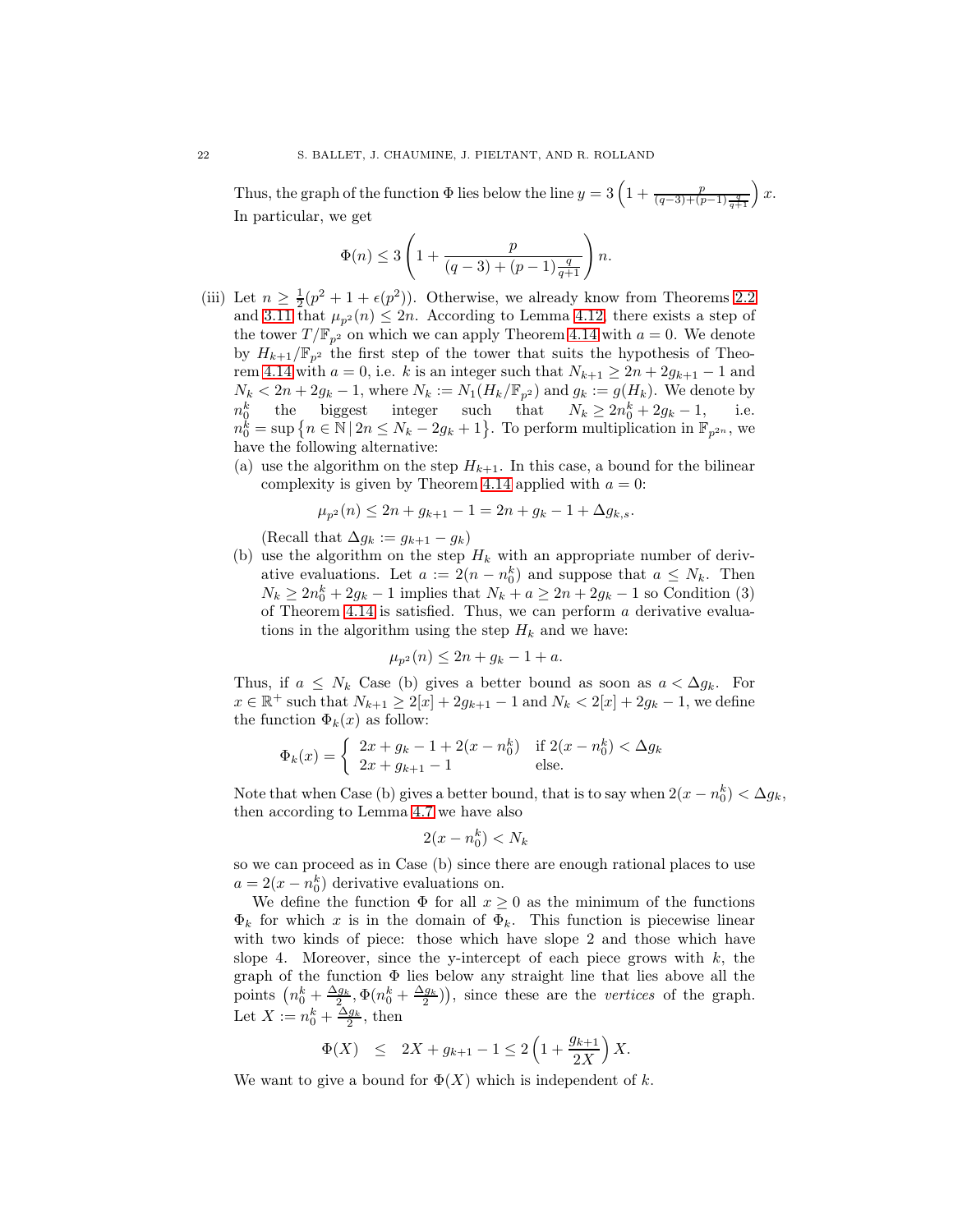Thus, the graph of the function $\Phi$ lies below the line $y = 3\left(1 + \frac{p}{(q-3)+(p-1)\frac{q}{q+1}}\right)x$. In particular, we get

$$\Phi(n) \leq 3\left(1 + \frac{p}{(q-3)+(p-1)\frac{q}{q+1}}\right)n.$$

(iii) Let $n \geq \frac{1}{2}(p^2 + 1 + \epsilon(p^2))$. Otherwise, we already know from Theorems 2.2 and 3.11 that $\mu_{p^2}(n) \leq 2n$. According to Lemma 4.12, there exists a step of the tower $T/\mathbb{F}_{p^2}$ on which we can apply Theorem 4.14 with $a = 0$. We denote by $H_{k+1}/\mathbb{F}_{p^2}$ the first step of the tower that suits the hypothesis of Theorem 4.14 with $a = 0$, i.e. $k$ is an integer such that $N_{k+1} \geq 2n + 2g_{k+1} - 1$ and $N_k < 2n + 2g_k - 1$, where $N_k := N_1(H_k/\mathbb{F}_{p^2})$ and $g_k := g(H_k)$. We denote by $n_0^k$ the biggest integer such that $N_k \geq 2n_0^k + 2g_k - 1$, i.e. $n_0^k = \sup\left\{n \in \mathbb{N} \,|\, 2n \leq N_k - 2g_k + 1\right\}$. To perform multiplication in $\mathbb{F}_{p^{2n}}$, we have the following alternative:

(a) use the algorithm on the step $H_{k+1}$. In this case, a bound for the bilinear complexity is given by Theorem 4.14 applied with $a = 0$:

$$\mu_{p^2}(n) \leq 2n + g_{k+1} - 1 = 2n + g_k - 1 + \Delta g_{k,s}.$$

(Recall that $\Delta g_k := g_{k+1} - g_k$)

(b) use the algorithm on the step $H_k$ with an appropriate number of derivative evaluations. Let $a := 2(n - n_0^k)$ and suppose that $a \leq N_k$. Then $N_k \geq 2n_0^k + 2g_k - 1$ implies that $N_k + a \geq 2n + 2g_k - 1$ so Condition (3) of Theorem 4.14 is satisfied. Thus, we can perform $a$ derivative evaluations in the algorithm using the step $H_k$ and we have:

$$\mu_{p^2}(n) \leq 2n + g_k - 1 + a.$$

Thus, if $a \leq N_k$ Case (b) gives a better bound as soon as $a < \Delta g_k$. For $x \in \mathbb{R}^+$ such that $N_{k+1} \geq 2[x] + 2g_{k+1} - 1$ and $N_k < 2[x] + 2g_k - 1$, we define the function $\Phi_k(x)$ as follow:

$$\Phi_k(x) = \begin{cases} 2x + g_k - 1 + 2(x - n_0^k) & \text{if } 2(x - n_0^k) < \Delta g_k \\ 2x + g_{k+1} - 1 & \text{else.} \end{cases}$$

Note that when Case (b) gives a better bound, that is to say when $2(x - n_0^k) < \Delta g_k$, then according to Lemma 4.7 we have also

$$2(x - n_0^k) < N_k$$

so we can proceed as in Case (b) since there are enough rational places to use $a = 2(x - n_0^k)$ derivative evaluations on.

We define the function $\Phi$ for all $x \geq 0$ as the minimum of the functions $\Phi_k$ for which $x$ is in the domain of $\Phi_k$. This function is piecewise linear with two kinds of piece: those which have slope 2 and those which have slope 4. Moreover, since the y-intercept of each piece grows with $k$, the graph of the function $\Phi$ lies below any straight line that lies above all the points $\left(n_0^k + \frac{\Delta g_k}{2}, \Phi(n_0^k + \frac{\Delta g_k}{2})\right)$, since these are the *vertices* of the graph. Let $X := n_0^k + \frac{\Delta g_k}{2}$, then

$$\Phi(X) \quad \leq \quad 2X + g_{k+1} - 1 \leq 2\left(1 + \frac{g_{k+1}}{2X}\right)X.$$

We want to give a bound for $\Phi(X)$ which is independent of $k$.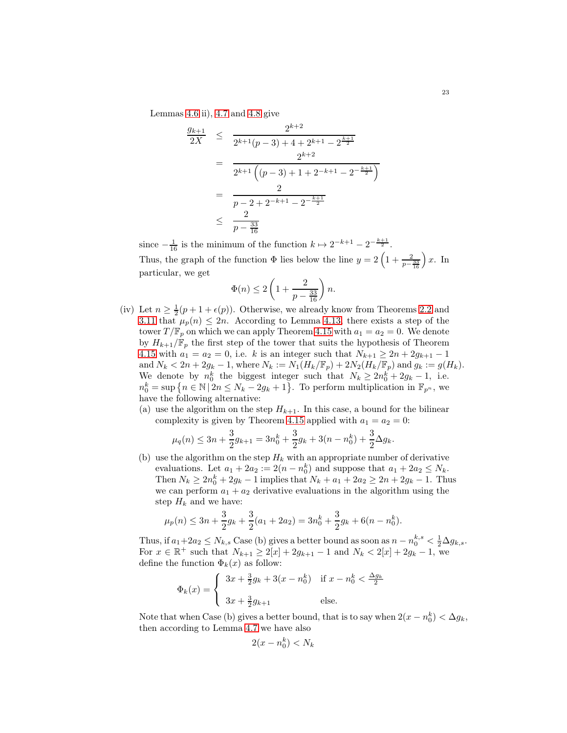Lemmas 4.6 ii), 4.7 and 4.8 give

$$
\begin{aligned}
\frac{g_{k+1}}{2X} &\leq \frac{2^{k+2}}{2^{k+1}(p-3)+4+2^{k+1}-2^{\frac{k+1}{2}}} \\
&= \frac{2^{k+2}}{2^{k+1}\left((p-3)+1+2^{-k+1}-2^{-\frac{k+1}{2}}\right)} \\
&= \frac{2}{p-2+2^{-k+1}-2^{-\frac{k+1}{2}}} \\
&\leq \frac{2}{p-\frac{33}{16}}
\end{aligned}
$$

since $-\frac{1}{16}$ is the minimum of the function $k \mapsto 2^{-k+1} - 2^{-\frac{k+1}{2}}$.

Thus, the graph of the function $\Phi$ lies below the line $y = 2\left(1 + \frac{2}{p-\frac{33}{16}}\right)x$. In particular, we get

$$
\Phi(n) \leq 2\left(1 + \frac{2}{p-\frac{33}{16}}\right)n.
$$

(iv) Let $n \geq \frac{1}{2}(p+1+\epsilon(p))$. Otherwise, we already know from Theorems 2.2 and 3.11 that $\mu_p(n) \leq 2n$. According to Lemma 4.13, there exists a step of the tower $T/\mathbb{F}_p$ on which we can apply Theorem 4.15 with $a_1 = a_2 = 0$. We denote by $H_{k+1}/\mathbb{F}_p$ the first step of the tower that suits the hypothesis of Theorem 4.15 with $a_1 = a_2 = 0$, i.e. $k$ is an integer such that $N_{k+1} \geq 2n + 2g_{k+1} - 1$ and $N_k < 2n + 2g_k - 1$, where $N_k := N_1(H_k/\mathbb{F}_p) + 2N_2(H_k/\mathbb{F}_p)$ and $g_k := g(H_k)$. We denote by $n_0^k$ the biggest integer such that $N_k \geq 2n_0^k + 2g_k - 1$, i.e. $n_0^k = \sup\left\{n \in \mathbb{N} \,|\, 2n \leq N_k - 2g_k + 1\right\}$. To perform multiplication in $\mathbb{F}_{p^n}$, we have the following alternative:

(a) use the algorithm on the step $H_{k+1}$. In this case, a bound for the bilinear complexity is given by Theorem 4.15 applied with $a_1 = a_2 = 0$:

$$
\mu_q(n) \leq 3n + \frac{3}{2}g_{k+1} = 3n_0^k + \frac{3}{2}g_k + 3(n - n_0^k) + \frac{3}{2}\Delta g_k.
$$

(b) use the algorithm on the step $H_k$ with an appropriate number of derivative evaluations. Let $a_1 + 2a_2 := 2(n - n_0^k)$ and suppose that $a_1 + 2a_2 \leq N_k$. Then $N_k \geq 2n_0^k + 2g_k - 1$ implies that $N_k + a_1 + 2a_2 \geq 2n + 2g_k - 1$. Thus we can perform $a_1 + a_2$ derivative evaluations in the algorithm using the step $H_k$ and we have:

$$
\mu_p(n) \leq 3n + \frac{3}{2}g_k + \frac{3}{2}(a_1 + 2a_2) = 3n_0^k + \frac{3}{2}g_k + 6(n - n_0^k).
$$

Thus, if $a_1 + 2a_2 \leq N_{k,s}$ Case (b) gives a better bound as soon as $n - n_0^{k,s} < \frac{1}{2}\Delta g_{k,s}$. For $x \in \mathbb{R}^+$ such that $N_{k+1} \geq 2[x] + 2g_{k+1} - 1$ and $N_k < 2[x] + 2g_k - 1$, we define the function $\Phi_k(x)$ as follow:

$$
\Phi_k(x) = \begin{cases} 3x + \frac{3}{2}g_k + 3(x - n_0^k) & \text{if } x - n_0^k < \frac{\Delta g_k}{2} \\ \\ 3x + \frac{3}{2}g_{k+1} & \text{else.} \end{cases}
$$

Note that when Case (b) gives a better bound, that is to say when $2(x - n_0^k) < \Delta g_k$, then according to Lemma 4.7 we have also

$$
2(x - n_0^k) < N_k
$$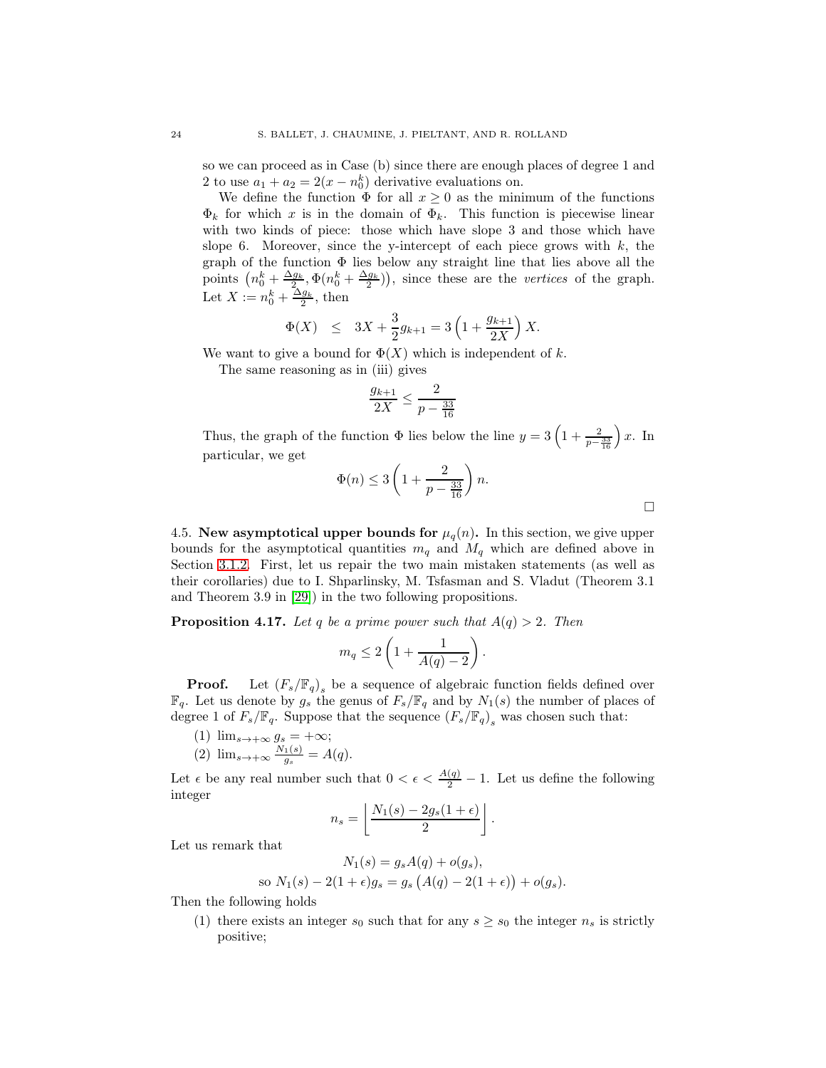so we can proceed as in Case (b) since there are enough places of degree 1 and 2 to use $a_1 + a_2 = 2(x - n_0^k)$ derivative evaluations on.

We define the function $\Phi$ for all $x \geq 0$ as the minimum of the functions $\Phi_k$ for which $x$ is in the domain of $\Phi_k$. This function is piecewise linear with two kinds of piece: those which have slope 3 and those which have slope 6. Moreover, since the y-intercept of each piece grows with $k$, the graph of the function $\Phi$ lies below any straight line that lies above all the points $\left(n_0^k + \frac{\Delta g_k}{2}, \Phi(n_0^k + \frac{\Delta g_k}{2})\right)$, since these are the *vertices* of the graph. Let $X := n_0^k + \frac{\Delta g_k}{2}$, then

$$\Phi(X) \quad \leq \quad 3X + \frac{3}{2} g_{k+1} = 3\left(1 + \frac{g_{k+1}}{2X}\right) X.$$

We want to give a bound for $\Phi(X)$ which is independent of $k$.

The same reasoning as in (iii) gives

$$\frac{g_{k+1}}{2X} \leq \frac{2}{p - \frac{33}{16}}$$

Thus, the graph of the function $\Phi$ lies below the line $y = 3\left(1 + \frac{2}{p - \frac{33}{16}}\right) x$. In particular, we get

$$\Phi(n) \leq 3\left(1 + \frac{2}{p - \frac{33}{16}}\right) n.$$

□

4.5. **New asymptotical upper bounds for $\mu_q(n)$.** In this section, we give upper bounds for the asymptotical quantities $m_q$ and $M_q$ which are defined above in Section 3.1.2. First, let us repair the two main mistaken statements (as well as their corollaries) due to I. Shparlinsky, M. Tsfasman and S. Vladut (Theorem 3.1 and Theorem 3.9 in [29]) in the two following propositions.

**Proposition 4.17.** *Let $q$ be a prime power such that $A(q) > 2$. Then*

$$m_q \leq 2\left(1 + \frac{1}{A(q) - 2}\right).$$

**Proof.** Let $\left(F_s/\mathbb{F}_q\right)_s$ be a sequence of algebraic function fields defined over $\mathbb{F}_q$. Let us denote by $g_s$ the genus of $F_s/\mathbb{F}_q$ and by $N_1(s)$ the number of places of degree 1 of $F_s/\mathbb{F}_q$. Suppose that the sequence $\left(F_s/\mathbb{F}_q\right)_s$ was chosen such that:

(1) $\lim_{s \to +\infty} g_s = +\infty$;
(2) $\lim_{s \to +\infty} \frac{N_1(s)}{g_s} = A(q)$.

Let $\epsilon$ be any real number such that $0 < \epsilon < \frac{A(q)}{2} - 1$. Let us define the following integer

$$n_s = \left\lfloor \frac{N_1(s) - 2g_s(1 + \epsilon)}{2} \right\rfloor.$$

Let us remark that

$$N_1(s) = g_s A(q) + o(g_s),$$
$$\text{so } N_1(s) - 2(1+\epsilon)g_s = g_s\left(A(q) - 2(1+\epsilon)\right) + o(g_s).$$

Then the following holds

(1) there exists an integer $s_0$ such that for any $s \geq s_0$ the integer $n_s$ is strictly positive;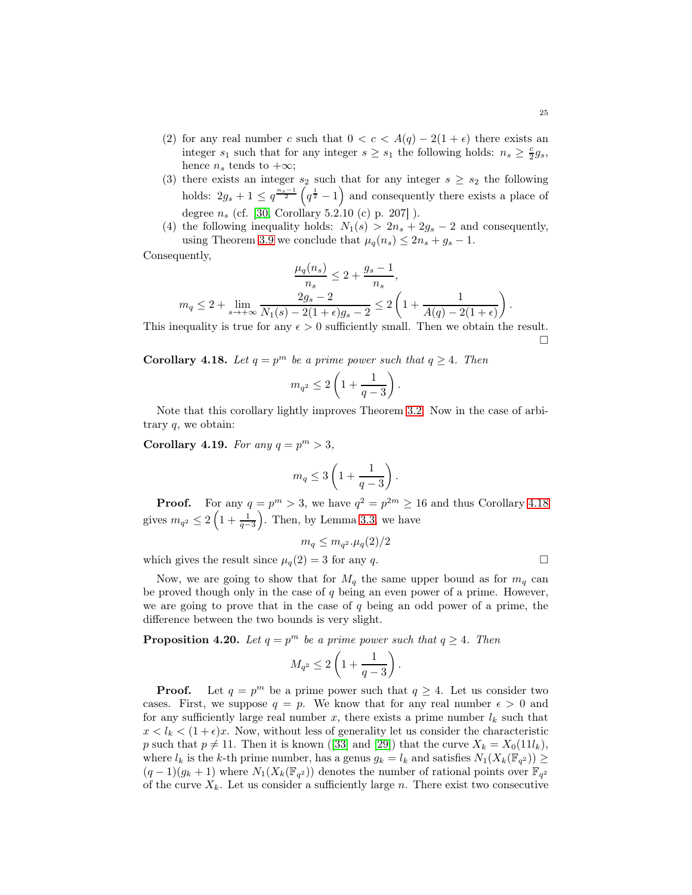(2) for any real number $c$ such that $0 < c < A(q) - 2(1+\epsilon)$ there exists an integer $s_1$ such that for any integer $s \geq s_1$ the following holds: $n_s \geq \frac{c}{2} g_s$, hence $n_s$ tends to $+\infty$;

(3) there exists an integer $s_2$ such that for any integer $s \geq s_2$ the following holds: $2g_s + 1 \leq q^{\frac{n_s - 1}{2}} \left( q^{\frac{1}{2}} - 1 \right)$ and consequently there exists a place of degree $n_s$ (cf. [30, Corollary 5.2.10 (c) p. 207] ).

(4) the following inequality holds: $N_1(s) > 2n_s + 2g_s - 2$ and consequently, using Theorem 3.9 we conclude that $\mu_q(n_s) \leq 2n_s + g_s - 1$.

Consequently,

$$\frac{\mu_q(n_s)}{n_s} \leq 2 + \frac{g_s - 1}{n_s},$$

$$m_q \leq 2 + \lim_{s \to +\infty} \frac{2g_s - 2}{N_1(s) - 2(1+\epsilon)g_s - 2} \leq 2\left(1 + \frac{1}{A(q) - 2(1+\epsilon)}\right).$$

This inequality is true for any $\epsilon > 0$ sufficiently small. Then we obtain the result. □

**Corollary 4.18.** *Let $q = p^m$ be a prime power such that $q \geq 4$. Then*

$$m_{q^2} \leq 2\left(1 + \frac{1}{q-3}\right).$$

Note that this corollary lightly improves Theorem 3.2. Now in the case of arbitrary $q$, we obtain:

**Corollary 4.19.** *For any $q = p^m > 3$,*

$$m_q \leq 3\left(1 + \frac{1}{q-3}\right).$$

**Proof.** For any $q = p^m > 3$, we have $q^2 = p^{2m} \geq 16$ and thus Corollary 4.18 gives $m_{q^2} \leq 2\left(1 + \frac{1}{q-3}\right)$. Then, by Lemma 3.3, we have

$$m_q \leq m_{q^2}.\mu_q(2)/2$$

which gives the result since $\mu_q(2) = 3$ for any $q$. □

Now, we are going to show that for $M_q$ the same upper bound as for $m_q$ can be proved though only in the case of $q$ being an even power of a prime. However, we are going to prove that in the case of $q$ being an odd power of a prime, the difference between the two bounds is very slight.

**Proposition 4.20.** *Let $q = p^m$ be a prime power such that $q \geq 4$. Then*

$$M_{q^2} \leq 2\left(1 + \frac{1}{q-3}\right).$$

**Proof.** Let $q = p^m$ be a prime power such that $q \geq 4$. Let us consider two cases. First, we suppose $q = p$. We know that for any real number $\epsilon > 0$ and for any sufficiently large real number $x$, there exists a prime number $l_k$ such that $x < l_k < (1+\epsilon)x$. Now, without less of generality let us consider the characteristic $p$ such that $p \neq 11$. Then it is known ([33] and [29]) that the curve $X_k = X_0(11l_k)$, where $l_k$ is the $k$-th prime number, has a genus $g_k = l_k$ and satisfies $N_1(X_k(\mathbb{F}_{q^2})) \geq (q-1)(g_k+1)$ where $N_1(X_k(\mathbb{F}_{q^2}))$ denotes the number of rational points over $\mathbb{F}_{q^2}$ of the curve $X_k$. Let us consider a sufficiently large $n$. There exist two consecutive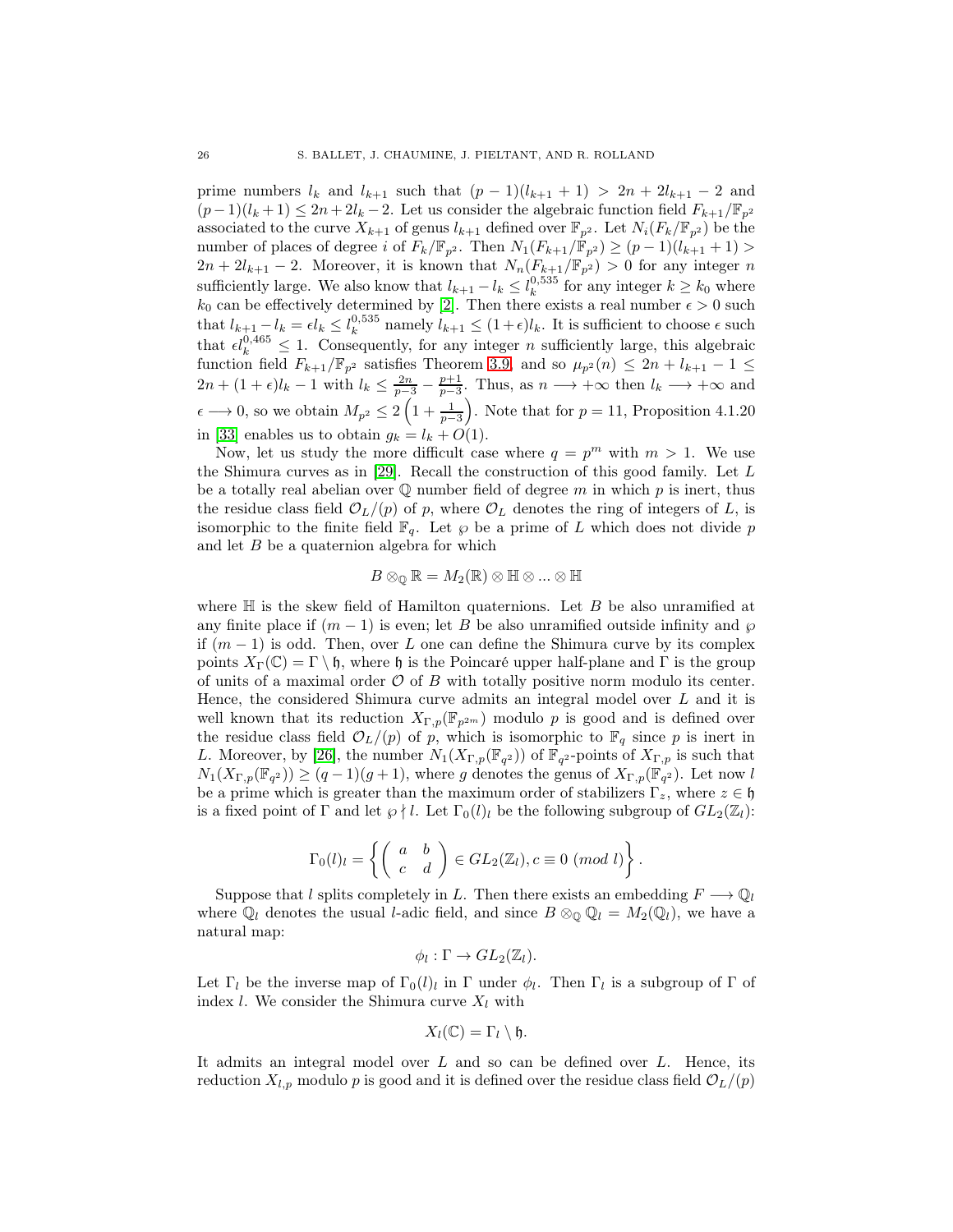prime numbers $l_k$ and $l_{k+1}$ such that $(p-1)(l_{k+1}+1) > 2n + 2l_{k+1} - 2$ and $(p-1)(l_k+1) \leq 2n + 2l_k - 2$. Let us consider the algebraic function field $F_{k+1}/\mathbb{F}_{p^2}$ associated to the curve $X_{k+1}$ of genus $l_{k+1}$ defined over $\mathbb{F}_{p^2}$. Let $N_i(F_k/\mathbb{F}_{p^2})$ be the number of places of degree $i$ of $F_k/\mathbb{F}_{p^2}$. Then $N_1(F_{k+1}/\mathbb{F}_{p^2}) \geq (p-1)(l_{k+1}+1) > 2n + 2l_{k+1} - 2$. Moreover, it is known that $N_n(F_{k+1}/\mathbb{F}_{p^2}) > 0$ for any integer $n$ sufficiently large. We also know that $l_{k+1} - l_k \leq l_k^{0,535}$ for any integer $k \geq k_0$ where $k_0$ can be effectively determined by [2]. Then there exists a real number $\epsilon > 0$ such that $l_{k+1} - l_k = \epsilon l_k \leq l_k^{0,535}$ namely $l_{k+1} \leq (1+\epsilon) l_k$. It is sufficient to choose $\epsilon$ such that $\epsilon l_k^{0,465} \leq 1$. Consequently, for any integer $n$ sufficiently large, this algebraic function field $F_{k+1}/\mathbb{F}_{p^2}$ satisfies Theorem 3.9 and so $\mu_{p^2}(n) \leq 2n + l_{k+1} - 1 \leq 2n + (1+\epsilon)l_k - 1$ with $l_k \leq \frac{2n}{p-3} - \frac{p+1}{p-3}$. Thus, as $n \longrightarrow +\infty$ then $l_k \longrightarrow +\infty$ and $\epsilon \longrightarrow 0$, so we obtain $M_{p^2} \leq 2\left(1 + \frac{1}{p-3}\right)$. Note that for $p = 11$, Proposition 4.1.20 in [33] enables us to obtain $g_k = l_k + O(1)$.

Now, let us study the more difficult case where $q = p^m$ with $m > 1$. We use the Shimura curves as in [29]. Recall the construction of this good family. Let $L$ be a totally real abelian over $\mathbb{Q}$ number field of degree $m$ in which $p$ is inert, thus the residue class field $\mathcal{O}_L/(p)$ of $p$, where $\mathcal{O}_L$ denotes the ring of integers of $L$, is isomorphic to the finite field $\mathbb{F}_q$. Let $\wp$ be a prime of $L$ which does not divide $p$ and let $B$ be a quaternion algebra for which

$$B \otimes_{\mathbb{Q}} \mathbb{R} = M_2(\mathbb{R}) \otimes \mathbb{H} \otimes \ldots \otimes \mathbb{H}$$

where $\mathbb{H}$ is the skew field of Hamilton quaternions. Let $B$ be also unramified at any finite place if $(m-1)$ is even; let $B$ be also unramified outside infinity and $\wp$ if $(m-1)$ is odd. Then, over $L$ one can define the Shimura curve by its complex points $X_\Gamma(\mathbb{C}) = \Gamma \setminus \mathfrak{h}$, where $\mathfrak{h}$ is the Poincaré upper half-plane and $\Gamma$ is the group of units of a maximal order $\mathcal{O}$ of $B$ with totally positive norm modulo its center. Hence, the considered Shimura curve admits an integral model over $L$ and it is well known that its reduction $X_{\Gamma,p}(\mathbb{F}_{p^{2m}})$ modulo $p$ is good and is defined over the residue class field $\mathcal{O}_L/(p)$ of $p$, which is isomorphic to $\mathbb{F}_q$ since $p$ is inert in $L$. Moreover, by [26], the number $N_1(X_{\Gamma,p}(\mathbb{F}_{q^2}))$ of $\mathbb{F}_{q^2}$-points of $X_{\Gamma,p}$ is such that $N_1(X_{\Gamma,p}(\mathbb{F}_{q^2})) \geq (q-1)(g+1)$, where $g$ denotes the genus of $X_{\Gamma,p}(\mathbb{F}_{q^2})$. Let now $l$ be a prime which is greater than the maximum order of stabilizers $\Gamma_z$, where $z \in \mathfrak{h}$ is a fixed point of $\Gamma$ and let $\wp \nmid l$. Let $\Gamma_0(l)_l$ be the following subgroup of $GL_2(\mathbb{Z}_l)$:

$$\Gamma_0(l)_l = \left\{ \left( \begin{array}{cc} a & b \\ c & d \end{array} \right) \in GL_2(\mathbb{Z}_l), c \equiv 0 \ (mod\ l) \right\}.$$

Suppose that $l$ splits completely in $L$. Then there exists an embedding $F \longrightarrow \mathbb{Q}_l$ where $\mathbb{Q}_l$ denotes the usual $l$-adic field, and since $B \otimes_{\mathbb{Q}} \mathbb{Q}_l = M_2(\mathbb{Q}_l)$, we have a natural map:

$$\phi_l : \Gamma \rightarrow GL_2(\mathbb{Z}_l).$$

Let $\Gamma_l$ be the inverse map of $\Gamma_0(l)_l$ in $\Gamma$ under $\phi_l$. Then $\Gamma_l$ is a subgroup of $\Gamma$ of index $l$. We consider the Shimura curve $X_l$ with

$$X_l(\mathbb{C}) = \Gamma_l \setminus \mathfrak{h}.$$

It admits an integral model over $L$ and so can be defined over $L$. Hence, its reduction $X_{l,p}$ modulo $p$ is good and it is defined over the residue class field $\mathcal{O}_L/(p)$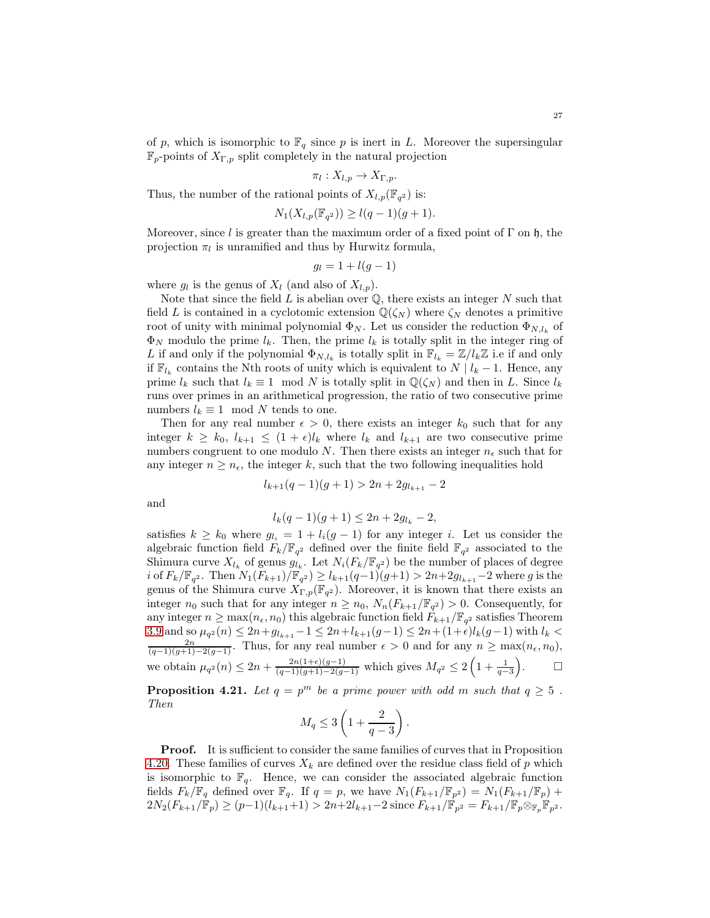of $p$, which is isomorphic to $\mathbb{F}_q$ since $p$ is inert in $L$. Moreover the supersingular $\mathbb{F}_p$-points of $X_{\Gamma,p}$ split completely in the natural projection

$$\pi_l : X_{l,p} \to X_{\Gamma,p}.$$

Thus, the number of the rational points of $X_{l,p}(\mathbb{F}_{q^2})$ is:

$$N_1(X_{l,p}(\mathbb{F}_{q^2})) \geq l(q-1)(g+1).$$

Moreover, since $l$ is greater than the maximum order of a fixed point of $\Gamma$ on $\mathfrak{h}$, the projection $\pi_l$ is unramified and thus by Hurwitz formula,

$$g_l = 1 + l(g-1)$$

where $g_l$ is the genus of $X_l$ (and also of $X_{l,p}$).

Note that since the field $L$ is abelian over $\mathbb{Q}$, there exists an integer $N$ such that field $L$ is contained in a cyclotomic extension $\mathbb{Q}(\zeta_N)$ where $\zeta_N$ denotes a primitive root of unity with minimal polynomial $\Phi_N$. Let us consider the reduction $\Phi_{N,l_k}$ of $\Phi_N$ modulo the prime $l_k$. Then, the prime $l_k$ is totally split in the integer ring of $L$ if and only if the polynomial $\Phi_{N,l_k}$ is totally split in $\mathbb{F}_{l_k} = \mathbb{Z}/l_k\mathbb{Z}$ i.e if and only if $\mathbb{F}_{l_k}$ contains the Nth roots of unity which is equivalent to $N \mid l_k - 1$. Hence, any prime $l_k$ such that $l_k \equiv 1 \mod N$ is totally split in $\mathbb{Q}(\zeta_N)$ and then in $L$. Since $l_k$ runs over primes in an arithmetical progression, the ratio of two consecutive prime numbers $l_k \equiv 1 \mod N$ tends to one.

Then for any real number $\epsilon > 0$, there exists an integer $k_0$ such that for any integer $k \geq k_0$, $l_{k+1} \leq (1+\epsilon)l_k$ where $l_k$ and $l_{k+1}$ are two consecutive prime numbers congruent to one modulo $N$. Then there exists an integer $n_\epsilon$ such that for any integer $n \geq n_\epsilon$, the integer $k$, such that the two following inequalities hold

$$l_{k+1}(q-1)(g+1) > 2n + 2g_{l_{k+1}} - 2$$

and

$$l_k(q-1)(g+1) \leq 2n + 2g_{l_k} - 2,$$

satisfies $k \geq k_0$ where $g_{l_i} = 1 + l_i(g-1)$ for any integer $i$. Let us consider the algebraic function field $F_k/\mathbb{F}_{q^2}$ defined over the finite field $\mathbb{F}_{q^2}$ associated to the Shimura curve $X_{l_k}$ of genus $g_{l_k}$. Let $N_i(F_k/\mathbb{F}_{q^2})$ be the number of places of degree $i$ of $F_k/\mathbb{F}_{q^2}$. Then $N_1(F_{k+1})/\mathbb{F}_{q^2}) \geq l_{k+1}(q-1)(g+1) > 2n+2g_{l_{k+1}}-2$ where $g$ is the genus of the Shimura curve $X_{\Gamma,p}(\mathbb{F}_{q^2})$. Moreover, it is known that there exists an integer $n_0$ such that for any integer $n \geq n_0$, $N_n(F_{k+1}/\mathbb{F}_{q^2}) > 0$. Consequently, for any integer $n \geq \max(n_\epsilon, n_0)$ this algebraic function field $F_{k+1}/\mathbb{F}_{q^2}$ satisfies Theorem 3.9 and so $\mu_{q^2}(n) \leq 2n+g_{l_{k+1}}-1 \leq 2n+l_{k+1}(g-1) \leq 2n+(1+\epsilon)l_k(g-1)$ with $l_k < \frac{2n}{(q-1)(g+1)-2(g-1)}$. Thus, for any real number $\epsilon > 0$ and for any $n \geq \max(n_\epsilon, n_0)$, we obtain $\mu_{q^2}(n) \leq 2n + \frac{2n(1+\epsilon)(g-1)}{(q-1)(g+1)-2(g-1)}$ which gives $M_{q^2} \leq 2\left(1 + \frac{1}{q-3}\right)$. $\square$

**Proposition 4.21.** *Let $q = p^m$ be a prime power with odd $m$ such that $q \geq 5$. Then*

$$M_q \leq 3\left(1 + \frac{2}{q-3}\right).$$

**Proof.** It is sufficient to consider the same families of curves that in Proposition 4.20. These families of curves $X_k$ are defined over the residue class field of $p$ which is isomorphic to $\mathbb{F}_q$. Hence, we can consider the associated algebraic function fields $F_k/\mathbb{F}_q$ defined over $\mathbb{F}_q$. If $q = p$, we have $N_1(F_{k+1}/\mathbb{F}_{p^2}) = N_1(F_{k+1}/\mathbb{F}_p) + 2N_2(F_{k+1}/\mathbb{F}_p) \geq (p-1)(l_{k+1}+1) > 2n+2l_{k+1}-2$ since $F_{k+1}/\mathbb{F}_{p^2} = F_{k+1}/\mathbb{F}_p \otimes_{\mathbb{F}_p} \mathbb{F}_{p^2}$.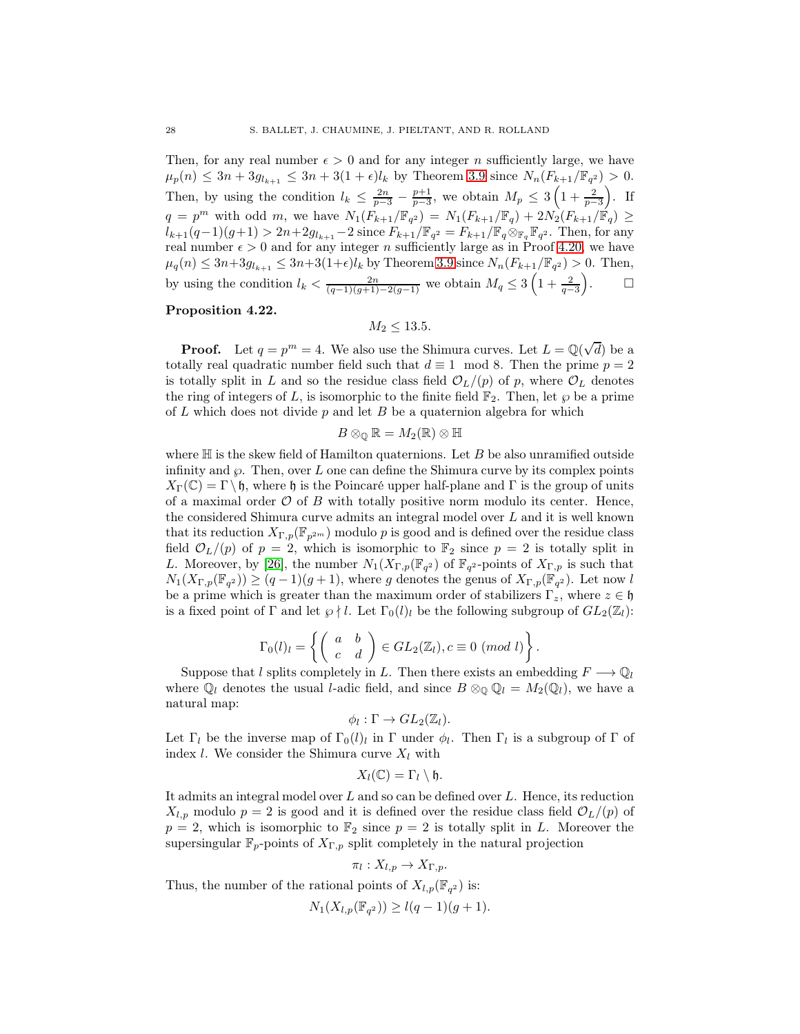Then, for any real number $\epsilon > 0$ and for any integer $n$ sufficiently large, we have $\mu_p(n) \leq 3n + 3g_{l_{k+1}} \leq 3n + 3(1+\epsilon)l_k$ by Theorem 3.9 since $N_n(F_{k+1}/\mathbb{F}_{q^2}) > 0$. Then, by using the condition $l_k \leq \frac{2n}{p-3} - \frac{p+1}{p-3}$, we obtain $M_p \leq 3\left(1 + \frac{2}{p-3}\right)$. If $q = p^m$ with odd $m$, we have $N_1(F_{k+1}/\mathbb{F}_{q^2}) = N_1(F_{k+1}/\mathbb{F}_q) + 2N_2(F_{k+1}/\mathbb{F}_q) \geq l_{k+1}(q-1)(g+1) > 2n + 2g_{l_{k+1}} - 2$ since $F_{k+1}/\mathbb{F}_{q^2} = F_{k+1}/\mathbb{F}_q \otimes_{\mathbb{F}_q} \mathbb{F}_{q^2}$. Then, for any real number $\epsilon > 0$ and for any integer $n$ sufficiently large as in Proof 4.20, we have $\mu_q(n) \leq 3n + 3g_{l_{k+1}} \leq 3n + 3(1+\epsilon)l_k$ by Theorem 3.9 since $N_n(F_{k+1}/\mathbb{F}_{q^2}) > 0$. Then, by using the condition $l_k < \frac{2n}{(q-1)(g+1)-2(g-1)}$ we obtain $M_q \leq 3\left(1 + \frac{2}{q-3}\right)$. $\square$

**Proposition 4.22.**

$$M_2 \leq 13.5.$$

**Proof.** Let $q = p^m = 4$. We also use the Shimura curves. Let $L = \mathbb{Q}(\sqrt{d})$ be a totally real quadratic number field such that $d \equiv 1 \mod 8$. Then the prime $p = 2$ is totally split in $L$ and so the residue class field $\mathcal{O}_L/(p)$ of $p$, where $\mathcal{O}_L$ denotes the ring of integers of $L$, is isomorphic to the finite field $\mathbb{F}_2$. Then, let $\wp$ be a prime of $L$ which does not divide $p$ and let $B$ be a quaternion algebra for which

$$B \otimes_{\mathbb{Q}} \mathbb{R} = M_2(\mathbb{R}) \otimes \mathbb{H}$$

where $\mathbb{H}$ is the skew field of Hamilton quaternions. Let $B$ be also unramified outside infinity and $\wp$. Then, over $L$ one can define the Shimura curve by its complex points $X_\Gamma(\mathbb{C}) = \Gamma \setminus \mathfrak{h}$, where $\mathfrak{h}$ is the Poincaré upper half-plane and $\Gamma$ is the group of units of a maximal order $\mathcal{O}$ of $B$ with totally positive norm modulo its center. Hence, the considered Shimura curve admits an integral model over $L$ and it is well known that its reduction $X_{\Gamma,p}(\mathbb{F}_{p^{2m}})$ modulo $p$ is good and is defined over the residue class field $\mathcal{O}_L/(p)$ of $p = 2$, which is isomorphic to $\mathbb{F}_2$ since $p = 2$ is totally split in $L$. Moreover, by [26], the number $N_1(X_{\Gamma,p}(\mathbb{F}_{q^2})$ of $\mathbb{F}_{q^2}$-points of $X_{\Gamma,p}$ is such that $N_1(X_{\Gamma,p}(\mathbb{F}_{q^2})) \geq (q-1)(g+1)$, where $g$ denotes the genus of $X_{\Gamma,p}(\mathbb{F}_{q^2})$. Let now $l$ be a prime which is greater than the maximum order of stabilizers $\Gamma_z$, where $z \in \mathfrak{h}$ is a fixed point of $\Gamma$ and let $\wp \nmid l$. Let $\Gamma_0(l)_l$ be the following subgroup of $GL_2(\mathbb{Z}_l)$:

$$\Gamma_0(l)_l = \left\{ \left( \begin{array}{cc} a & b \\ c & d \end{array} \right) \in GL_2(\mathbb{Z}_l), c \equiv 0 \ (mod\ l) \right\}.$$

Suppose that $l$ splits completely in $L$. Then there exists an embedding $F \longrightarrow \mathbb{Q}_l$ where $\mathbb{Q}_l$ denotes the usual $l$-adic field, and since $B \otimes_{\mathbb{Q}} \mathbb{Q}_l = M_2(\mathbb{Q}_l)$, we have a natural map:

$$\phi_l : \Gamma \to GL_2(\mathbb{Z}_l).$$

Let $\Gamma_l$ be the inverse map of $\Gamma_0(l)_l$ in $\Gamma$ under $\phi_l$. Then $\Gamma_l$ is a subgroup of $\Gamma$ of index $l$. We consider the Shimura curve $X_l$ with

$$X_l(\mathbb{C}) = \Gamma_l \setminus \mathfrak{h}.$$

It admits an integral model over $L$ and so can be defined over $L$. Hence, its reduction $X_{l,p}$ modulo $p = 2$ is good and it is defined over the residue class field $\mathcal{O}_L/(p)$ of $p = 2$, which is isomorphic to $\mathbb{F}_2$ since $p = 2$ is totally split in $L$. Moreover the supersingular $\mathbb{F}_p$-points of $X_{\Gamma,p}$ split completely in the natural projection

$$\pi_l : X_{l,p} \to X_{\Gamma,p}.$$

Thus, the number of the rational points of $X_{l,p}(\mathbb{F}_{q^2})$ is:

$$N_1(X_{l,p}(\mathbb{F}_{q^2})) \geq l(q-1)(g+1).$$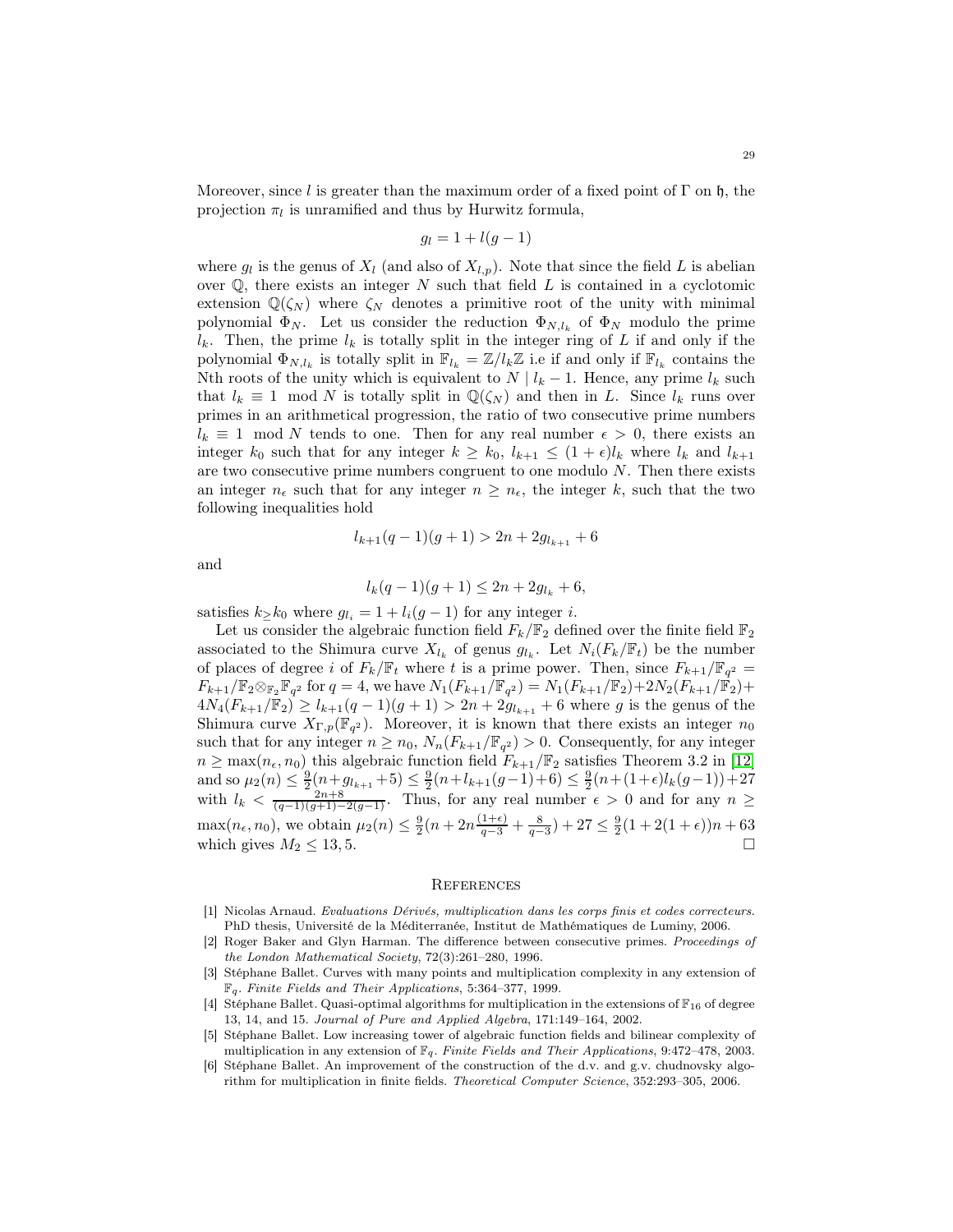Moreover, since $l$ is greater than the maximum order of a fixed point of $\Gamma$ on $\mathfrak{h}$, the projection $\pi_l$ is unramified and thus by Hurwitz formula,

$$g_l = 1 + l(g-1)$$

where $g_l$ is the genus of $X_l$ (and also of $X_{l,p}$). Note that since the field $L$ is abelian over $\mathbb{Q}$, there exists an integer $N$ such that field $L$ is contained in a cyclotomic extension $\mathbb{Q}(\zeta_N)$ where $\zeta_N$ denotes a primitive root of the unity with minimal polynomial $\Phi_N$. Let us consider the reduction $\Phi_{N,l_k}$ of $\Phi_N$ modulo the prime $l_k$. Then, the prime $l_k$ is totally split in the integer ring of $L$ if and only if the polynomial $\Phi_{N,l_k}$ is totally split in $\mathbb{F}_{l_k} = \mathbb{Z}/l_k\mathbb{Z}$ i.e if and only if $\mathbb{F}_{l_k}$ contains the Nth roots of the unity which is equivalent to $N \mid l_k - 1$. Hence, any prime $l_k$ such that $l_k \equiv 1 \mod N$ is totally split in $\mathbb{Q}(\zeta_N)$ and then in $L$. Since $l_k$ runs over primes in an arithmetical progression, the ratio of two consecutive prime numbers $l_k \equiv 1 \mod N$ tends to one. Then for any real number $\epsilon > 0$, there exists an integer $k_0$ such that for any integer $k \geq k_0$, $l_{k+1} \leq (1+\epsilon)l_k$ where $l_k$ and $l_{k+1}$ are two consecutive prime numbers congruent to one modulo $N$. Then there exists an integer $n_\epsilon$ such that for any integer $n \geq n_\epsilon$, the integer $k$, such that the two following inequalities hold

$$l_{k+1}(q-1)(g+1) > 2n + 2g_{l_{k+1}} + 6$$

and

$$l_k(q-1)(g+1) \leq 2n + 2g_{l_k} + 6,$$

satisfies $k \geq k_0$ where $g_{l_i} = 1 + l_i(g-1)$ for any integer $i$.

Let us consider the algebraic function field $F_k/\mathbb{F}_2$ defined over the finite field $\mathbb{F}_2$ associated to the Shimura curve $X_{l_k}$ of genus $g_{l_k}$. Let $N_i(F_k/\mathbb{F}_t)$ be the number of places of degree $i$ of $F_k/\mathbb{F}_t$ where $t$ is a prime power. Then, since $F_{k+1}/\mathbb{F}_{q^2} = F_{k+1}/\mathbb{F}_2 \otimes_{\mathbb{F}_2} \mathbb{F}_{q^2}$ for $q = 4$, we have $N_1(F_{k+1}/\mathbb{F}_{q^2}) = N_1(F_{k+1}/\mathbb{F}_2) + 2N_2(F_{k+1}/\mathbb{F}_2) + 4N_4(F_{k+1}/\mathbb{F}_2) \geq l_{k+1}(q-1)(g+1) > 2n + 2g_{l_{k+1}} + 6$ where $g$ is the genus of the Shimura curve $X_{\Gamma,p}(\mathbb{F}_{q^2})$. Moreover, it is known that there exists an integer $n_0$ such that for any integer $n \geq n_0$, $N_n(F_{k+1}/\mathbb{F}_{q^2}) > 0$. Consequently, for any integer $n \geq \max(n_\epsilon, n_0)$ this algebraic function field $F_{k+1}/\mathbb{F}_2$ satisfies Theorem 3.2 in [12] and so $\mu_2(n) \leq \frac{9}{2}(n + g_{l_{k+1}} + 5) \leq \frac{9}{2}(n + l_{k+1}(g-1) + 6) \leq \frac{9}{2}(n + (1+\epsilon)l_k(g-1)) + 27$ with $l_k < \frac{2n+8}{(q-1)(g+1)-2(g-1)}$. Thus, for any real number $\epsilon > 0$ and for any $n \geq \max(n_\epsilon, n_0)$, we obtain $\mu_2(n) \leq \frac{9}{2}(n + 2n\frac{(1+\epsilon)}{q-3} + \frac{8}{q-3}) + 27 \leq \frac{9}{2}(1 + 2(1+\epsilon))n + 63$ which gives $M_2 \leq 13,5$. □

## References

[1] Nicolas Arnaud. *Evaluations Dérivés, multiplication dans les corps finis et codes correcteurs*. PhD thesis, Université de la Méditerranée, Institut de Mathématiques de Luminy, 2006.

[2] Roger Baker and Glyn Harman. The difference between consecutive primes. *Proceedings of the London Mathematical Society*, 72(3):261–280, 1996.

[3] Stéphane Ballet. Curves with many points and multiplication complexity in any extension of $\mathbb{F}_q$. *Finite Fields and Their Applications*, 5:364–377, 1999.

[4] Stéphane Ballet. Quasi-optimal algorithms for multiplication in the extensions of $\mathbb{F}_{16}$ of degree 13, 14, and 15. *Journal of Pure and Applied Algebra*, 171:149–164, 2002.

[5] Stéphane Ballet. Low increasing tower of algebraic function fields and bilinear complexity of multiplication in any extension of $\mathbb{F}_q$. *Finite Fields and Their Applications*, 9:472–478, 2003.

[6] Stéphane Ballet. An improvement of the construction of the d.v. and g.v. chudnovsky algorithm for multiplication in finite fields. *Theoretical Computer Science*, 352:293–305, 2006.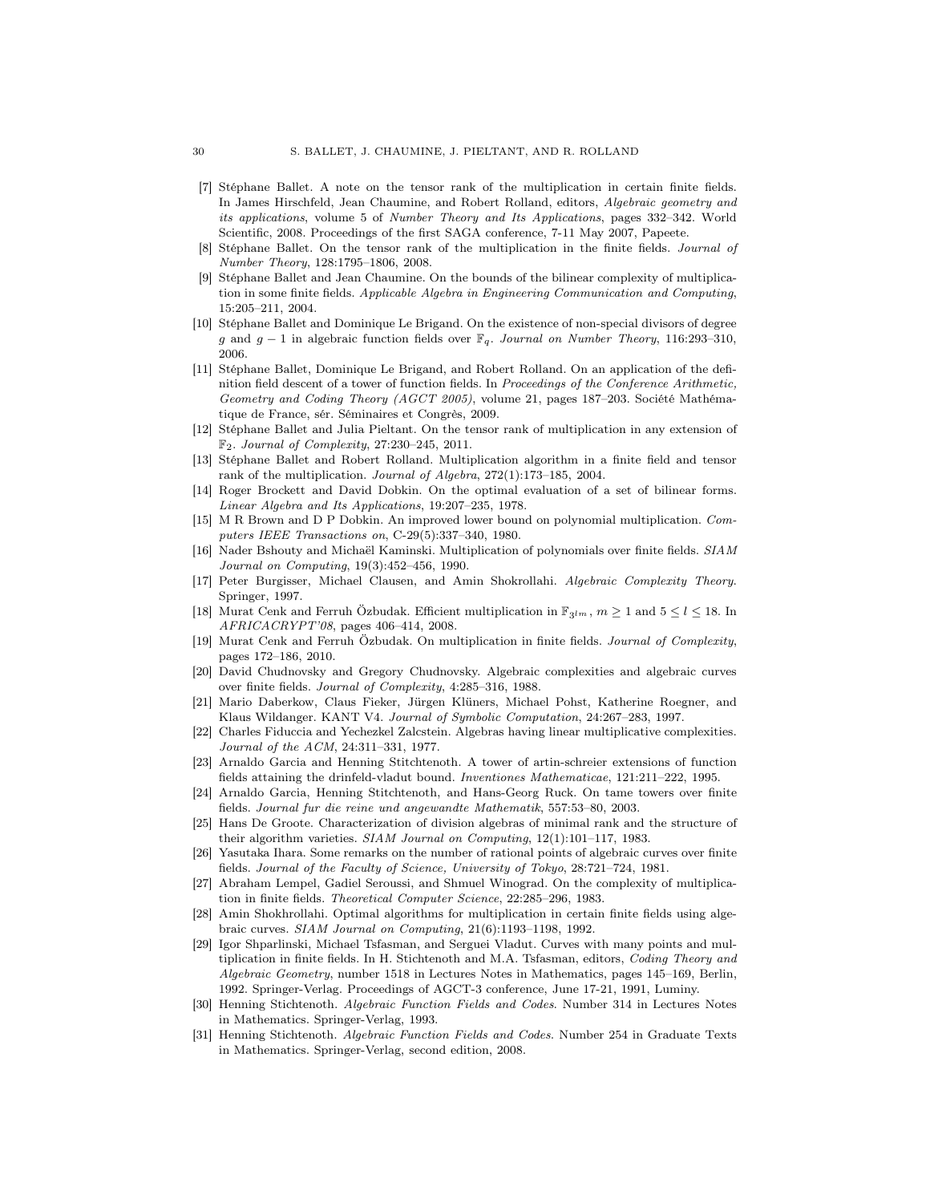[7] Stéphane Ballet. A note on the tensor rank of the multiplication in certain finite fields. In James Hirschfeld, Jean Chaumine, and Robert Rolland, editors, *Algebraic geometry and its applications*, volume 5 of *Number Theory and Its Applications*, pages 332–342. World Scientific, 2008. Proceedings of the first SAGA conference, 7-11 May 2007, Papeete.

[8] Stéphane Ballet. On the tensor rank of the multiplication in the finite fields. *Journal of Number Theory*, 128:1795–1806, 2008.

[9] Stéphane Ballet and Jean Chaumine. On the bounds of the bilinear complexity of multiplication in some finite fields. *Applicable Algebra in Engineering Communication and Computing*, 15:205–211, 2004.

[10] Stéphane Ballet and Dominique Le Brigand. On the existence of non-special divisors of degree $g$ and $g-1$ in algebraic function fields over $\mathbb{F}_q$. *Journal on Number Theory*, 116:293–310, 2006.

[11] Stéphane Ballet, Dominique Le Brigand, and Robert Rolland. On an application of the definition field descent of a tower of function fields. In *Proceedings of the Conference Arithmetic, Geometry and Coding Theory (AGCT 2005)*, volume 21, pages 187–203. Société Mathématique de France, sér. Séminaires et Congrès, 2009.

[12] Stéphane Ballet and Julia Pieltant. On the tensor rank of multiplication in any extension of $\mathbb{F}_2$. *Journal of Complexity*, 27:230–245, 2011.

[13] Stéphane Ballet and Robert Rolland. Multiplication algorithm in a finite field and tensor rank of the multiplication. *Journal of Algebra*, 272(1):173–185, 2004.

[14] Roger Brockett and David Dobkin. On the optimal evaluation of a set of bilinear forms. *Linear Algebra and Its Applications*, 19:207–235, 1978.

[15] M R Brown and D P Dobkin. An improved lower bound on polynomial multiplication. *Computers IEEE Transactions on*, C-29(5):337–340, 1980.

[16] Nader Bshouty and Michaël Kaminski. Multiplication of polynomials over finite fields. *SIAM Journal on Computing*, 19(3):452–456, 1990.

[17] Peter Burgisser, Michael Clausen, and Amin Shokrollahi. *Algebraic Complexity Theory*. Springer, 1997.

[18] Murat Cenk and Ferruh Özbudak. Efficient multiplication in $\mathbb{F}_{3^{lm}}$, $m \geq 1$ and $5 \leq l \leq 18$. In *AFRICACRYPT'08*, pages 406–414, 2008.

[19] Murat Cenk and Ferruh Özbudak. On multiplication in finite fields. *Journal of Complexity*, pages 172–186, 2010.

[20] David Chudnovsky and Gregory Chudnovsky. Algebraic complexities and algebraic curves over finite fields. *Journal of Complexity*, 4:285–316, 1988.

[21] Mario Daberkow, Claus Fieker, Jürgen Klüners, Michael Pohst, Katherine Roegner, and Klaus Wildanger. KANT V4. *Journal of Symbolic Computation*, 24:267–283, 1997.

[22] Charles Fiduccia and Yechezkel Zalcstein. Algebras having linear multiplicative complexities. *Journal of the ACM*, 24:311–331, 1977.

[23] Arnaldo Garcia and Henning Stitchtenoth. A tower of artin-schreier extensions of function fields attaining the drinfeld-vladut bound. *Inventiones Mathematicae*, 121:211–222, 1995.

[24] Arnaldo Garcia, Henning Stitchtenoth, and Hans-Georg Ruck. On tame towers over finite fields. *Journal fur die reine und angewandte Mathematik*, 557:53–80, 2003.

[25] Hans De Groote. Characterization of division algebras of minimal rank and the structure of their algorithm varieties. *SIAM Journal on Computing*, 12(1):101–117, 1983.

[26] Yasutaka Ihara. Some remarks on the number of rational points of algebraic curves over finite fields. *Journal of the Faculty of Science, University of Tokyo*, 28:721–724, 1981.

[27] Abraham Lempel, Gadiel Seroussi, and Shmuel Winograd. On the complexity of multiplication in finite fields. *Theoretical Computer Science*, 22:285–296, 1983.

[28] Amin Shokhrollahi. Optimal algorithms for multiplication in certain finite fields using algebraic curves. *SIAM Journal on Computing*, 21(6):1193–1198, 1992.

[29] Igor Shparlinski, Michael Tsfasman, and Serguei Vladut. Curves with many points and multiplication in finite fields. In H. Stichtenoth and M.A. Tsfasman, editors, *Coding Theory and Algebraic Geometry*, number 1518 in Lectures Notes in Mathematics, pages 145–169, Berlin, 1992. Springer-Verlag. Proceedings of AGCT-3 conference, June 17-21, 1991, Luminy.

[30] Henning Stichtenoth. *Algebraic Function Fields and Codes*. Number 314 in Lectures Notes in Mathematics. Springer-Verlag, 1993.

[31] Henning Stichtenoth. *Algebraic Function Fields and Codes*. Number 254 in Graduate Texts in Mathematics. Springer-Verlag, second edition, 2008.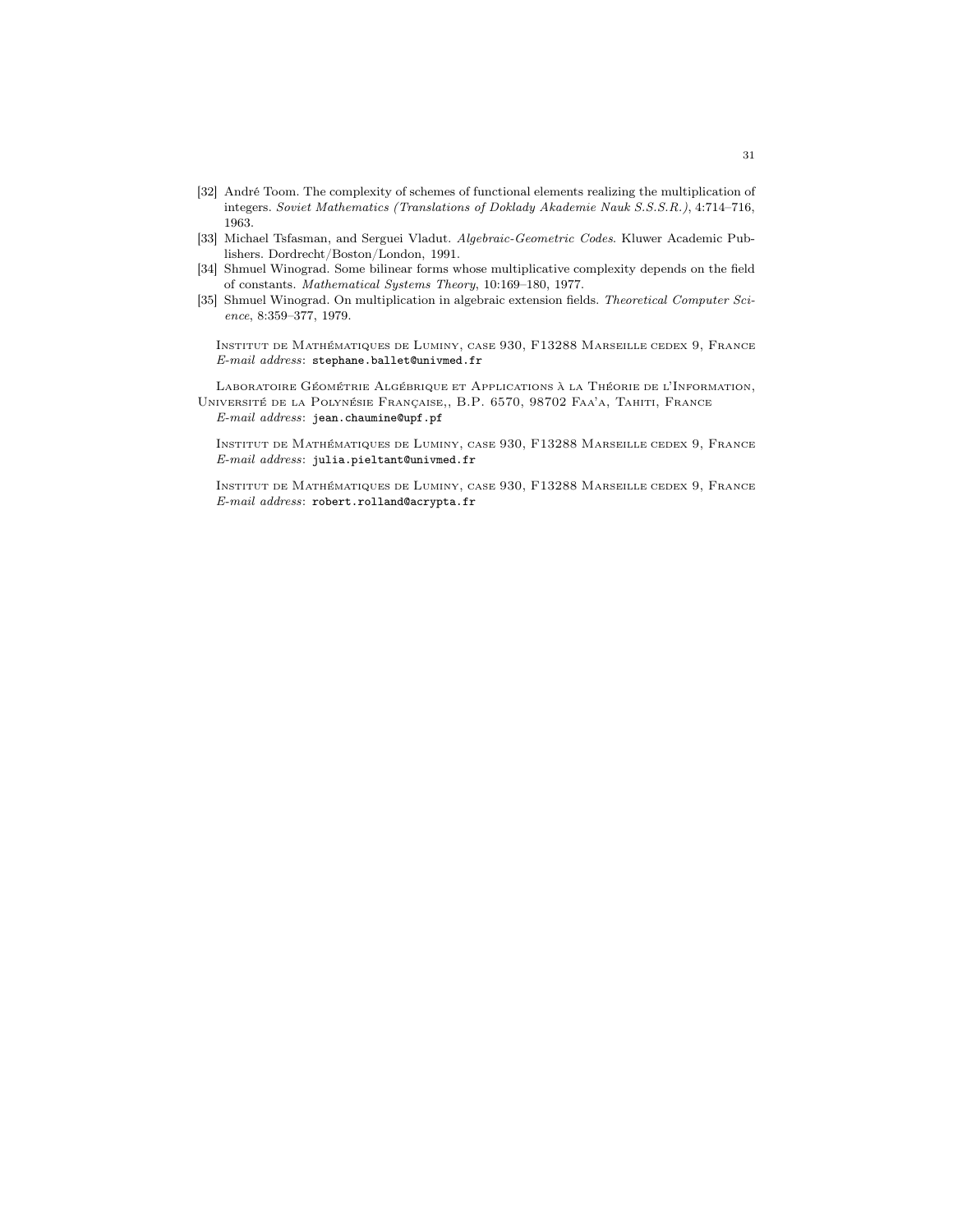[32] André Toom. The complexity of schemes of functional elements realizing the multiplication of integers. *Soviet Mathematics (Translations of Doklady Akademie Nauk S.S.S.R.)*, 4:714–716, 1963.

[33] Michael Tsfasman, and Serguei Vladut. *Algebraic-Geometric Codes*. Kluwer Academic Publishers. Dordrecht/Boston/London, 1991.

[34] Shmuel Winograd. Some bilinear forms whose multiplicative complexity depends on the field of constants. *Mathematical Systems Theory*, 10:169–180, 1977.

[35] Shmuel Winograd. On multiplication in algebraic extension fields. *Theoretical Computer Science*, 8:359–377, 1979.

Institut de Mathématiques de Luminy, case 930, F13288 Marseille cedex 9, France
*E-mail address*: stephane.ballet@univmed.fr

Laboratoire Géométrie Algébrique et Applications à la Théorie de l'Information, Université de la Polynésie Française,, B.P. 6570, 98702 Faa'a, Tahiti, France
*E-mail address*: jean.chaumine@upf.pf

Institut de Mathématiques de Luminy, case 930, F13288 Marseille cedex 9, France
*E-mail address*: julia.pieltant@univmed.fr

Institut de Mathématiques de Luminy, case 930, F13288 Marseille cedex 9, France
*E-mail address*: robert.rolland@acrypta.fr